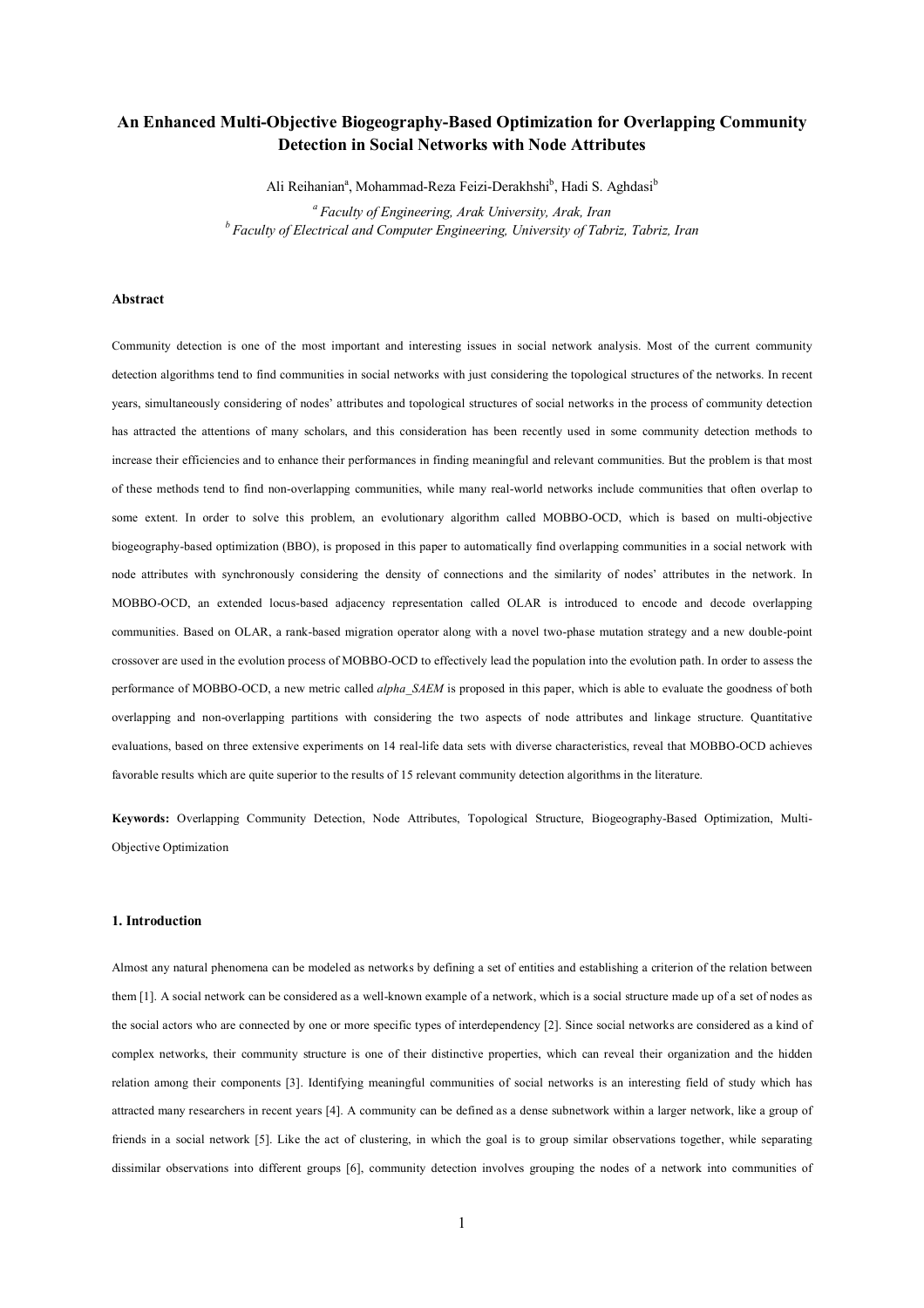# An Enhanced Multi-Objective Biogeography-Based Optimization for Overlapping Community Detection in Social Networks with Node Attributes

Ali Reihanian[a], Mohammad-Reza Feizi-Derakhshi[b], Hadi S. Aghdasi[b]

[a] *Faculty of Engineering, Arak University, Arak, Iran*
[b] *Faculty of Electrical and Computer Engineering, University of Tabriz, Tabriz, Iran*

### Abstract

Community detection is one of the most important and interesting issues in social network analysis. Most of the current community detection algorithms tend to find communities in social networks with just considering the topological structures of the networks. In recent years, simultaneously considering of nodes' attributes and topological structures of social networks in the process of community detection has attracted the attentions of many scholars, and this consideration has been recently used in some community detection methods to increase their efficiencies and to enhance their performances in finding meaningful and relevant communities. But the problem is that most of these methods tend to find non-overlapping communities, while many real-world networks include communities that often overlap to some extent. In order to solve this problem, an evolutionary algorithm called MOBBO-OCD, which is based on multi-objective biogeography-based optimization (BBO), is proposed in this paper to automatically find overlapping communities in a social network with node attributes with synchronously considering the density of connections and the similarity of nodes' attributes in the network. In MOBBO-OCD, an extended locus-based adjacency representation called OLAR is introduced to encode and decode overlapping communities. Based on OLAR, a rank-based migration operator along with a novel two-phase mutation strategy and a new double-point crossover are used in the evolution process of MOBBO-OCD to effectively lead the population into the evolution path. In order to assess the performance of MOBBO-OCD, a new metric called *alpha_SAEM* is proposed in this paper, which is able to evaluate the goodness of both overlapping and non-overlapping partitions with considering the two aspects of node attributes and linkage structure. Quantitative evaluations, based on three extensive experiments on 14 real-life data sets with diverse characteristics, reveal that MOBBO-OCD achieves favorable results which are quite superior to the results of 15 relevant community detection algorithms in the literature.

**Keywords:** Overlapping Community Detection, Node Attributes, Topological Structure, Biogeography-Based Optimization, Multi-Objective Optimization

### 1. Introduction

Almost any natural phenomena can be modeled as networks by defining a set of entities and establishing a criterion of the relation between them [1]. A social network can be considered as a well-known example of a network, which is a social structure made up of a set of nodes as the social actors who are connected by one or more specific types of interdependency [2]. Since social networks are considered as a kind of complex networks, their community structure is one of their distinctive properties, which can reveal their organization and the hidden relation among their components [3]. Identifying meaningful communities of social networks is an interesting field of study which has attracted many researchers in recent years [4]. A community can be defined as a dense subnetwork within a larger network, like a group of friends in a social network [5]. Like the act of clustering, in which the goal is to group similar observations together, while separating dissimilar observations into different groups [6], community detection involves grouping the nodes of a network into communities of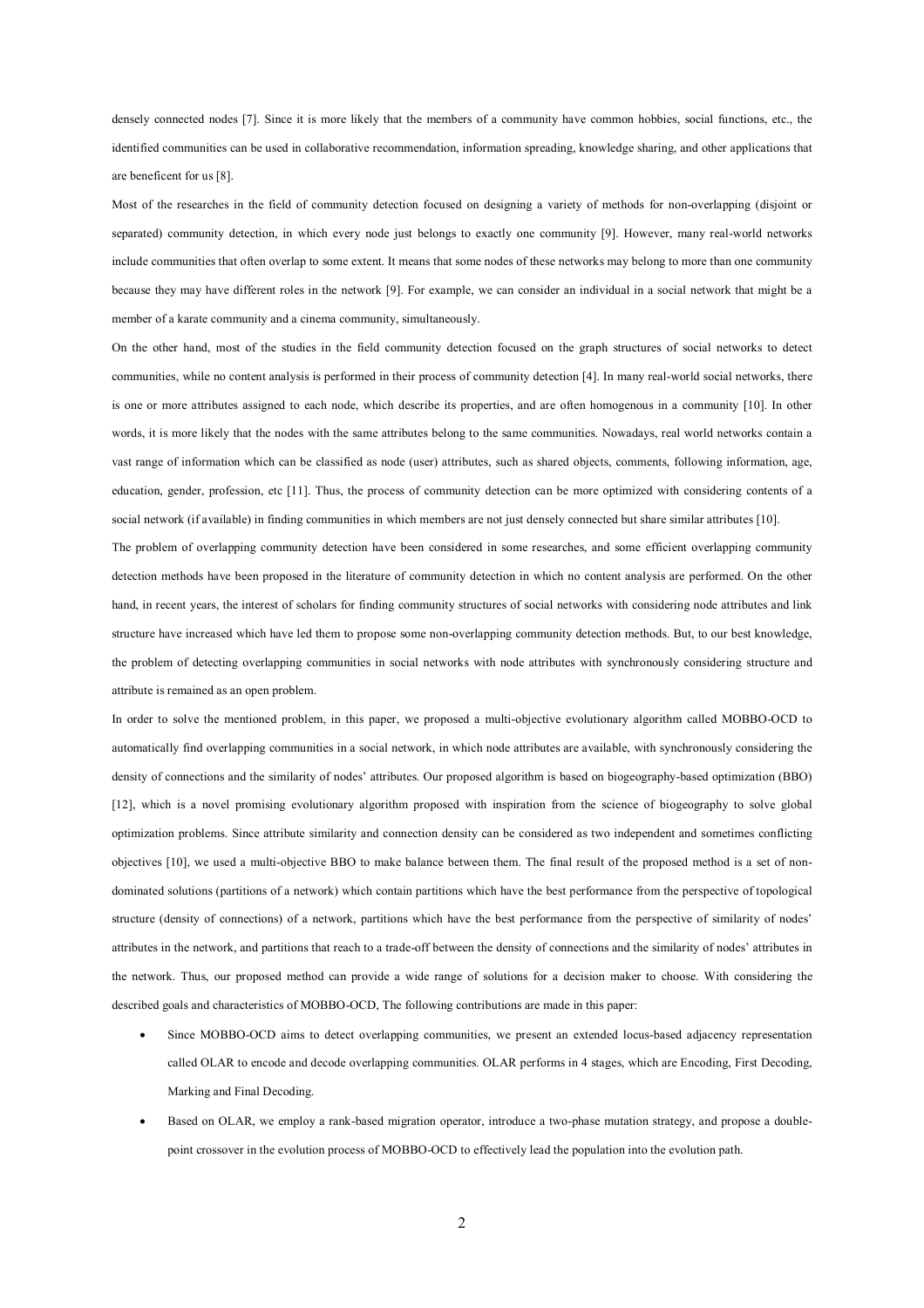densely connected nodes [7]. Since it is more likely that the members of a community have common hobbies, social functions, etc., the identified communities can be used in collaborative recommendation, information spreading, knowledge sharing, and other applications that are beneficent for us [8].

Most of the researches in the field of community detection focused on designing a variety of methods for non-overlapping (disjoint or separated) community detection, in which every node just belongs to exactly one community [9]. However, many real-world networks include communities that often overlap to some extent. It means that some nodes of these networks may belong to more than one community because they may have different roles in the network [9]. For example, we can consider an individual in a social network that might be a member of a karate community and a cinema community, simultaneously.

On the other hand, most of the studies in the field community detection focused on the graph structures of social networks to detect communities, while no content analysis is performed in their process of community detection [4]. In many real-world social networks, there is one or more attributes assigned to each node, which describe its properties, and are often homogenous in a community [10]. In other words, it is more likely that the nodes with the same attributes belong to the same communities. Nowadays, real world networks contain a vast range of information which can be classified as node (user) attributes, such as shared objects, comments, following information, age, education, gender, profession, etc [11]. Thus, the process of community detection can be more optimized with considering contents of a social network (if available) in finding communities in which members are not just densely connected but share similar attributes [10].

The problem of overlapping community detection have been considered in some researches, and some efficient overlapping community detection methods have been proposed in the literature of community detection in which no content analysis are performed. On the other hand, in recent years, the interest of scholars for finding community structures of social networks with considering node attributes and link structure have increased which have led them to propose some non-overlapping community detection methods. But, to our best knowledge, the problem of detecting overlapping communities in social networks with node attributes with synchronously considering structure and attribute is remained as an open problem.

In order to solve the mentioned problem, in this paper, we proposed a multi-objective evolutionary algorithm called MOBBO-OCD to automatically find overlapping communities in a social network, in which node attributes are available, with synchronously considering the density of connections and the similarity of nodes' attributes. Our proposed algorithm is based on biogeography-based optimization (BBO) [12], which is a novel promising evolutionary algorithm proposed with inspiration from the science of biogeography to solve global optimization problems. Since attribute similarity and connection density can be considered as two independent and sometimes conflicting objectives [10], we used a multi-objective BBO to make balance between them. The final result of the proposed method is a set of non-dominated solutions (partitions of a network) which contain partitions which have the best performance from the perspective of topological structure (density of connections) of a network, partitions which have the best performance from the perspective of similarity of nodes' attributes in the network, and partitions that reach to a trade-off between the density of connections and the similarity of nodes' attributes in the network. Thus, our proposed method can provide a wide range of solutions for a decision maker to choose. With considering the described goals and characteristics of MOBBO-OCD, The following contributions are made in this paper:

- Since MOBBO-OCD aims to detect overlapping communities, we present an extended locus-based adjacency representation called OLAR to encode and decode overlapping communities. OLAR performs in 4 stages, which are Encoding, First Decoding, Marking and Final Decoding.
- Based on OLAR, we employ a rank-based migration operator, introduce a two-phase mutation strategy, and propose a double-point crossover in the evolution process of MOBBO-OCD to effectively lead the population into the evolution path.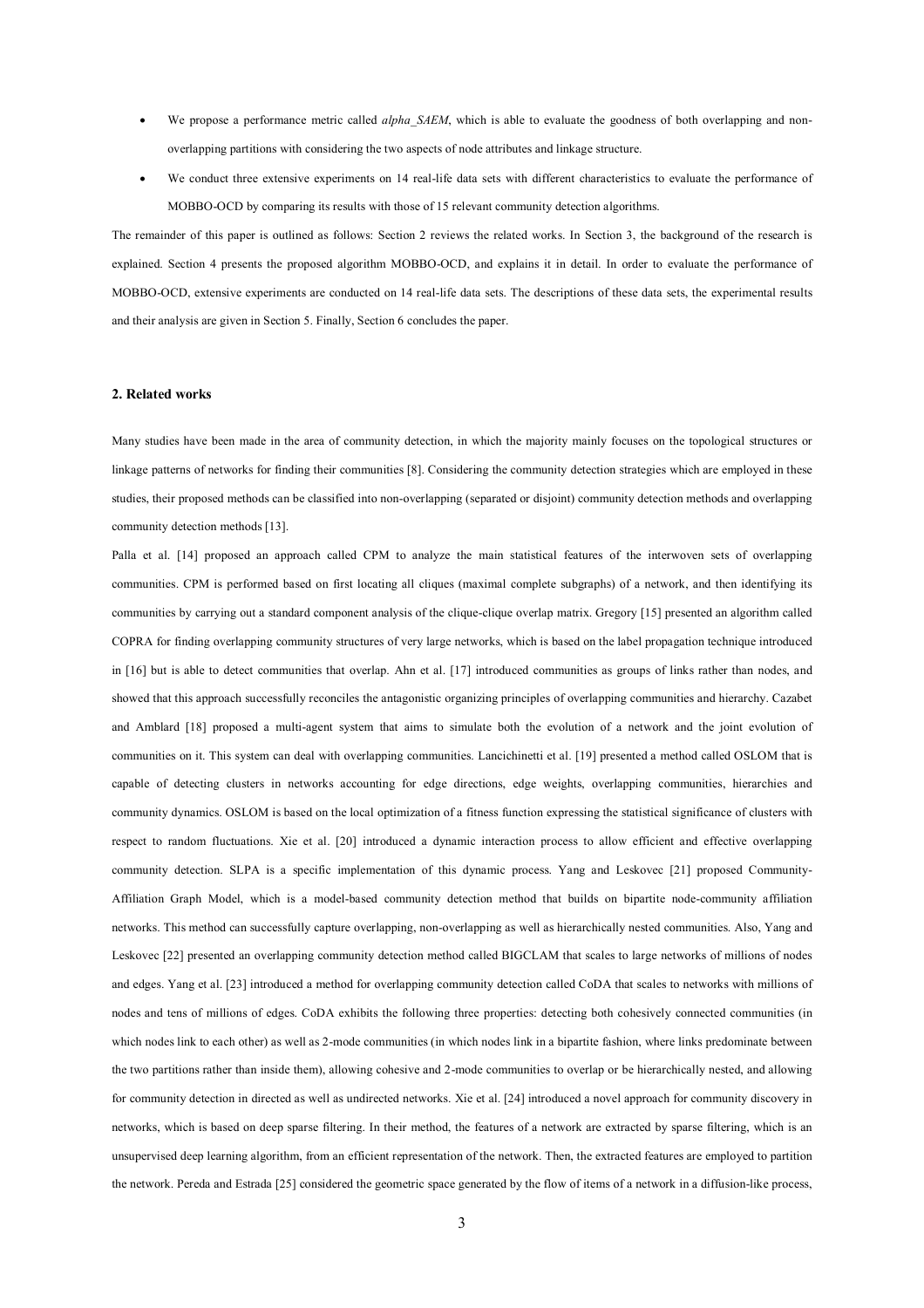- We propose a performance metric called *alpha_SAEM*, which is able to evaluate the goodness of both overlapping and non-overlapping partitions with considering the two aspects of node attributes and linkage structure.
- We conduct three extensive experiments on 14 real-life data sets with different characteristics to evaluate the performance of MOBBO-OCD by comparing its results with those of 15 relevant community detection algorithms.

The remainder of this paper is outlined as follows: Section 2 reviews the related works. In Section 3, the background of the research is explained. Section 4 presents the proposed algorithm MOBBO-OCD, and explains it in detail. In order to evaluate the performance of MOBBO-OCD, extensive experiments are conducted on 14 real-life data sets. The descriptions of these data sets, the experimental results and their analysis are given in Section 5. Finally, Section 6 concludes the paper.

## 2. Related works

Many studies have been made in the area of community detection, in which the majority mainly focuses on the topological structures or linkage patterns of networks for finding their communities [8]. Considering the community detection strategies which are employed in these studies, their proposed methods can be classified into non-overlapping (separated or disjoint) community detection methods and overlapping community detection methods [13].

Palla et al. [14] proposed an approach called CPM to analyze the main statistical features of the interwoven sets of overlapping communities. CPM is performed based on first locating all cliques (maximal complete subgraphs) of a network, and then identifying its communities by carrying out a standard component analysis of the clique-clique overlap matrix. Gregory [15] presented an algorithm called COPRA for finding overlapping community structures of very large networks, which is based on the label propagation technique introduced in [16] but is able to detect communities that overlap. Ahn et al. [17] introduced communities as groups of links rather than nodes, and showed that this approach successfully reconciles the antagonistic organizing principles of overlapping communities and hierarchy. Cazabet and Amblard [18] proposed a multi-agent system that aims to simulate both the evolution of a network and the joint evolution of communities on it. This system can deal with overlapping communities. Lancichinetti et al. [19] presented a method called OSLOM that is capable of detecting clusters in networks accounting for edge directions, edge weights, overlapping communities, hierarchies and community dynamics. OSLOM is based on the local optimization of a fitness function expressing the statistical significance of clusters with respect to random fluctuations. Xie et al. [20] introduced a dynamic interaction process to allow efficient and effective overlapping community detection. SLPA is a specific implementation of this dynamic process. Yang and Leskovec [21] proposed Community-Affiliation Graph Model, which is a model-based community detection method that builds on bipartite node-community affiliation networks. This method can successfully capture overlapping, non-overlapping as well as hierarchically nested communities. Also, Yang and Leskovec [22] presented an overlapping community detection method called BIGCLAM that scales to large networks of millions of nodes and edges. Yang et al. [23] introduced a method for overlapping community detection called CoDA that scales to networks with millions of nodes and tens of millions of edges. CoDA exhibits the following three properties: detecting both cohesively connected communities (in which nodes link to each other) as well as 2-mode communities (in which nodes link in a bipartite fashion, where links predominate between the two partitions rather than inside them), allowing cohesive and 2-mode communities to overlap or be hierarchically nested, and allowing for community detection in directed as well as undirected networks. Xie et al. [24] introduced a novel approach for community discovery in networks, which is based on deep sparse filtering. In their method, the features of a network are extracted by sparse filtering, which is an unsupervised deep learning algorithm, from an efficient representation of the network. Then, the extracted features are employed to partition the network. Pereda and Estrada [25] considered the geometric space generated by the flow of items of a network in a diffusion-like process,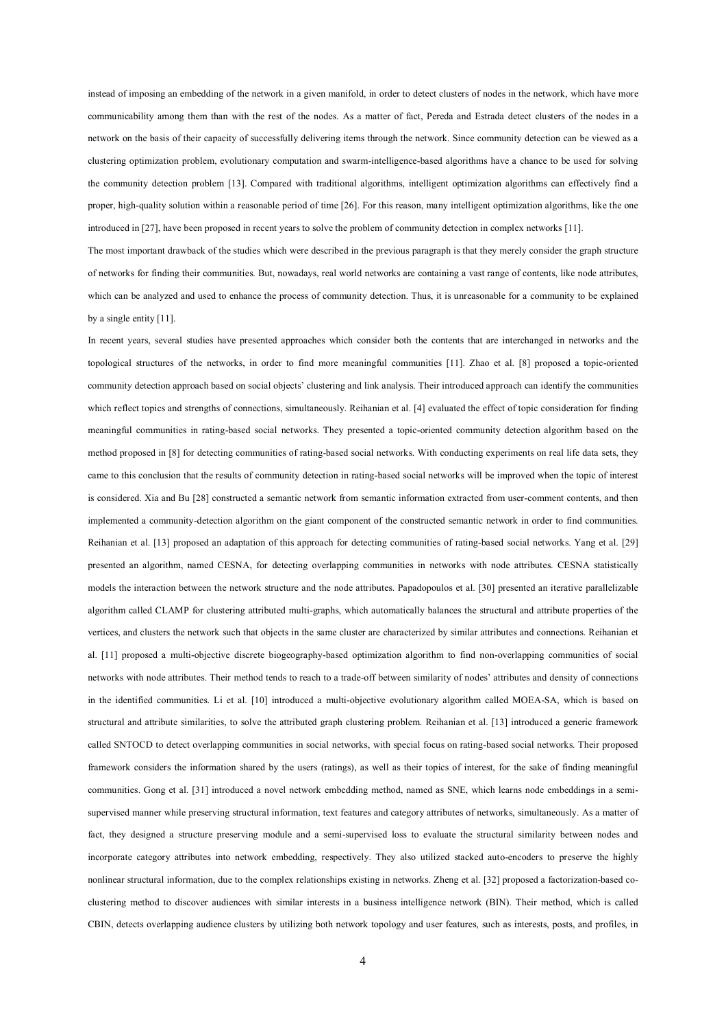instead of imposing an embedding of the network in a given manifold, in order to detect clusters of nodes in the network, which have more communicability among them than with the rest of the nodes. As a matter of fact, Pereda and Estrada detect clusters of the nodes in a network on the basis of their capacity of successfully delivering items through the network. Since community detection can be viewed as a clustering optimization problem, evolutionary computation and swarm-intelligence-based algorithms have a chance to be used for solving the community detection problem [13]. Compared with traditional algorithms, intelligent optimization algorithms can effectively find a proper, high-quality solution within a reasonable period of time [26]. For this reason, many intelligent optimization algorithms, like the one introduced in [27], have been proposed in recent years to solve the problem of community detection in complex networks [11].

The most important drawback of the studies which were described in the previous paragraph is that they merely consider the graph structure of networks for finding their communities. But, nowadays, real world networks are containing a vast range of contents, like node attributes, which can be analyzed and used to enhance the process of community detection. Thus, it is unreasonable for a community to be explained by a single entity [11].

In recent years, several studies have presented approaches which consider both the contents that are interchanged in networks and the topological structures of the networks, in order to find more meaningful communities [11]. Zhao et al. [8] proposed a topic-oriented community detection approach based on social objects' clustering and link analysis. Their introduced approach can identify the communities which reflect topics and strengths of connections, simultaneously. Reihanian et al. [4] evaluated the effect of topic consideration for finding meaningful communities in rating-based social networks. They presented a topic-oriented community detection algorithm based on the method proposed in [8] for detecting communities of rating-based social networks. With conducting experiments on real life data sets, they came to this conclusion that the results of community detection in rating-based social networks will be improved when the topic of interest is considered. Xia and Bu [28] constructed a semantic network from semantic information extracted from user-comment contents, and then implemented a community-detection algorithm on the giant component of the constructed semantic network in order to find communities. Reihanian et al. [13] proposed an adaptation of this approach for detecting communities of rating-based social networks. Yang et al. [29] presented an algorithm, named CESNA, for detecting overlapping communities in networks with node attributes. CESNA statistically models the interaction between the network structure and the node attributes. Papadopoulos et al. [30] presented an iterative parallelizable algorithm called CLAMP for clustering attributed multi-graphs, which automatically balances the structural and attribute properties of the vertices, and clusters the network such that objects in the same cluster are characterized by similar attributes and connections. Reihanian et al. [11] proposed a multi-objective discrete biogeography-based optimization algorithm to find non-overlapping communities of social networks with node attributes. Their method tends to reach to a trade-off between similarity of nodes' attributes and density of connections in the identified communities. Li et al. [10] introduced a multi-objective evolutionary algorithm called MOEA-SA, which is based on structural and attribute similarities, to solve the attributed graph clustering problem. Reihanian et al. [13] introduced a generic framework called SNTOCD to detect overlapping communities in social networks, with special focus on rating-based social networks. Their proposed framework considers the information shared by the users (ratings), as well as their topics of interest, for the sake of finding meaningful communities. Gong et al. [31] introduced a novel network embedding method, named as SNE, which learns node embeddings in a semi-supervised manner while preserving structural information, text features and category attributes of networks, simultaneously. As a matter of fact, they designed a structure preserving module and a semi-supervised loss to evaluate the structural similarity between nodes and incorporate category attributes into network embedding, respectively. They also utilized stacked auto-encoders to preserve the highly nonlinear structural information, due to the complex relationships existing in networks. Zheng et al. [32] proposed a factorization-based co-clustering method to discover audiences with similar interests in a business intelligence network (BIN). Their method, which is called CBIN, detects overlapping audience clusters by utilizing both network topology and user features, such as interests, posts, and profiles, in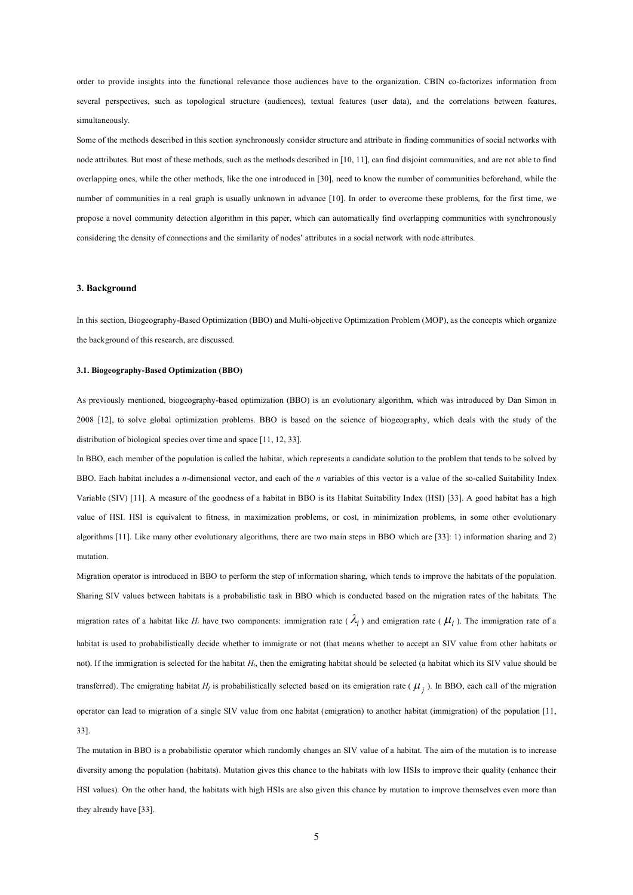order to provide insights into the functional relevance those audiences have to the organization. CBIN co-factorizes information from several perspectives, such as topological structure (audiences), textual features (user data), and the correlations between features, simultaneously.

Some of the methods described in this section synchronously consider structure and attribute in finding communities of social networks with node attributes. But most of these methods, such as the methods described in [10, 11], can find disjoint communities, and are not able to find overlapping ones, while the other methods, like the one introduced in [30], need to know the number of communities beforehand, while the number of communities in a real graph is usually unknown in advance [10]. In order to overcome these problems, for the first time, we propose a novel community detection algorithm in this paper, which can automatically find overlapping communities with synchronously considering the density of connections and the similarity of nodes' attributes in a social network with node attributes.

## 3. Background

In this section, Biogeography-Based Optimization (BBO) and Multi-objective Optimization Problem (MOP), as the concepts which organize the background of this research, are discussed.

### 3.1. Biogeography-Based Optimization (BBO)

As previously mentioned, biogeography-based optimization (BBO) is an evolutionary algorithm, which was introduced by Dan Simon in 2008 [12], to solve global optimization problems. BBO is based on the science of biogeography, which deals with the study of the distribution of biological species over time and space [11, 12, 33].

In BBO, each member of the population is called the habitat, which represents a candidate solution to the problem that tends to be solved by BBO. Each habitat includes a *n*-dimensional vector, and each of the *n* variables of this vector is a value of the so-called Suitability Index Variable (SIV) [11]. A measure of the goodness of a habitat in BBO is its Habitat Suitability Index (HSI) [33]. A good habitat has a high value of HSI. HSI is equivalent to fitness, in maximization problems, or cost, in minimization problems, in some other evolutionary algorithms [11]. Like many other evolutionary algorithms, there are two main steps in BBO which are [33]: 1) information sharing and 2) mutation.

Migration operator is introduced in BBO to perform the step of information sharing, which tends to improve the habitats of the population. Sharing SIV values between habitats is a probabilistic task in BBO which is conducted based on the migration rates of the habitats. The migration rates of a habitat like $H_i$ have two components: immigration rate ( $\lambda_i$ ) and emigration rate ( $\mu_i$ ). The immigration rate of a habitat is used to probabilistically decide whether to immigrate or not (that means whether to accept an SIV value from other habitats or not). If the immigration is selected for the habitat $H_i$, then the emigrating habitat should be selected (a habitat which its SIV value should be transferred). The emigrating habitat $H_j$ is probabilistically selected based on its emigration rate ( $\mu_j$ ). In BBO, each call of the migration operator can lead to migration of a single SIV value from one habitat (emigration) to another habitat (immigration) of the population [11, 33].

The mutation in BBO is a probabilistic operator which randomly changes an SIV value of a habitat. The aim of the mutation is to increase diversity among the population (habitats). Mutation gives this chance to the habitats with low HSIs to improve their quality (enhance their HSI values). On the other hand, the habitats with high HSIs are also given this chance by mutation to improve themselves even more than they already have [33].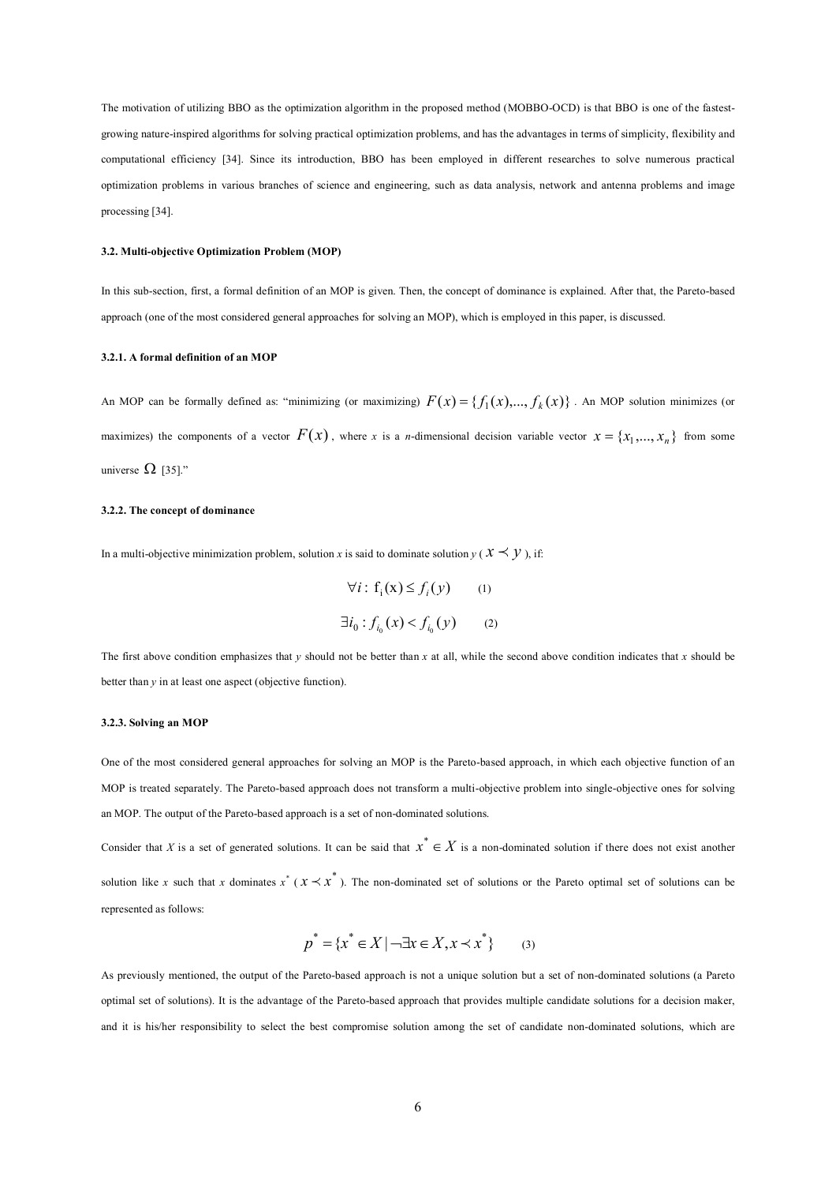The motivation of utilizing BBO as the optimization algorithm in the proposed method (MOBBO-OCD) is that BBO is one of the fastest-growing nature-inspired algorithms for solving practical optimization problems, and has the advantages in terms of simplicity, flexibility and computational efficiency [34]. Since its introduction, BBO has been employed in different researches to solve numerous practical optimization problems in various branches of science and engineering, such as data analysis, network and antenna problems and image processing [34].

### 3.2. Multi-objective Optimization Problem (MOP)

In this sub-section, first, a formal definition of an MOP is given. Then, the concept of dominance is explained. After that, the Pareto-based approach (one of the most considered general approaches for solving an MOP), which is employed in this paper, is discussed.

#### 3.2.1. A formal definition of an MOP

An MOP can be formally defined as: "minimizing (or maximizing) $F(x) = \{f_1(x), ..., f_k(x)\}$. An MOP solution minimizes (or maximizes) the components of a vector $F(x)$, where $x$ is a $n$-dimensional decision variable vector $x = \{x_1, ..., x_n\}$ from some universe $\Omega$ [35]."

#### 3.2.2. The concept of dominance

In a multi-objective minimization problem, solution $x$ is said to dominate solution $y$ ($x \prec y$), if:

$$\forall i: \; f_i(x) \leq f_i(y) \qquad (1)$$

$$\exists i_0 : f_{i_0}(x) < f_{i_0}(y) \qquad (2)$$

The first above condition emphasizes that $y$ should not be better than $x$ at all, while the second above condition indicates that $x$ should be better than $y$ in at least one aspect (objective function).

#### 3.2.3. Solving an MOP

One of the most considered general approaches for solving an MOP is the Pareto-based approach, in which each objective function of an MOP is treated separately. The Pareto-based approach does not transform a multi-objective problem into single-objective ones for solving an MOP. The output of the Pareto-based approach is a set of non-dominated solutions.

Consider that $X$ is a set of generated solutions. It can be said that $x^* \in X$ is a non-dominated solution if there does not exist another solution like $x$ such that $x$ dominates $x^*$ ($x \prec x^*$). The non-dominated set of solutions or the Pareto optimal set of solutions can be represented as follows:

$$p^* = \{x^* \in X \mid \neg \exists x \in X, x \prec x^*\} \qquad (3)$$

As previously mentioned, the output of the Pareto-based approach is not a unique solution but a set of non-dominated solutions (a Pareto optimal set of solutions). It is the advantage of the Pareto-based approach that provides multiple candidate solutions for a decision maker, and it is his/her responsibility to select the best compromise solution among the set of candidate non-dominated solutions, which are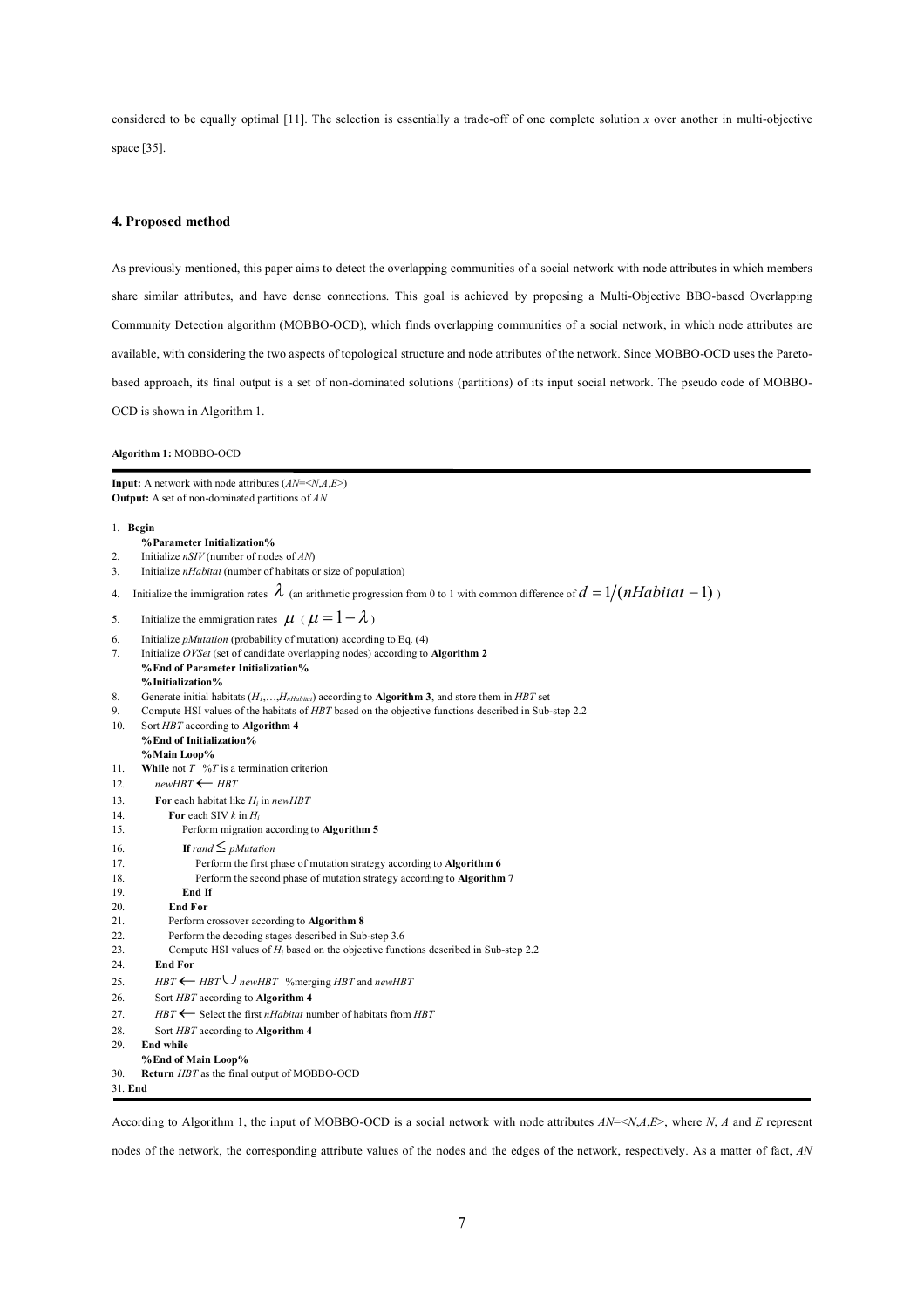considered to be equally optimal [11]. The selection is essentially a trade-off of one complete solution $x$ over another in multi-objective space [35].

## 4. Proposed method

As previously mentioned, this paper aims to detect the overlapping communities of a social network with node attributes in which members share similar attributes, and have dense connections. This goal is achieved by proposing a Multi-Objective BBO-based Overlapping Community Detection algorithm (MOBBO-OCD), which finds overlapping communities of a social network, in which node attributes are available, with considering the two aspects of topological structure and node attributes of the network. Since MOBBO-OCD uses the Pareto-based approach, its final output is a set of non-dominated solutions (partitions) of its input social network. The pseudo code of MOBBO-OCD is shown in Algorithm 1.

**Algorithm 1:** MOBBO-OCD

```
Input: A network with node attributes (AN=<N,A,E>)
Output: A set of non-dominated partitions of AN

1.  Begin
      %Parameter Initialization%
2.    Initialize nSIV (number of nodes of AN)
3.    Initialize nHabitat (number of habitats or size of population)
4.    Initialize the immigration rates λ (an arithmetic progression from 0 to 1 with common difference of d = 1/(nHabitat − 1) )
5.    Initialize the emmigration rates μ ( μ = 1 − λ )
6.    Initialize pMutation (probability of mutation) according to Eq. (4)
7.    Initialize OVSet (set of candidate overlapping nodes) according to Algorithm 2
      %End of Parameter Initialization%
      %Initialization%
8.    Generate initial habitats (H_1,…,H_nHabitat) according to Algorithm 3, and store them in HBT set
9.    Compute HSI values of the habitats of HBT based on the objective functions described in Sub-step 2.2
10.   Sort HBT according to Algorithm 4
      %End of Initialization%
      %Main Loop%
11.   While not T  %T is a termination criterion
12.     newHBT ← HBT
13.     For each habitat like H_i in newHBT
14.       For each SIV k in H_i
15.         Perform migration according to Algorithm 5
16.         If rand ≤ pMutation
17.           Perform the first phase of mutation strategy according to Algorithm 6
18.           Perform the second phase of mutation strategy according to Algorithm 7
19.         End If
20.       End For
21.       Perform crossover according to Algorithm 8
22.       Perform the decoding stages described in Sub-step 3.6
23.       Compute HSI values of H_i based on the objective functions described in Sub-step 2.2
24.     End For
25.     HBT ← HBT ∪ newHBT  %merging HBT and newHBT
26.     Sort HBT according to Algorithm 4
27.     HBT ← Select the first nHabitat number of habitats from HBT
28.     Sort HBT according to Algorithm 4
29.   End while
      %End of Main Loop%
30.   Return HBT as the final output of MOBBO-OCD
31. End
```

According to Algorithm 1, the input of MOBBO-OCD is a social network with node attributes $AN$=<$N$,$A$,$E$>, where $N$, $A$ and $E$ represent nodes of the network, the corresponding attribute values of the nodes and the edges of the network, respectively. As a matter of fact, $AN$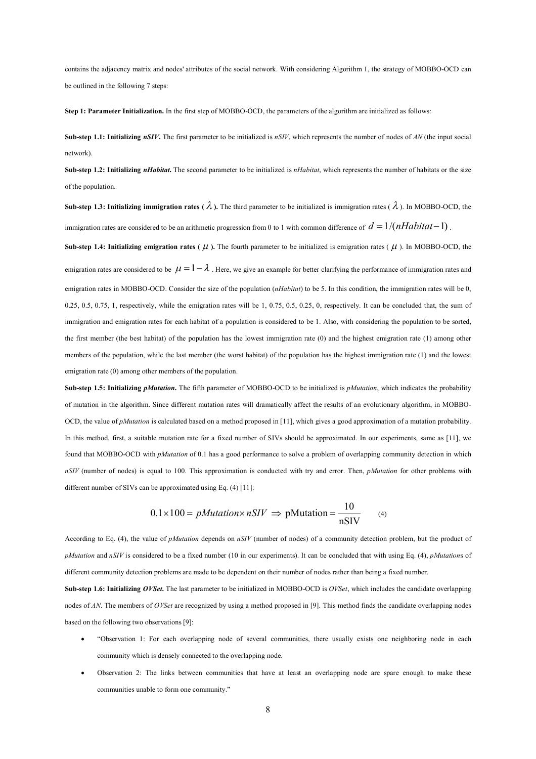contains the adjacency matrix and nodes' attributes of the social network. With considering Algorithm 1, the strategy of MOBBO-OCD can be outlined in the following 7 steps:

**Step 1: Parameter Initialization.** In the first step of MOBBO-OCD, the parameters of the algorithm are initialized as follows:

**Sub-step 1.1: Initializing *nSIV*.** The first parameter to be initialized is *nSIV*, which represents the number of nodes of *AN* (the input social network).

**Sub-step 1.2: Initializing *nHabitat*.** The second parameter to be initialized is *nHabitat*, which represents the number of habitats or the size of the population.

**Sub-step 1.3: Initializing immigration rates ($\lambda$).** The third parameter to be initialized is immigration rates ($\lambda$). In MOBBO-OCD, the immigration rates are considered to be an arithmetic progression from 0 to 1 with common difference of $d = 1/(nHabitat - 1)$.

**Sub-step 1.4: Initializing emigration rates ($\mu$).** The fourth parameter to be initialized is emigration rates ($\mu$). In MOBBO-OCD, the emigration rates are considered to be $\mu = 1 - \lambda$. Here, we give an example for better clarifying the performance of immigration rates and emigration rates in MOBBO-OCD. Consider the size of the population (*nHabitat*) to be 5. In this condition, the immigration rates will be 0, 0.25, 0.5, 0.75, 1, respectively, while the emigration rates will be 1, 0.75, 0.5, 0.25, 0, respectively. It can be concluded that, the sum of immigration and emigration rates for each habitat of a population is considered to be 1. Also, with considering the population to be sorted, the first member (the best habitat) of the population has the lowest immigration rate (0) and the highest emigration rate (1) among other members of the population, while the last member (the worst habitat) of the population has the highest immigration rate (1) and the lowest emigration rate (0) among other members of the population.

**Sub-step 1.5: Initializing *pMutation*.** The fifth parameter of MOBBO-OCD to be initialized is *pMutation*, which indicates the probability of mutation in the algorithm. Since different mutation rates will dramatically affect the results of an evolutionary algorithm, in MOBBO-OCD, the value of *pMutation* is calculated based on a method proposed in [11], which gives a good approximation of a mutation probability. In this method, first, a suitable mutation rate for a fixed number of SIVs should be approximated. In our experiments, same as [11], we found that MOBBO-OCD with *pMutation* of 0.1 has a good performance to solve a problem of overlapping community detection in which *nSIV* (number of nodes) is equal to 100. This approximation is conducted with try and error. Then, *pMutation* for other problems with different number of SIVs can be approximated using Eq. (4) [11]:

$$0.1 \times 100 = pMutation \times nSIV \;\Rightarrow\; \mathrm{pMutation} = \frac{10}{\mathrm{nSIV}} \qquad (4)$$

According to Eq. (4), the value of *pMutation* depends on *nSIV* (number of nodes) of a community detection problem, but the product of *pMutation* and *nSIV* is considered to be a fixed number (10 in our experiments). It can be concluded that with using Eq. (4), *pMutation*s of different community detection problems are made to be dependent on their number of nodes rather than being a fixed number.

**Sub-step 1.6: Initializing *OVSet*.** The last parameter to be initialized in MOBBO-OCD is *OVSet*, which includes the candidate overlapping nodes of *AN*. The members of *OVSet* are recognized by using a method proposed in [9]. This method finds the candidate overlapping nodes based on the following two observations [9]:

- "Observation 1: For each overlapping node of several communities, there usually exists one neighboring node in each community which is densely connected to the overlapping node.
- Observation 2: The links between communities that have at least an overlapping node are spare enough to make these communities unable to form one community."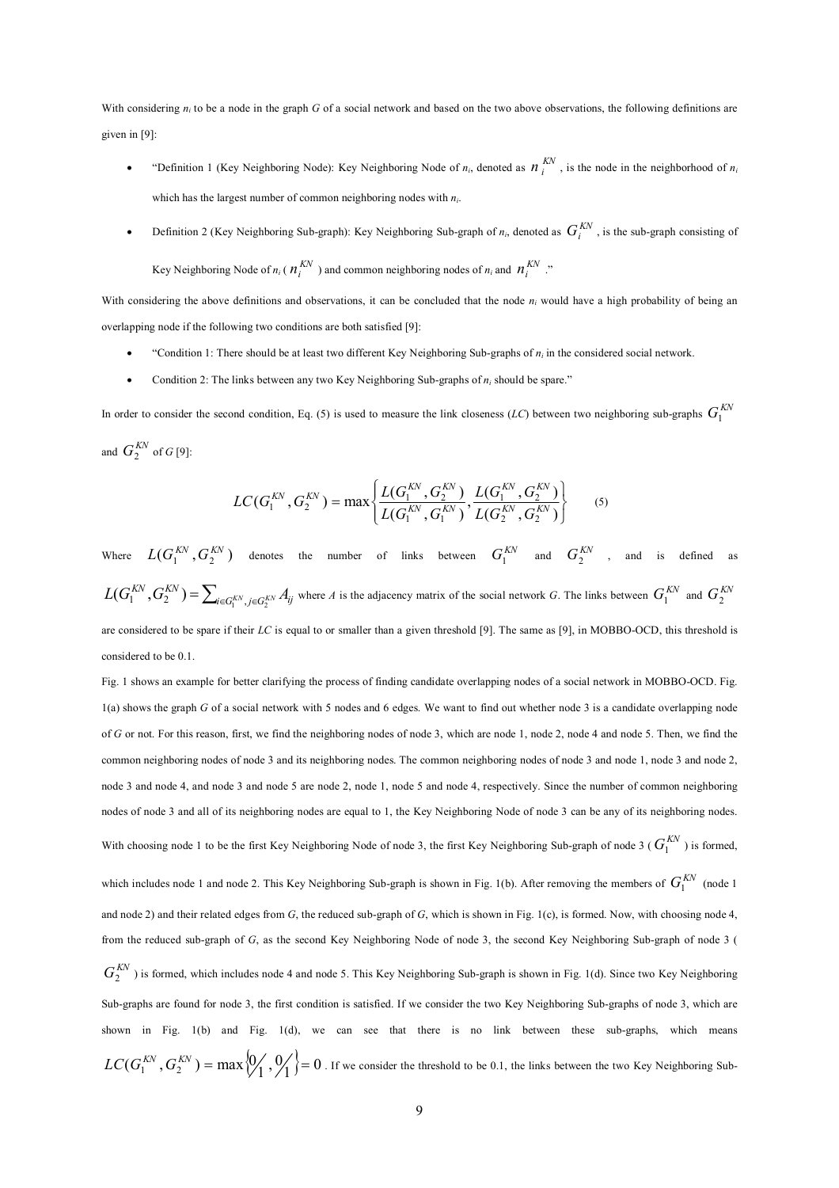With considering $n_i$ to be a node in the graph $G$ of a social network and based on the two above observations, the following definitions are given in [9]:

- "Definition 1 (Key Neighboring Node): Key Neighboring Node of $n_i$, denoted as $n_i^{KN}$, is the node in the neighborhood of $n_i$ which has the largest number of common neighboring nodes with $n_i$.
- Definition 2 (Key Neighboring Sub-graph): Key Neighboring Sub-graph of $n_i$, denoted as $G_i^{KN}$, is the sub-graph consisting of Key Neighboring Node of $n_i$ ($n_i^{KN}$) and common neighboring nodes of $n_i$ and $n_i^{KN}$."

With considering the above definitions and observations, it can be concluded that the node $n_i$ would have a high probability of being an overlapping node if the following two conditions are both satisfied [9]:

- "Condition 1: There should be at least two different Key Neighboring Sub-graphs of $n_i$ in the considered social network.
- Condition 2: The links between any two Key Neighboring Sub-graphs of $n_i$ should be spare."

In order to consider the second condition, Eq. (5) is used to measure the link closeness ($LC$) between two neighboring sub-graphs $G_1^{KN}$ and $G_2^{KN}$ of $G$ [9]:

$$LC(G_1^{KN}, G_2^{KN}) = \max\left\{\frac{L(G_1^{KN}, G_2^{KN})}{L(G_1^{KN}, G_1^{KN})}, \frac{L(G_1^{KN}, G_2^{KN})}{L(G_2^{KN}, G_2^{KN})}\right\} \tag{5}$$

Where $L(G_1^{KN}, G_2^{KN})$ denotes the number of links between $G_1^{KN}$ and $G_2^{KN}$, and is defined as $L(G_1^{KN}, G_2^{KN}) = \sum_{i \in G_1^{KN}, j \in G_2^{KN}} A_{ij}$ where $A$ is the adjacency matrix of the social network $G$. The links between $G_1^{KN}$ and $G_2^{KN}$ are considered to be spare if their $LC$ is equal to or smaller than a given threshold [9]. The same as [9], in MOBBO-OCD, this threshold is considered to be 0.1.

Fig. 1 shows an example for better clarifying the process of finding candidate overlapping nodes of a social network in MOBBO-OCD. Fig. 1(a) shows the graph $G$ of a social network with 5 nodes and 6 edges. We want to find out whether node 3 is a candidate overlapping node of $G$ or not. For this reason, first, we find the neighboring nodes of node 3, which are node 1, node 2, node 4 and node 5. Then, we find the common neighboring nodes of node 3 and its neighboring nodes. The common neighboring nodes of node 3 and node 1, node 3 and node 2, node 3 and node 4, and node 3 and node 5 are node 2, node 1, node 5 and node 4, respectively. Since the number of common neighboring nodes of node 3 and all of its neighboring nodes are equal to 1, the Key Neighboring Node of node 3 can be any of its neighboring nodes. With choosing node 1 to be the first Key Neighboring Node of node 3, the first Key Neighboring Sub-graph of node 3 ($G_1^{KN}$) is formed, which includes node 1 and node 2. This Key Neighboring Sub-graph is shown in Fig. 1(b). After removing the members of $G_1^{KN}$ (node 1 and node 2) and their related edges from $G$, the reduced sub-graph of $G$, which is shown in Fig. 1(c), is formed. Now, with choosing node 4, from the reduced sub-graph of $G$, as the second Key Neighboring Node of node 3, the second Key Neighboring Sub-graph of node 3 ($G_2^{KN}$) is formed, which includes node 4 and node 5. This Key Neighboring Sub-graph is shown in Fig. 1(d). Since two Key Neighboring Sub-graphs are found for node 3, the first condition is satisfied. If we consider the two Key Neighboring Sub-graphs of node 3, which are shown in Fig. 1(b) and Fig. 1(d), we can see that there is no link between these sub-graphs, which means $LC(G_1^{KN}, G_2^{KN}) = \max\{0/1, 0/1\} = 0$. If we consider the threshold to be 0.1, the links between the two Key Neighboring Sub-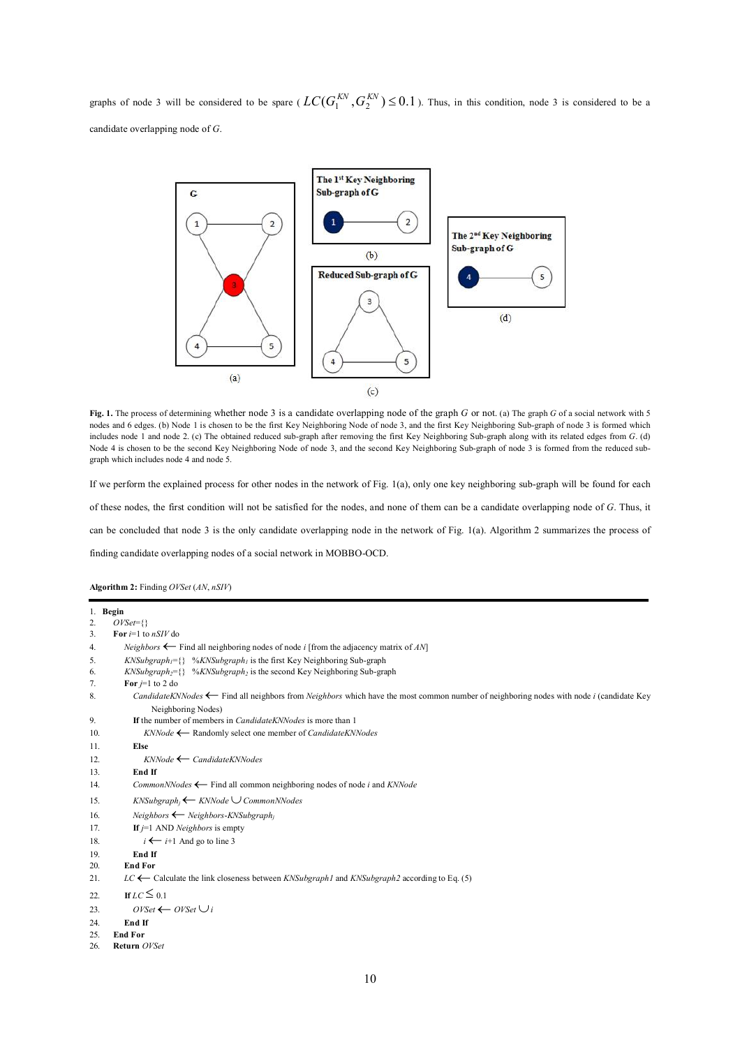graphs of node 3 will be considered to be spare ( $LC(G_1^{KN}, G_2^{KN}) \leq 0.1$ ). Thus, in this condition, node 3 is considered to be a candidate overlapping node of *G*.

**Fig. 1.** The process of determining whether node 3 is a candidate overlapping node of the graph *G* or not. (a) The graph *G* of a social network with 5 nodes and 6 edges. (b) Node 1 is chosen to be the first Key Neighboring Node of node 3, and the first Key Neighboring Sub-graph of node 3 is formed which includes node 1 and node 2. (c) The obtained reduced sub-graph after removing the first Key Neighboring Sub-graph along with its related edges from *G*. (d) Node 4 is chosen to be the second Key Neighboring Node of node 3, and the second Key Neighboring Sub-graph of node 3 is formed from the reduced sub-graph which includes node 4 and node 5.

If we perform the explained process for other nodes in the network of Fig. 1(a), only one key neighboring sub-graph will be found for each of these nodes, the first condition will not be satisfied for the nodes, and none of them can be a candidate overlapping node of *G*. Thus, it can be concluded that node 3 is the only candidate overlapping node in the network of Fig. 1(a). Algorithm 2 summarizes the process of finding candidate overlapping nodes of a social network in MOBBO-OCD.

**Algorithm 2:** Finding *OVSet* (*AN*, *nSIV*)

```
1.  Begin
2.    OVSet={}
3.    For i=1 to nSIV do
4.      Neighbors ← Find all neighboring nodes of node i [from the adjacency matrix of AN]
5.      KNSubgraph1={}  %KNSubgraph1 is the first Key Neighboring Sub-graph
6.      KNSubgraph2={}  %KNSubgraph2 is the second Key Neighboring Sub-graph
7.      For j=1 to 2 do
8.        CandidateKNNodes ← Find all neighbors from Neighbors which have the most common number of neighboring nodes with node i (candidate Key
              Neighboring Nodes)
9.        If the number of members in CandidateKNNodes is more than 1
10.         KNNode ← Randomly select one member of CandidateKNNodes
11.       Else
12.         KNNode ← CandidateKNNodes
13.       End If
14.       CommonNNodes ← Find all common neighboring nodes of node i and KNNode
15.       KNSubgraphj ← KNNode ∪ CommonNNodes
16.       Neighbors ← Neighbors-KNSubgraphj
17.       If j=1 AND Neighbors is empty
18.         i ← i+1 And go to line 3
19.       End If
20.     End For
21.     LC ← Calculate the link closeness between KNSubgraph1 and KNSubgraph2 according to Eq. (5)
22.     If LC ≤ 0.1
23.       OVSet ← OVSet ∪ i
24.     End If
25.   End For
26.   Return OVSet
```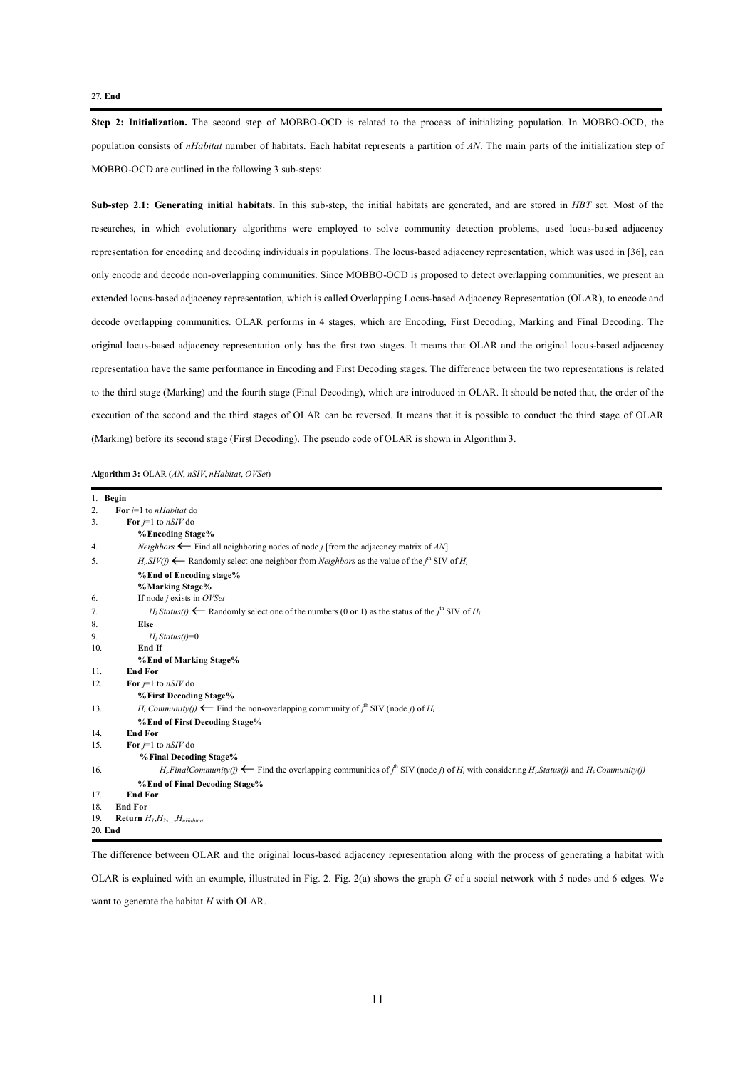27. **End**

**Step 2: Initialization.** The second step of MOBBO-OCD is related to the process of initializing population. In MOBBO-OCD, the population consists of *nHabitat* number of habitats. Each habitat represents a partition of *AN*. The main parts of the initialization step of MOBBO-OCD are outlined in the following 3 sub-steps:

**Sub-step 2.1: Generating initial habitats.** In this sub-step, the initial habitats are generated, and are stored in *HBT* set. Most of the researches, in which evolutionary algorithms were employed to solve community detection problems, used locus-based adjacency representation for encoding and decoding individuals in populations. The locus-based adjacency representation, which was used in [36], can only encode and decode non-overlapping communities. Since MOBBO-OCD is proposed to detect overlapping communities, we present an extended locus-based adjacency representation, which is called Overlapping Locus-based Adjacency Representation (OLAR), to encode and decode overlapping communities. OLAR performs in 4 stages, which are Encoding, First Decoding, Marking and Final Decoding. The original locus-based adjacency representation only has the first two stages. It means that OLAR and the original locus-based adjacency representation have the same performance in Encoding and First Decoding stages. The difference between the two representations is related to the third stage (Marking) and the fourth stage (Final Decoding), which are introduced in OLAR. It should be noted that, the order of the execution of the second and the third stages of OLAR can be reversed. It means that it is possible to conduct the third stage of OLAR (Marking) before its second stage (First Decoding). The pseudo code of OLAR is shown in Algorithm 3.

**Algorithm 3:** OLAR (*AN*, *nSIV*, *nHabitat*, *OVSet*)

```
1.  Begin
2.    For i=1 to nHabitat do
3.      For j=1 to nSIV do
          %Encoding Stage%
4.        Neighbors ⟵ Find all neighboring nodes of node j [from the adjacency matrix of AN]
5.        Hi.SIV(j) ⟵ Randomly select one neighbor from Neighbors as the value of the jth SIV of Hi
          %End of Encoding stage%
          %Marking Stage%
6.        If node j exists in OVSet
7.          Hi.Status(j) ⟵ Randomly select one of the numbers (0 or 1) as the status of the jth SIV of Hi
8.        Else
9.          Hi.Status(j)=0
10.       End If
          %End of Marking Stage%
11.     End For
12.     For j=1 to nSIV do
          %First Decoding Stage%
13.       Hi.Community(j) ⟵ Find the non-overlapping community of jth SIV (node j) of Hi
          %End of First Decoding Stage%
14.     End For
15.     For j=1 to nSIV do
          %Final Decoding Stage%
16.       Hi.FinalCommunity(j) ⟵ Find the overlapping communities of jth SIV (node j) of Hi with considering Hi.Status(j) and Hi.Community(j)
          %End of Final Decoding Stage%
17.     End For
18.   End For
19.   Return H1,H2,...,HnHabitat
20. End
```

The difference between OLAR and the original locus-based adjacency representation along with the process of generating a habitat with OLAR is explained with an example, illustrated in Fig. 2. Fig. 2(a) shows the graph *G* of a social network with 5 nodes and 6 edges. We want to generate the habitat *H* with OLAR.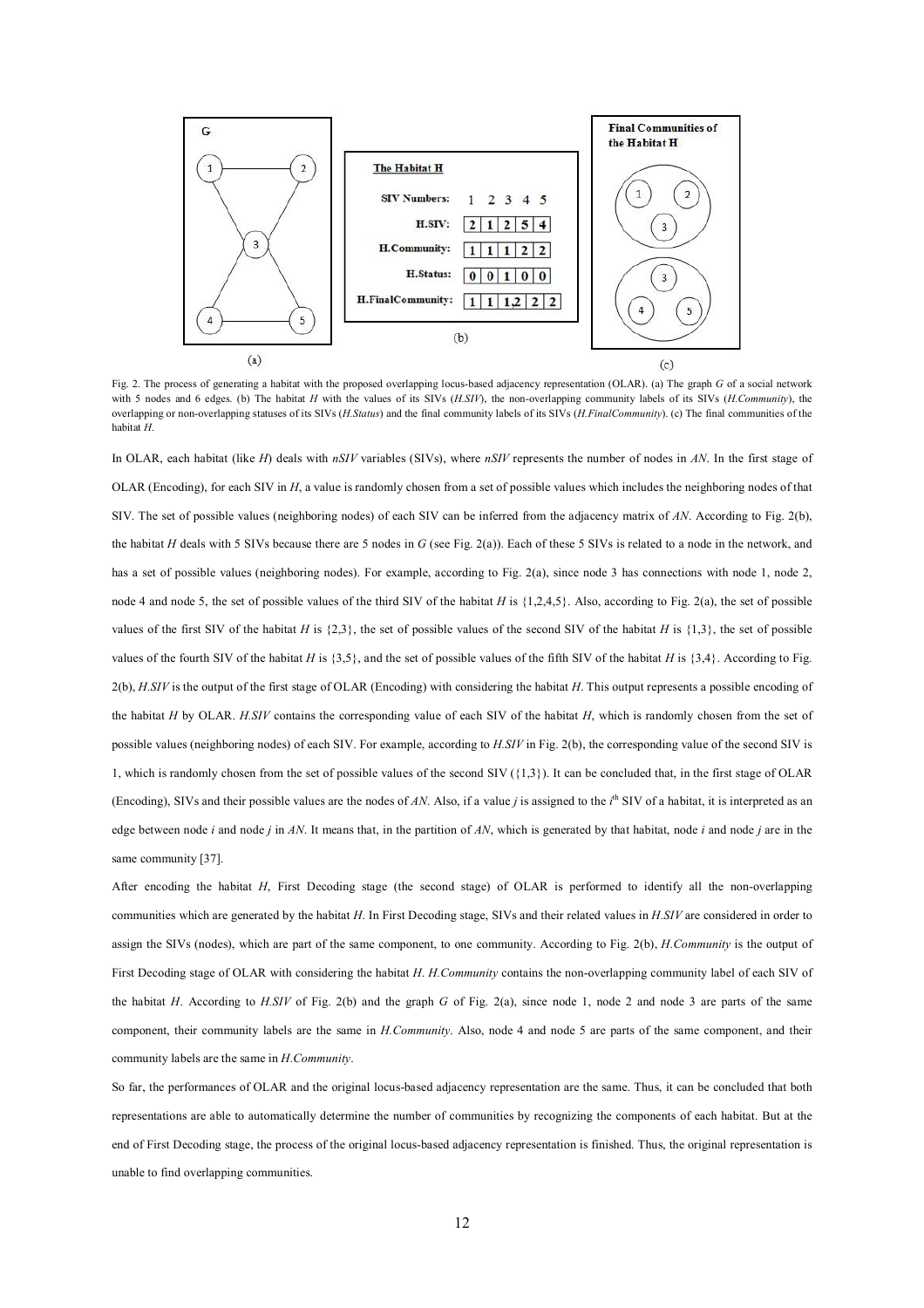Fig. 2. The process of generating a habitat with the proposed overlapping locus-based adjacency representation (OLAR). (a) The graph *G* of a social network with 5 nodes and 6 edges. (b) The habitat *H* with the values of its SIVs (*H.SIV*), the non-overlapping community labels of its SIVs (*H.Community*), the overlapping or non-overlapping statuses of its SIVs (*H.Status*) and the final community labels of its SIVs (*H.FinalCommunity*). (c) The final communities of the habitat *H*.

In OLAR, each habitat (like *H*) deals with *nSIV* variables (SIVs), where *nSIV* represents the number of nodes in *AN*. In the first stage of OLAR (Encoding), for each SIV in *H*, a value is randomly chosen from a set of possible values which includes the neighboring nodes of that SIV. The set of possible values (neighboring nodes) of each SIV can be inferred from the adjacency matrix of *AN*. According to Fig. 2(b), the habitat *H* deals with 5 SIVs because there are 5 nodes in *G* (see Fig. 2(a)). Each of these 5 SIVs is related to a node in the network, and has a set of possible values (neighboring nodes). For example, according to Fig. 2(a), since node 3 has connections with node 1, node 2, node 4 and node 5, the set of possible values of the third SIV of the habitat *H* is {1,2,4,5}. Also, according to Fig. 2(a), the set of possible values of the first SIV of the habitat *H* is {2,3}, the set of possible values of the second SIV of the habitat *H* is {1,3}, the set of possible values of the fourth SIV of the habitat *H* is {3,5}, and the set of possible values of the fifth SIV of the habitat *H* is {3,4}. According to Fig. 2(b), *H.SIV* is the output of the first stage of OLAR (Encoding) with considering the habitat *H*. This output represents a possible encoding of the habitat *H* by OLAR. *H.SIV* contains the corresponding value of each SIV of the habitat *H*, which is randomly chosen from the set of possible values (neighboring nodes) of each SIV. For example, according to *H.SIV* in Fig. 2(b), the corresponding value of the second SIV is 1, which is randomly chosen from the set of possible values of the second SIV ({1,3}). It can be concluded that, in the first stage of OLAR (Encoding), SIVs and their possible values are the nodes of *AN*. Also, if a value *j* is assigned to the $i^{th}$ SIV of a habitat, it is interpreted as an edge between node *i* and node *j* in *AN*. It means that, in the partition of *AN*, which is generated by that habitat, node *i* and node *j* are in the same community [37].

After encoding the habitat *H*, First Decoding stage (the second stage) of OLAR is performed to identify all the non-overlapping communities which are generated by the habitat *H*. In First Decoding stage, SIVs and their related values in *H.SIV* are considered in order to assign the SIVs (nodes), which are part of the same component, to one community. According to Fig. 2(b), *H.Community* is the output of First Decoding stage of OLAR with considering the habitat *H*. *H.Community* contains the non-overlapping community label of each SIV of the habitat *H*. According to *H.SIV* of Fig. 2(b) and the graph *G* of Fig. 2(a), since node 1, node 2 and node 3 are parts of the same component, their community labels are the same in *H.Community*. Also, node 4 and node 5 are parts of the same component, and their community labels are the same in *H.Community*.

So far, the performances of OLAR and the original locus-based adjacency representation are the same. Thus, it can be concluded that both representations are able to automatically determine the number of communities by recognizing the components of each habitat. But at the end of First Decoding stage, the process of the original locus-based adjacency representation is finished. Thus, the original representation is unable to find overlapping communities.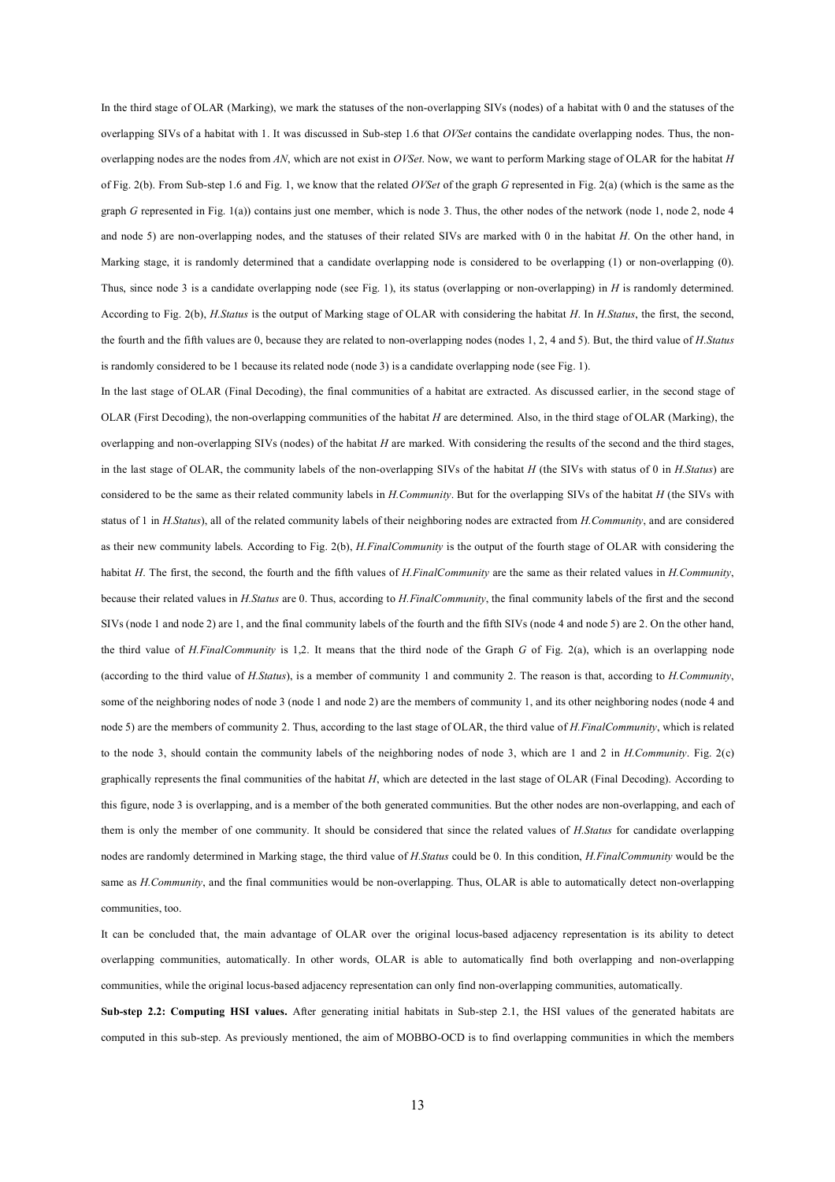In the third stage of OLAR (Marking), we mark the statuses of the non-overlapping SIVs (nodes) of a habitat with 0 and the statuses of the overlapping SIVs of a habitat with 1. It was discussed in Sub-step 1.6 that *OVSet* contains the candidate overlapping nodes. Thus, the non-overlapping nodes are the nodes from *AN*, which are not exist in *OVSet*. Now, we want to perform Marking stage of OLAR for the habitat *H* of Fig. 2(b). From Sub-step 1.6 and Fig. 1, we know that the related *OVSet* of the graph *G* represented in Fig. 2(a) (which is the same as the graph *G* represented in Fig. 1(a)) contains just one member, which is node 3. Thus, the other nodes of the network (node 1, node 2, node 4 and node 5) are non-overlapping nodes, and the statuses of their related SIVs are marked with 0 in the habitat *H*. On the other hand, in Marking stage, it is randomly determined that a candidate overlapping node is considered to be overlapping (1) or non-overlapping (0). Thus, since node 3 is a candidate overlapping node (see Fig. 1), its status (overlapping or non-overlapping) in *H* is randomly determined. According to Fig. 2(b), *H.Status* is the output of Marking stage of OLAR with considering the habitat *H*. In *H.Status*, the first, the second, the fourth and the fifth values are 0, because they are related to non-overlapping nodes (nodes 1, 2, 4 and 5). But, the third value of *H.Status* is randomly considered to be 1 because its related node (node 3) is a candidate overlapping node (see Fig. 1).

In the last stage of OLAR (Final Decoding), the final communities of a habitat are extracted. As discussed earlier, in the second stage of OLAR (First Decoding), the non-overlapping communities of the habitat *H* are determined. Also, in the third stage of OLAR (Marking), the overlapping and non-overlapping SIVs (nodes) of the habitat *H* are marked. With considering the results of the second and the third stages, in the last stage of OLAR, the community labels of the non-overlapping SIVs of the habitat *H* (the SIVs with status of 0 in *H.Status*) are considered to be the same as their related community labels in *H.Community*. But for the overlapping SIVs of the habitat *H* (the SIVs with status of 1 in *H.Status*), all of the related community labels of their neighboring nodes are extracted from *H.Community*, and are considered as their new community labels. According to Fig. 2(b), *H.FinalCommunity* is the output of the fourth stage of OLAR with considering the habitat *H*. The first, the second, the fourth and the fifth values of *H.FinalCommunity* are the same as their related values in *H.Community*, because their related values in *H.Status* are 0. Thus, according to *H.FinalCommunity*, the final community labels of the first and the second SIVs (node 1 and node 2) are 1, and the final community labels of the fourth and the fifth SIVs (node 4 and node 5) are 2. On the other hand, the third value of *H.FinalCommunity* is 1,2. It means that the third node of the Graph *G* of Fig. 2(a), which is an overlapping node (according to the third value of *H.Status*), is a member of community 1 and community 2. The reason is that, according to *H.Community*, some of the neighboring nodes of node 3 (node 1 and node 2) are the members of community 1, and its other neighboring nodes (node 4 and node 5) are the members of community 2. Thus, according to the last stage of OLAR, the third value of *H.FinalCommunity*, which is related to the node 3, should contain the community labels of the neighboring nodes of node 3, which are 1 and 2 in *H.Community*. Fig. 2(c) graphically represents the final communities of the habitat *H*, which are detected in the last stage of OLAR (Final Decoding). According to this figure, node 3 is overlapping, and is a member of the both generated communities. But the other nodes are non-overlapping, and each of them is only the member of one community. It should be considered that since the related values of *H.Status* for candidate overlapping nodes are randomly determined in Marking stage, the third value of *H.Status* could be 0. In this condition, *H.FinalCommunity* would be the same as *H.Community*, and the final communities would be non-overlapping. Thus, OLAR is able to automatically detect non-overlapping communities, too.

It can be concluded that, the main advantage of OLAR over the original locus-based adjacency representation is its ability to detect overlapping communities, automatically. In other words, OLAR is able to automatically find both overlapping and non-overlapping communities, while the original locus-based adjacency representation can only find non-overlapping communities, automatically.

**Sub-step 2.2: Computing HSI values.** After generating initial habitats in Sub-step 2.1, the HSI values of the generated habitats are computed in this sub-step. As previously mentioned, the aim of MOBBO-OCD is to find overlapping communities in which the members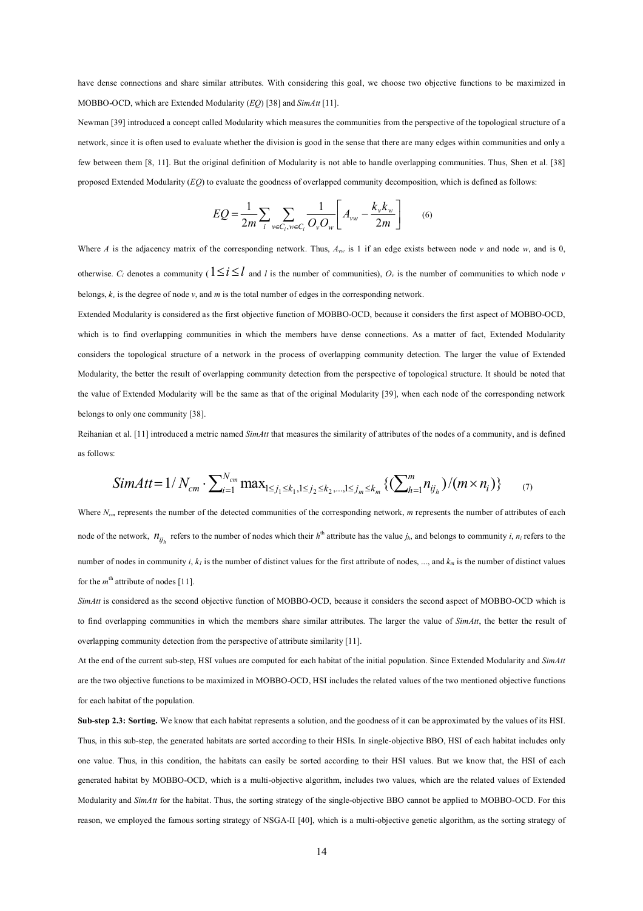have dense connections and share similar attributes. With considering this goal, we choose two objective functions to be maximized in MOBBO-OCD, which are Extended Modularity (*EQ*) [38] and *SimAtt* [11].

Newman [39] introduced a concept called Modularity which measures the communities from the perspective of the topological structure of a network, since it is often used to evaluate whether the division is good in the sense that there are many edges within communities and only a few between them [8, 11]. But the original definition of Modularity is not able to handle overlapping communities. Thus, Shen et al. [38] proposed Extended Modularity (*EQ*) to evaluate the goodness of overlapped community decomposition, which is defined as follows:

$$EQ = \frac{1}{2m}\sum_{i}\sum_{v\in C_i, w\in C_i}\frac{1}{O_v O_w}\left[A_{vw} - \frac{k_v k_w}{2m}\right] \qquad (6)$$

Where $A$ is the adjacency matrix of the corresponding network. Thus, $A_{vw}$ is 1 if an edge exists between node $v$ and node $w$, and is 0, otherwise. $C_i$ denotes a community ($1 \le i \le l$ and $l$ is the number of communities), $O_v$ is the number of communities to which node $v$ belongs, $k_v$ is the degree of node $v$, and $m$ is the total number of edges in the corresponding network.

Extended Modularity is considered as the first objective function of MOBBO-OCD, because it considers the first aspect of MOBBO-OCD, which is to find overlapping communities in which the members have dense connections. As a matter of fact, Extended Modularity considers the topological structure of a network in the process of overlapping community detection. The larger the value of Extended Modularity, the better the result of overlapping community detection from the perspective of topological structure. It should be noted that the value of Extended Modularity will be the same as that of the original Modularity [39], when each node of the corresponding network belongs to only one community [38].

Reihanian et al. [11] introduced a metric named *SimAtt* that measures the similarity of attributes of the nodes of a community, and is defined as follows:

$$SimAtt = 1/N_{cm} \cdot \sum_{i=1}^{N_{cm}} \max_{1\le j_1 \le k_1, 1\le j_2 \le k_2, \ldots, 1\le j_m \le k_m}\{(\textstyle\sum_{h=1}^{m} n_{ij_h})/(m \times n_i)\} \qquad (7)$$

Where $N_{cm}$ represents the number of the detected communities of the corresponding network, $m$ represents the number of attributes of each node of the network, $n_{ij_h}$ refers to the number of nodes which their $h^{\text{th}}$ attribute has the value $j_h$, and belongs to community $i$, $n_i$ refers to the number of nodes in community $i$, $k_1$ is the number of distinct values for the first attribute of nodes, ..., and $k_m$ is the number of distinct values for the $m^{\text{th}}$ attribute of nodes [11].

*SimAtt* is considered as the second objective function of MOBBO-OCD, because it considers the second aspect of MOBBO-OCD which is to find overlapping communities in which the members share similar attributes. The larger the value of *SimAtt*, the better the result of overlapping community detection from the perspective of attribute similarity [11].

At the end of the current sub-step, HSI values are computed for each habitat of the initial population. Since Extended Modularity and *SimAtt* are the two objective functions to be maximized in MOBBO-OCD, HSI includes the related values of the two mentioned objective functions for each habitat of the population.

**Sub-step 2.3: Sorting.** We know that each habitat represents a solution, and the goodness of it can be approximated by the values of its HSI. Thus, in this sub-step, the generated habitats are sorted according to their HSIs. In single-objective BBO, HSI of each habitat includes only one value. Thus, in this condition, the habitats can easily be sorted according to their HSI values. But we know that, the HSI of each generated habitat by MOBBO-OCD, which is a multi-objective algorithm, includes two values, which are the related values of Extended Modularity and *SimAtt* for the habitat. Thus, the sorting strategy of the single-objective BBO cannot be applied to MOBBO-OCD. For this reason, we employed the famous sorting strategy of NSGA-II [40], which is a multi-objective genetic algorithm, as the sorting strategy of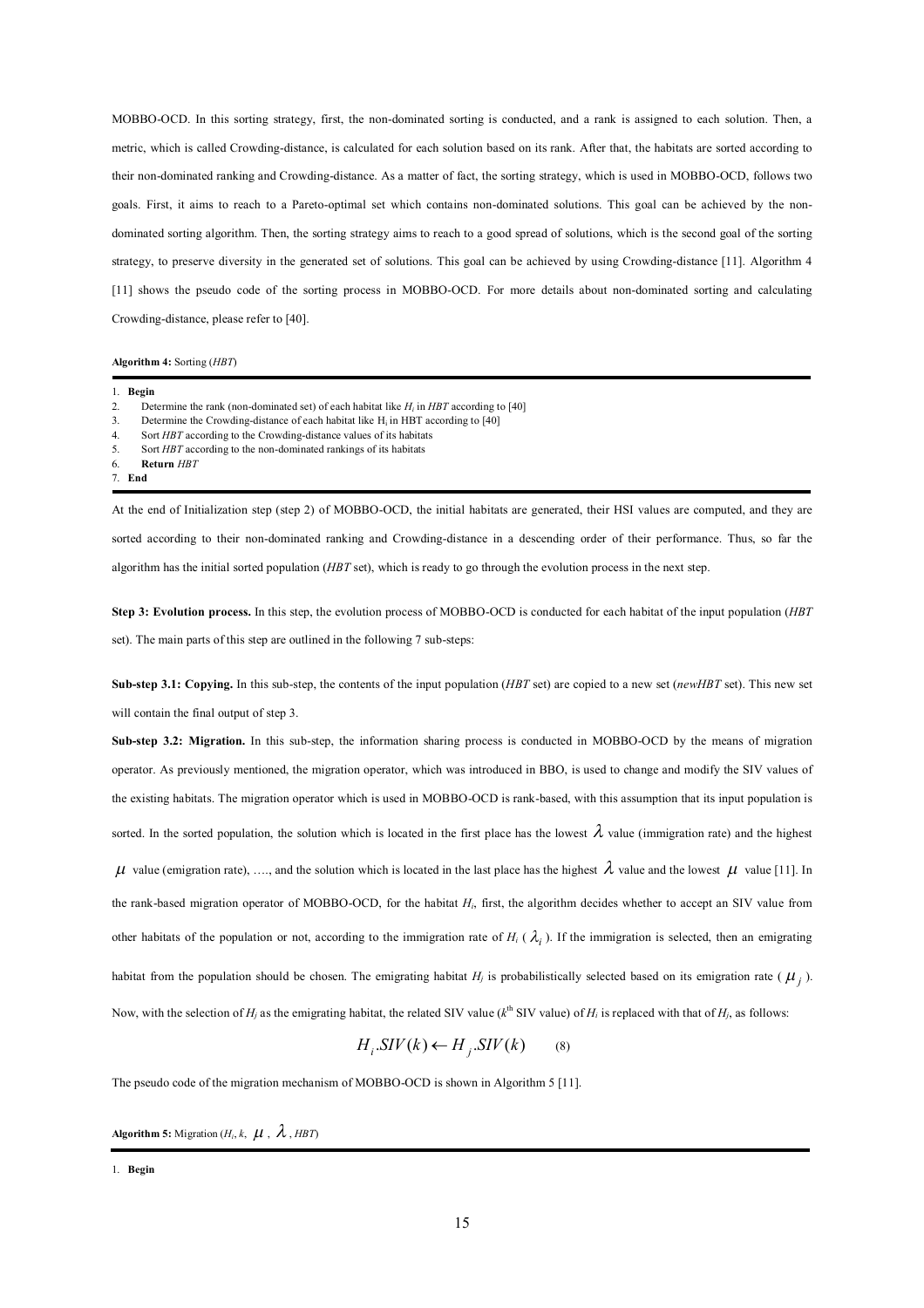MOBBO-OCD. In this sorting strategy, first, the non-dominated sorting is conducted, and a rank is assigned to each solution. Then, a metric, which is called Crowding-distance, is calculated for each solution based on its rank. After that, the habitats are sorted according to their non-dominated ranking and Crowding-distance. As a matter of fact, the sorting strategy, which is used in MOBBO-OCD, follows two goals. First, it aims to reach to a Pareto-optimal set which contains non-dominated solutions. This goal can be achieved by the non-dominated sorting algorithm. Then, the sorting strategy aims to reach to a good spread of solutions, which is the second goal of the sorting strategy, to preserve diversity in the generated set of solutions. This goal can be achieved by using Crowding-distance [11]. Algorithm 4 [11] shows the pseudo code of the sorting process in MOBBO-OCD. For more details about non-dominated sorting and calculating Crowding-distance, please refer to [40].

**Algorithm 4:** Sorting (*HBT*)

```
1. Begin
2.     Determine the rank (non-dominated set) of each habitat like Hi in HBT according to [40]
3.     Determine the Crowding-distance of each habitat like Hi in HBT according to [40]
4.     Sort HBT according to the Crowding-distance values of its habitats
5.     Sort HBT according to the non-dominated rankings of its habitats
6.     Return HBT
7. End
```

At the end of Initialization step (step 2) of MOBBO-OCD, the initial habitats are generated, their HSI values are computed, and they are sorted according to their non-dominated ranking and Crowding-distance in a descending order of their performance. Thus, so far the algorithm has the initial sorted population (*HBT* set), which is ready to go through the evolution process in the next step.

**Step 3: Evolution process.** In this step, the evolution process of MOBBO-OCD is conducted for each habitat of the input population (*HBT* set). The main parts of this step are outlined in the following 7 sub-steps:

**Sub-step 3.1: Copying.** In this sub-step, the contents of the input population (*HBT* set) are copied to a new set (*newHBT* set). This new set will contain the final output of step 3.

**Sub-step 3.2: Migration.** In this sub-step, the information sharing process is conducted in MOBBO-OCD by the means of migration operator. As previously mentioned, the migration operator, which was introduced in BBO, is used to change and modify the SIV values of the existing habitats. The migration operator which is used in MOBBO-OCD is rank-based, with this assumption that its input population is sorted. In the sorted population, the solution which is located in the first place has the lowest $\lambda$ value (immigration rate) and the highest $\mu$ value (emigration rate), …., and the solution which is located in the last place has the highest $\lambda$ value and the lowest $\mu$ value [11]. In the rank-based migration operator of MOBBO-OCD, for the habitat $H_i$, first, the algorithm decides whether to accept an SIV value from other habitats of the population or not, according to the immigration rate of $H_i$ ($\lambda_i$). If the immigration is selected, then an emigrating habitat from the population should be chosen. The emigrating habitat $H_j$ is probabilistically selected based on its emigration rate ($\mu_j$). Now, with the selection of $H_j$ as the emigrating habitat, the related SIV value ($k^{\text{th}}$ SIV value) of $H_i$ is replaced with that of $H_j$, as follows:

$$H_i.SIV(k) \leftarrow H_j.SIV(k) \qquad (8)$$

The pseudo code of the migration mechanism of MOBBO-OCD is shown in Algorithm 5 [11].

**Algorithm 5:** Migration ($H_i$, $k$, $\mu$, $\lambda$, *HBT*)

```
1. Begin
```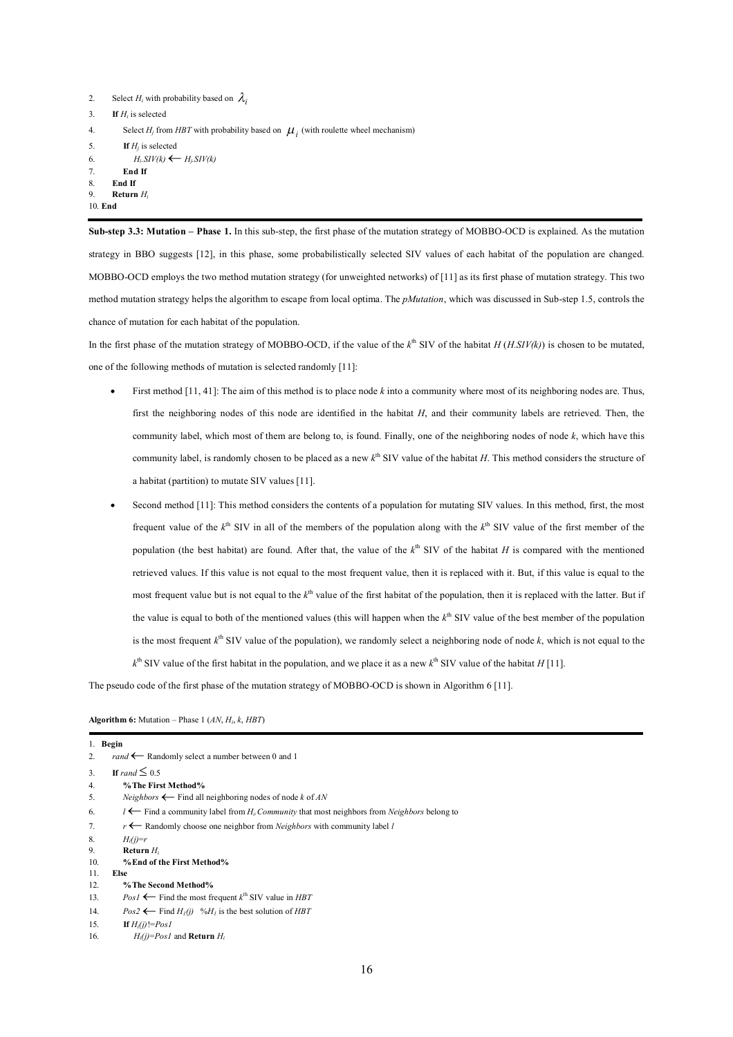```
2.    Select H_i with probability based on λ_i
3.    If H_i is selected
4.        Select H_j from HBT with probability based on μ_i (with roulette wheel mechanism)
5.        If H_j is selected
6.            H_i.SIV(k) ← H_j.SIV(k)
7.        End If
8.    End If
9.    Return H_i
10. End
```

**Sub-step 3.3: Mutation – Phase 1.** In this sub-step, the first phase of the mutation strategy of MOBBO-OCD is explained. As the mutation strategy in BBO suggests [12], in this phase, some probabilistically selected SIV values of each habitat of the population are changed. MOBBO-OCD employs the two method mutation strategy (for unweighted networks) of [11] as its first phase of mutation strategy. This two method mutation strategy helps the algorithm to escape from local optima. The *pMutation*, which was discussed in Sub-step 1.5, controls the chance of mutation for each habitat of the population.

In the first phase of the mutation strategy of MOBBO-OCD, if the value of the $k^{\text{th}}$ SIV of the habitat $H$ ($H.SIV(k)$) is chosen to be mutated, one of the following methods of mutation is selected randomly [11]:

- First method [11, 41]: The aim of this method is to place node $k$ into a community where most of its neighboring nodes are. Thus, first the neighboring nodes of this node are identified in the habitat $H$, and their community labels are retrieved. Then, the community label, which most of them are belong to, is found. Finally, one of the neighboring nodes of node $k$, which have this community label, is randomly chosen to be placed as a new $k^{\text{th}}$ SIV value of the habitat $H$. This method considers the structure of a habitat (partition) to mutate SIV values [11].
- Second method [11]: This method considers the contents of a population for mutating SIV values. In this method, first, the most frequent value of the $k^{\text{th}}$ SIV in all of the members of the population along with the $k^{\text{th}}$ SIV value of the first member of the population (the best habitat) are found. After that, the value of the $k^{\text{th}}$ SIV of the habitat $H$ is compared with the mentioned retrieved values. If this value is not equal to the most frequent value, then it is replaced with it. But, if this value is equal to the most frequent value but is not equal to the $k^{\text{th}}$ value of the first habitat of the population, then it is replaced with the latter. But if the value is equal to both of the mentioned values (this will happen when the $k^{\text{th}}$ SIV value of the best member of the population is the most frequent $k^{\text{th}}$ SIV value of the population), we randomly select a neighboring node of node $k$, which is not equal to the $k^{\text{th}}$ SIV value of the first habitat in the population, and we place it as a new $k^{\text{th}}$ SIV value of the habitat $H$ [11].

The pseudo code of the first phase of the mutation strategy of MOBBO-OCD is shown in Algorithm 6 [11].

**Algorithm 6:** Mutation – Phase 1 ($AN$, $H_i$, $k$, $HBT$)

```
1.  Begin
2.    rand ← Randomly select a number between 0 and 1
3.    If rand ≤ 0.5
4.      %The First Method%
5.      Neighbors ← Find all neighboring nodes of node k of AN
6.      l ← Find a community label from H_i.Community that most neighbors from Neighbors belong to
7.      r ← Randomly choose one neighbor from Neighbors with community label l
8.      H_i(j)=r
9.      Return H_i
10.     %End of the First Method%
11.   Else
12.     %The Second Method%
13.     Pos1 ← Find the most frequent k^th SIV value in HBT
14.     Pos2 ← Find H_1(j)   %H_1 is the best solution of HBT
15.     If H_i(j)!=Pos1
16.       H_i(j)=Pos1 and Return H_i
```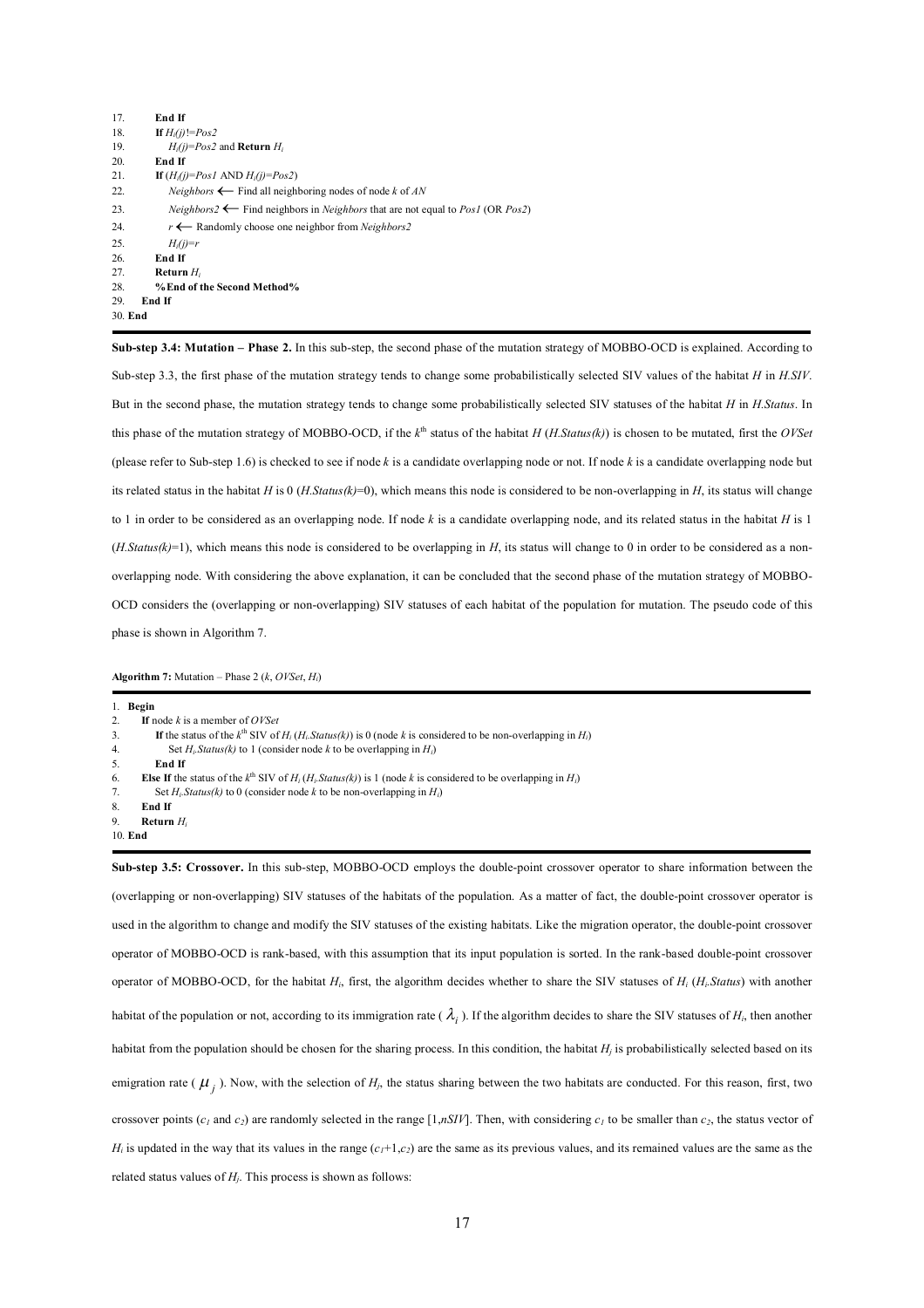```
17.     End If
18.     If Hi(j)!=Pos2
19.         Hi(j)=Pos2 and Return Hi
20.     End If
21.     If (Hi(j)=Pos1 AND Hi(j)=Pos2)
22.         Neighbors ⟵ Find all neighboring nodes of node k of AN
23.         Neighbors2 ⟵ Find neighbors in Neighbors that are not equal to Pos1 (OR Pos2)
24.         r ⟵ Randomly choose one neighbor from Neighbors2
25.         Hi(j)=r
26.     End If
27.     Return Hi
28.     %End of the Second Method%
29.   End If
30. End
```

**Sub-step 3.4: Mutation – Phase 2.** In this sub-step, the second phase of the mutation strategy of MOBBO-OCD is explained. According to Sub-step 3.3, the first phase of the mutation strategy tends to change some probabilistically selected SIV values of the habitat *H* in *H.SIV*. But in the second phase, the mutation strategy tends to change some probabilistically selected SIV statuses of the habitat *H* in *H.Status*. In this phase of the mutation strategy of MOBBO-OCD, if the $k^{\text{th}}$ status of the habitat *H* (*H.Status(k)*) is chosen to be mutated, first the *OVSet* (please refer to Sub-step 1.6) is checked to see if node *k* is a candidate overlapping node or not. If node *k* is a candidate overlapping node but its related status in the habitat *H* is 0 (*H.Status(k)*=0), which means this node is considered to be non-overlapping in *H*, its status will change to 1 in order to be considered as an overlapping node. If node *k* is a candidate overlapping node, and its related status in the habitat *H* is 1 (*H.Status(k)*=1), which means this node is considered to be overlapping in *H*, its status will change to 0 in order to be considered as a non-overlapping node. With considering the above explanation, it can be concluded that the second phase of the mutation strategy of MOBBO-OCD considers the (overlapping or non-overlapping) SIV statuses of each habitat of the population for mutation. The pseudo code of this phase is shown in Algorithm 7.

**Algorithm 7:** Mutation – Phase 2 (*k*, *OVSet*, $H_i$)

```
1.  Begin
2.    If node k is a member of OVSet
3.      If the status of the kth SIV of Hi (Hi.Status(k)) is 0 (node k is considered to be non-overlapping in Hi)
4.          Set Hi.Status(k) to 1 (consider node k to be overlapping in Hi)
5.      End If
6.    Else If the status of the kth SIV of Hi (Hi.Status(k)) is 1 (node k is considered to be overlapping in Hi)
7.        Set Hi.Status(k) to 0 (consider node k to be non-overlapping in Hi)
8.    End If
9.    Return Hi
10. End
```

**Sub-step 3.5: Crossover.** In this sub-step, MOBBO-OCD employs the double-point crossover operator to share information between the (overlapping or non-overlapping) SIV statuses of the habitats of the population. As a matter of fact, the double-point crossover operator is used in the algorithm to change and modify the SIV statuses of the existing habitats. Like the migration operator, the double-point crossover operator of MOBBO-OCD is rank-based, with this assumption that its input population is sorted. In the rank-based double-point crossover operator of MOBBO-OCD, for the habitat $H_i$, first, the algorithm decides whether to share the SIV statuses of $H_i$ ($H_i$*.Status*) with another habitat of the population or not, according to its immigration rate ($\lambda_i$). If the algorithm decides to share the SIV statuses of $H_i$, then another habitat from the population should be chosen for the sharing process. In this condition, the habitat $H_j$ is probabilistically selected based on its emigration rate ($\mu_j$). Now, with the selection of $H_j$, the status sharing between the two habitats are conducted. For this reason, first, two crossover points ($c_1$ and $c_2$) are randomly selected in the range [1,*nSIV*]. Then, with considering $c_1$ to be smaller than $c_2$, the status vector of $H_i$ is updated in the way that its values in the range ($c_1$+1,$c_2$) are the same as its previous values, and its remained values are the same as the related status values of $H_j$. This process is shown as follows: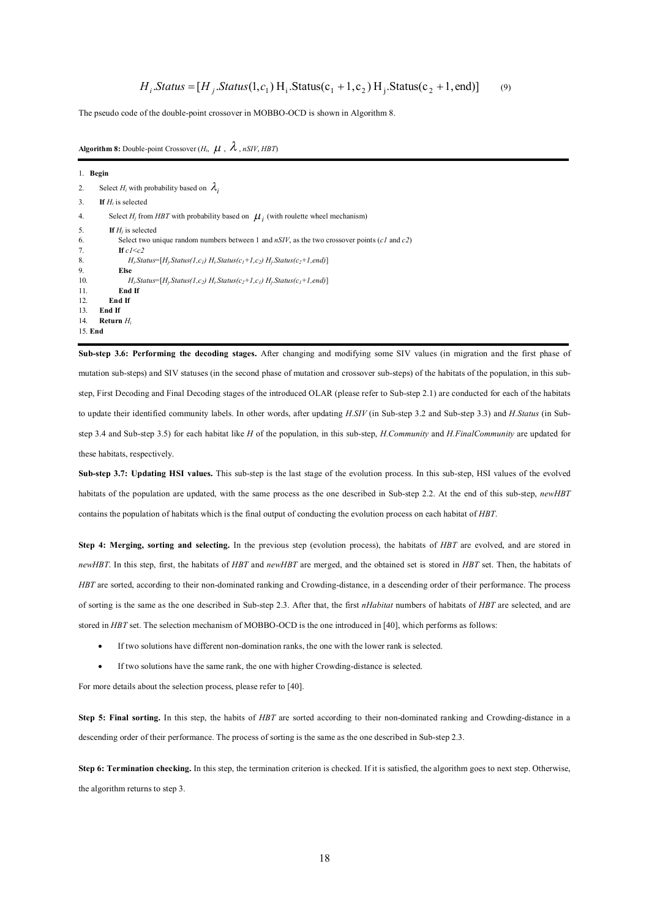$$H_i.Status = [H_j.Status(1, c_1)\ \mathrm{H_i.Status}(\mathrm{c_1}+1, \mathrm{c_2})\ \mathrm{H_j.Status}(\mathrm{c_2}+1, \mathrm{end})] \quad (9)$$

The pseudo code of the double-point crossover in MOBBO-OCD is shown in Algorithm 8.

**Algorithm 8:** Double-point Crossover ($H_i$, $\mu$, $\lambda$, *nSIV*, *HBT*)

```
1.  Begin
2.      Select Hi with probability based on λi
3.      If Hi is selected
4.          Select Hj from HBT with probability based on μi (with roulette wheel mechanism)
5.          If Hj is selected
6.              Select two unique random numbers between 1 and nSIV, as the two crossover points (c1 and c2)
7.              If c1<c2
8.                  Hi.Status=[Hj.Status(1,c1) Hi.Status(c1+1,c2) Hj.Status(c2+1,end)]
9.              Else
10.                 Hi.Status=[Hj.Status(1,c2) Hi.Status(c2+1,c1) Hj.Status(c1+1,end)]
11.             End If
12.         End If
13.     End If
14.     Return Hi
15. End
```

**Sub-step 3.6: Performing the decoding stages.** After changing and modifying some SIV values (in migration and the first phase of mutation sub-steps) and SIV statuses (in the second phase of mutation and crossover sub-steps) of the habitats of the population, in this sub-step, First Decoding and Final Decoding stages of the introduced OLAR (please refer to Sub-step 2.1) are conducted for each of the habitats to update their identified community labels. In other words, after updating *H.SIV* (in Sub-step 3.2 and Sub-step 3.3) and *H.Status* (in Sub-step 3.4 and Sub-step 3.5) for each habitat like *H* of the population, in this sub-step, *H.Community* and *H.FinalCommunity* are updated for these habitats, respectively.

**Sub-step 3.7: Updating HSI values.** This sub-step is the last stage of the evolution process. In this sub-step, HSI values of the evolved habitats of the population are updated, with the same process as the one described in Sub-step 2.2. At the end of this sub-step, *newHBT* contains the population of habitats which is the final output of conducting the evolution process on each habitat of *HBT*.

**Step 4: Merging, sorting and selecting.** In the previous step (evolution process), the habitats of *HBT* are evolved, and are stored in *newHBT*. In this step, first, the habitats of *HBT* and *newHBT* are merged, and the obtained set is stored in *HBT* set. Then, the habitats of *HBT* are sorted, according to their non-dominated ranking and Crowding-distance, in a descending order of their performance. The process of sorting is the same as the one described in Sub-step 2.3. After that, the first *nHabitat* numbers of habitats of *HBT* are selected, and are stored in *HBT* set. The selection mechanism of MOBBO-OCD is the one introduced in [40], which performs as follows:

- If two solutions have different non-domination ranks, the one with the lower rank is selected.
- If two solutions have the same rank, the one with higher Crowding-distance is selected.

For more details about the selection process, please refer to [40].

**Step 5: Final sorting.** In this step, the habits of *HBT* are sorted according to their non-dominated ranking and Crowding-distance in a descending order of their performance. The process of sorting is the same as the one described in Sub-step 2.3.

**Step 6: Termination checking.** In this step, the termination criterion is checked. If it is satisfied, the algorithm goes to next step. Otherwise, the algorithm returns to step 3.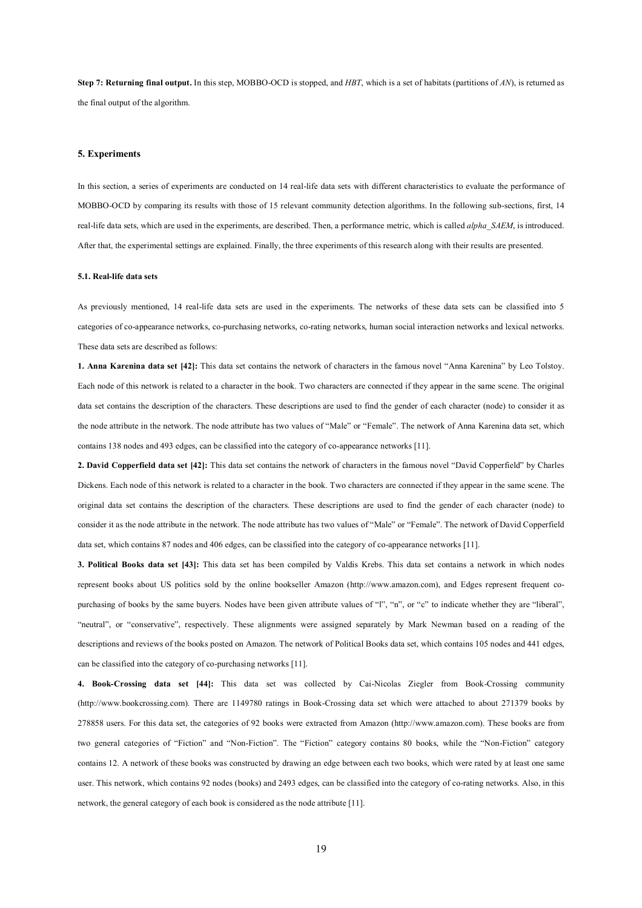**Step 7: Returning final output.** In this step, MOBBO-OCD is stopped, and *HBT*, which is a set of habitats (partitions of *AN*), is returned as the final output of the algorithm.

## 5. Experiments

In this section, a series of experiments are conducted on 14 real-life data sets with different characteristics to evaluate the performance of MOBBO-OCD by comparing its results with those of 15 relevant community detection algorithms. In the following sub-sections, first, 14 real-life data sets, which are used in the experiments, are described. Then, a performance metric, which is called *alpha_SAEM*, is introduced. After that, the experimental settings are explained. Finally, the three experiments of this research along with their results are presented.

### 5.1. Real-life data sets

As previously mentioned, 14 real-life data sets are used in the experiments. The networks of these data sets can be classified into 5 categories of co-appearance networks, co-purchasing networks, co-rating networks, human social interaction networks and lexical networks. These data sets are described as follows:

**1. Anna Karenina data set [42]:** This data set contains the network of characters in the famous novel "Anna Karenina" by Leo Tolstoy. Each node of this network is related to a character in the book. Two characters are connected if they appear in the same scene. The original data set contains the description of the characters. These descriptions are used to find the gender of each character (node) to consider it as the node attribute in the network. The node attribute has two values of "Male" or "Female". The network of Anna Karenina data set, which contains 138 nodes and 493 edges, can be classified into the category of co-appearance networks [11].

**2. David Copperfield data set [42]:** This data set contains the network of characters in the famous novel "David Copperfield" by Charles Dickens. Each node of this network is related to a character in the book. Two characters are connected if they appear in the same scene. The original data set contains the description of the characters. These descriptions are used to find the gender of each character (node) to consider it as the node attribute in the network. The node attribute has two values of "Male" or "Female". The network of David Copperfield data set, which contains 87 nodes and 406 edges, can be classified into the category of co-appearance networks [11].

**3. Political Books data set [43]:** This data set has been compiled by Valdis Krebs. This data set contains a network in which nodes represent books about US politics sold by the online bookseller Amazon (http://www.amazon.com), and Edges represent frequent co-purchasing of books by the same buyers. Nodes have been given attribute values of "l", "n", or "c" to indicate whether they are "liberal", "neutral", or "conservative", respectively. These alignments were assigned separately by Mark Newman based on a reading of the descriptions and reviews of the books posted on Amazon. The network of Political Books data set, which contains 105 nodes and 441 edges, can be classified into the category of co-purchasing networks [11].

**4. Book-Crossing data set [44]:** This data set was collected by Cai-Nicolas Ziegler from Book-Crossing community (http://www.bookcrossing.com). There are 1149780 ratings in Book-Crossing data set which were attached to about 271379 books by 278858 users. For this data set, the categories of 92 books were extracted from Amazon (http://www.amazon.com). These books are from two general categories of "Fiction" and "Non-Fiction". The "Fiction" category contains 80 books, while the "Non-Fiction" category contains 12. A network of these books was constructed by drawing an edge between each two books, which were rated by at least one same user. This network, which contains 92 nodes (books) and 2493 edges, can be classified into the category of co-rating networks. Also, in this network, the general category of each book is considered as the node attribute [11].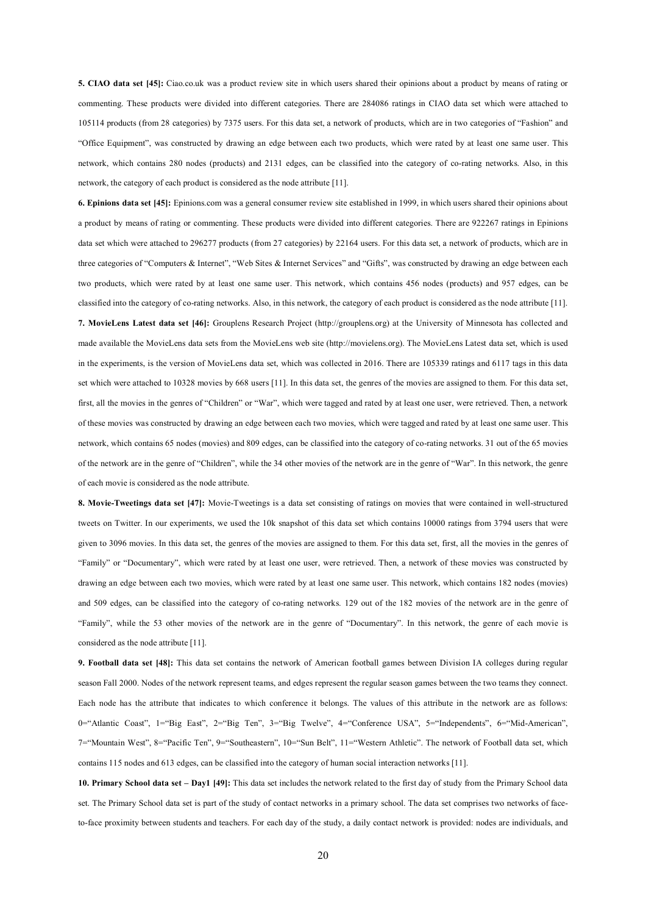**5. CIAO data set [45]:** Ciao.co.uk was a product review site in which users shared their opinions about a product by means of rating or commenting. These products were divided into different categories. There are 284086 ratings in CIAO data set which were attached to 105114 products (from 28 categories) by 7375 users. For this data set, a network of products, which are in two categories of "Fashion" and "Office Equipment", was constructed by drawing an edge between each two products, which were rated by at least one same user. This network, which contains 280 nodes (products) and 2131 edges, can be classified into the category of co-rating networks. Also, in this network, the category of each product is considered as the node attribute [11].

**6. Epinions data set [45]:** Epinions.com was a general consumer review site established in 1999, in which users shared their opinions about a product by means of rating or commenting. These products were divided into different categories. There are 922267 ratings in Epinions data set which were attached to 296277 products (from 27 categories) by 22164 users. For this data set, a network of products, which are in three categories of "Computers & Internet", "Web Sites & Internet Services" and "Gifts", was constructed by drawing an edge between each two products, which were rated by at least one same user. This network, which contains 456 nodes (products) and 957 edges, can be classified into the category of co-rating networks. Also, in this network, the category of each product is considered as the node attribute [11].

**7. MovieLens Latest data set [46]:** Grouplens Research Project (http://grouplens.org) at the University of Minnesota has collected and made available the MovieLens data sets from the MovieLens web site (http://movielens.org). The MovieLens Latest data set, which is used in the experiments, is the version of MovieLens data set, which was collected in 2016. There are 105339 ratings and 6117 tags in this data set which were attached to 10328 movies by 668 users [11]. In this data set, the genres of the movies are assigned to them. For this data set, first, all the movies in the genres of "Children" or "War", which were tagged and rated by at least one user, were retrieved. Then, a network of these movies was constructed by drawing an edge between each two movies, which were tagged and rated by at least one same user. This network, which contains 65 nodes (movies) and 809 edges, can be classified into the category of co-rating networks. 31 out of the 65 movies of the network are in the genre of "Children", while the 34 other movies of the network are in the genre of "War". In this network, the genre of each movie is considered as the node attribute.

**8. Movie-Tweetings data set [47]:** Movie-Tweetings is a data set consisting of ratings on movies that were contained in well-structured tweets on Twitter. In our experiments, we used the 10k snapshot of this data set which contains 10000 ratings from 3794 users that were given to 3096 movies. In this data set, the genres of the movies are assigned to them. For this data set, first, all the movies in the genres of "Family" or "Documentary", which were rated by at least one user, were retrieved. Then, a network of these movies was constructed by drawing an edge between each two movies, which were rated by at least one same user. This network, which contains 182 nodes (movies) and 509 edges, can be classified into the category of co-rating networks. 129 out of the 182 movies of the network are in the genre of "Family", while the 53 other movies of the network are in the genre of "Documentary". In this network, the genre of each movie is considered as the node attribute [11].

**9. Football data set [48]:** This data set contains the network of American football games between Division IA colleges during regular season Fall 2000. Nodes of the network represent teams, and edges represent the regular season games between the two teams they connect. Each node has the attribute that indicates to which conference it belongs. The values of this attribute in the network are as follows: 0="Atlantic Coast", 1="Big East", 2="Big Ten", 3="Big Twelve", 4="Conference USA", 5="Independents", 6="Mid-American", 7="Mountain West", 8="Pacific Ten", 9="Southeastern", 10="Sun Belt", 11="Western Athletic". The network of Football data set, which contains 115 nodes and 613 edges, can be classified into the category of human social interaction networks [11].

**10. Primary School data set – Day1 [49]:** This data set includes the network related to the first day of study from the Primary School data set. The Primary School data set is part of the study of contact networks in a primary school. The data set comprises two networks of face-to-face proximity between students and teachers. For each day of the study, a daily contact network is provided: nodes are individuals, and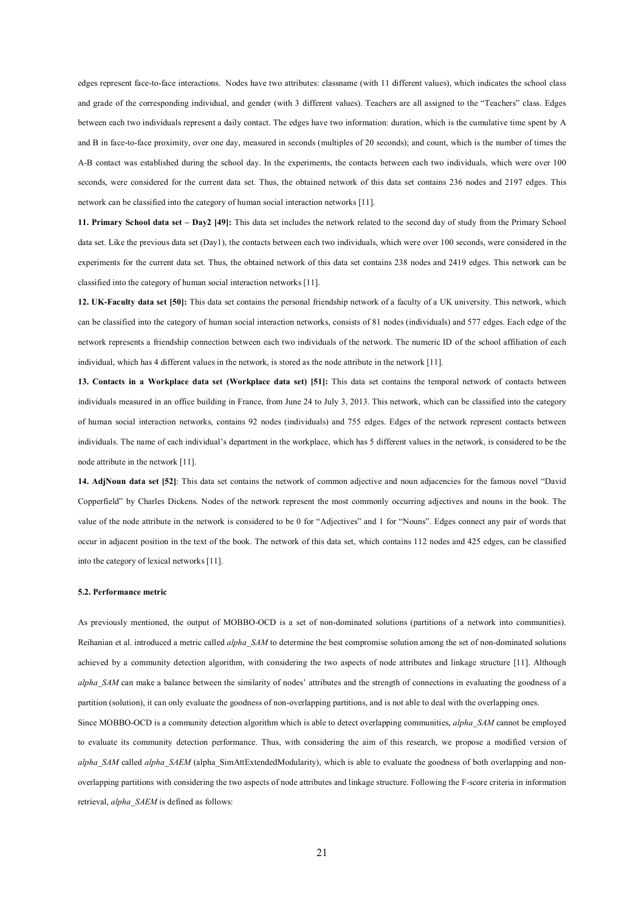edges represent face-to-face interactions. Nodes have two attributes: classname (with 11 different values), which indicates the school class and grade of the corresponding individual, and gender (with 3 different values). Teachers are all assigned to the "Teachers" class. Edges between each two individuals represent a daily contact. The edges have two information: duration, which is the cumulative time spent by A and B in face-to-face proximity, over one day, measured in seconds (multiples of 20 seconds); and count, which is the number of times the A-B contact was established during the school day. In the experiments, the contacts between each two individuals, which were over 100 seconds, were considered for the current data set. Thus, the obtained network of this data set contains 236 nodes and 2197 edges. This network can be classified into the category of human social interaction networks [11].

**11. Primary School data set – Day2 [49]:** This data set includes the network related to the second day of study from the Primary School data set. Like the previous data set (Day1), the contacts between each two individuals, which were over 100 seconds, were considered in the experiments for the current data set. Thus, the obtained network of this data set contains 238 nodes and 2419 edges. This network can be classified into the category of human social interaction networks [11].

**12. UK-Faculty data set [50]:** This data set contains the personal friendship network of a faculty of a UK university. This network, which can be classified into the category of human social interaction networks, consists of 81 nodes (individuals) and 577 edges. Each edge of the network represents a friendship connection between each two individuals of the network. The numeric ID of the school affiliation of each individual, which has 4 different values in the network, is stored as the node attribute in the network [11].

**13. Contacts in a Workplace data set (Workplace data set) [51]:** This data set contains the temporal network of contacts between individuals measured in an office building in France, from June 24 to July 3, 2013. This network, which can be classified into the category of human social interaction networks, contains 92 nodes (individuals) and 755 edges. Edges of the network represent contacts between individuals. The name of each individual's department in the workplace, which has 5 different values in the network, is considered to be the node attribute in the network [11].

**14. AdjNoun data set [52]**: This data set contains the network of common adjective and noun adjacencies for the famous novel "David Copperfield" by Charles Dickens. Nodes of the network represent the most commonly occurring adjectives and nouns in the book. The value of the node attribute in the network is considered to be 0 for "Adjectives" and 1 for "Nouns". Edges connect any pair of words that occur in adjacent position in the text of the book. The network of this data set, which contains 112 nodes and 425 edges, can be classified into the category of lexical networks [11].

#### 5.2. Performance metric

As previously mentioned, the output of MOBBO-OCD is a set of non-dominated solutions (partitions of a network into communities). Reihanian et al. introduced a metric called *alpha_SAM* to determine the best compromise solution among the set of non-dominated solutions achieved by a community detection algorithm, with considering the two aspects of node attributes and linkage structure [11]. Although *alpha_SAM* can make a balance between the similarity of nodes' attributes and the strength of connections in evaluating the goodness of a partition (solution), it can only evaluate the goodness of non-overlapping partitions, and is not able to deal with the overlapping ones.

Since MOBBO-OCD is a community detection algorithm which is able to detect overlapping communities, *alpha_SAM* cannot be employed to evaluate its community detection performance. Thus, with considering the aim of this research, we propose a modified version of *alpha_SAM* called *alpha_SAEM* (alpha_SimAttExtendedModularity), which is able to evaluate the goodness of both overlapping and non-overlapping partitions with considering the two aspects of node attributes and linkage structure. Following the F-score criteria in information retrieval, *alpha_SAEM* is defined as follows: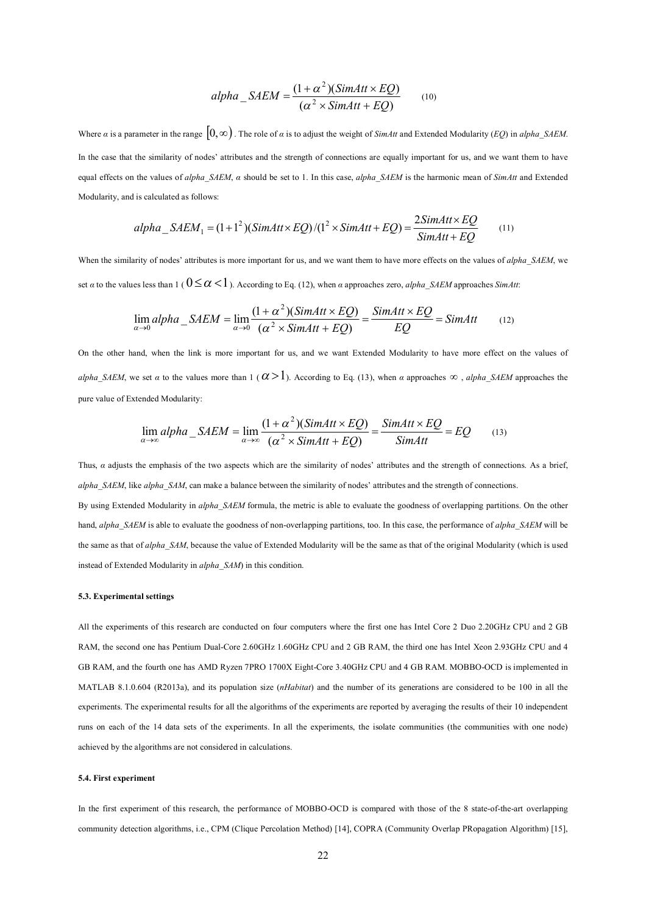$$alpha\_SAEM = \frac{(1+\alpha^2)(SimAtt \times EQ)}{(\alpha^2 \times SimAtt + EQ)} \qquad (10)$$

Where *α* is a parameter in the range $[0, \infty)$. The role of *α* is to adjust the weight of *SimAtt* and Extended Modularity (*EQ*) in *alpha_SAEM*. In the case that the similarity of nodes' attributes and the strength of connections are equally important for us, and we want them to have equal effects on the values of *alpha_SAEM*, *α* should be set to 1. In this case, *alpha_SAEM* is the harmonic mean of *SimAtt* and Extended Modularity, and is calculated as follows:

$$alpha\_SAEM_1 = (1+1^2)(SimAtt \times EQ)/(1^2 \times SimAtt + EQ) = \frac{2SimAtt \times EQ}{SimAtt + EQ} \qquad (11)$$

When the similarity of nodes' attributes is more important for us, and we want them to have more effects on the values of *alpha_SAEM*, we set *α* to the values less than 1 ($0 \leq \alpha < 1$). According to Eq. (12), when *α* approaches zero, *alpha_SAEM* approaches *SimAtt*:

$$\lim_{\alpha \to 0} alpha\_SAEM = \lim_{\alpha \to 0} \frac{(1+\alpha^2)(SimAtt \times EQ)}{(\alpha^2 \times SimAtt + EQ)} = \frac{SimAtt \times EQ}{EQ} = SimAtt \qquad (12)$$

On the other hand, when the link is more important for us, and we want Extended Modularity to have more effect on the values of *alpha_SAEM*, we set *α* to the values more than 1 ($\alpha > 1$). According to Eq. (13), when *α* approaches $\infty$, *alpha_SAEM* approaches the pure value of Extended Modularity:

$$\lim_{\alpha \to \infty} alpha\_SAEM = \lim_{\alpha \to \infty} \frac{(1+\alpha^2)(SimAtt \times EQ)}{(\alpha^2 \times SimAtt + EQ)} = \frac{SimAtt \times EQ}{SimAtt} = EQ \qquad (13)$$

Thus, *α* adjusts the emphasis of the two aspects which are the similarity of nodes' attributes and the strength of connections. As a brief, *alpha_SAEM*, like *alpha_SAM*, can make a balance between the similarity of nodes' attributes and the strength of connections.

By using Extended Modularity in *alpha_SAEM* formula, the metric is able to evaluate the goodness of overlapping partitions. On the other hand, *alpha_SAEM* is able to evaluate the goodness of non-overlapping partitions, too. In this case, the performance of *alpha_SAEM* will be the same as that of *alpha_SAM*, because the value of Extended Modularity will be the same as that of the original Modularity (which is used instead of Extended Modularity in *alpha_SAM*) in this condition.

#### 5.3. Experimental settings

All the experiments of this research are conducted on four computers where the first one has Intel Core 2 Duo 2.20GHz CPU and 2 GB RAM, the second one has Pentium Dual-Core 2.60GHz 1.60GHz CPU and 2 GB RAM, the third one has Intel Xeon 2.93GHz CPU and 4 GB RAM, and the fourth one has AMD Ryzen 7PRO 1700X Eight-Core 3.40GHz CPU and 4 GB RAM. MOBBO-OCD is implemented in MATLAB 8.1.0.604 (R2013a), and its population size (*nHabitat*) and the number of its generations are considered to be 100 in all the experiments. The experimental results for all the algorithms of the experiments are reported by averaging the results of their 10 independent runs on each of the 14 data sets of the experiments. In all the experiments, the isolate communities (the communities with one node) achieved by the algorithms are not considered in calculations.

#### 5.4. First experiment

In the first experiment of this research, the performance of MOBBO-OCD is compared with those of the 8 state-of-the-art overlapping community detection algorithms, i.e., CPM (Clique Percolation Method) [14], COPRA (Community Overlap PRopagation Algorithm) [15],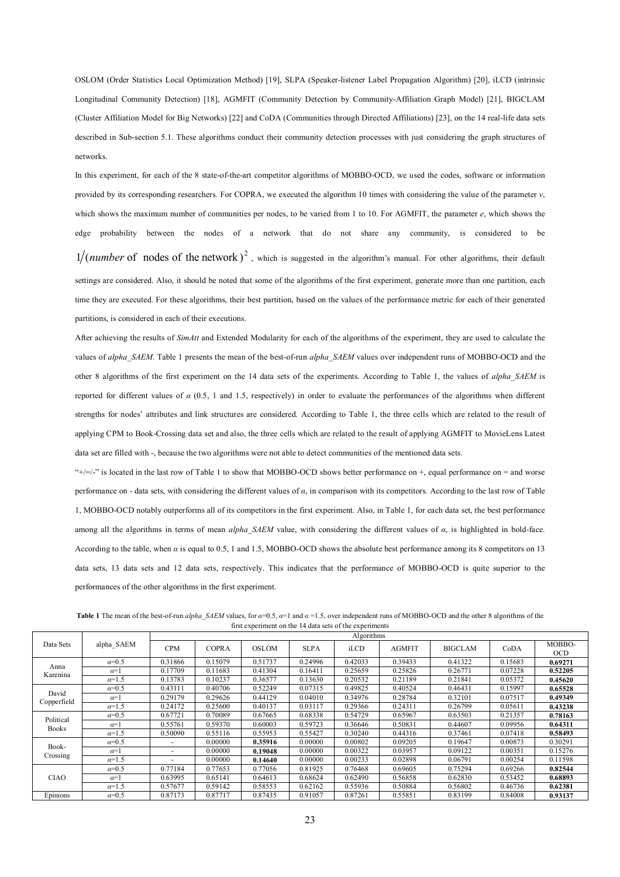OSLOM (Order Statistics Local Optimization Method) [19], SLPA (Speaker-listener Label Propagation Algorithm) [20], iLCD (intrinsic Longitudinal Community Detection) [18], AGMFIT (Community Detection by Community-Affiliation Graph Model) [21], BIGCLAM (Cluster Affiliation Model for Big Networks) [22] and CoDA (Communities through Directed Affiliations) [23], on the 14 real-life data sets described in Sub-section 5.1. These algorithms conduct their community detection processes with just considering the graph structures of networks.

In this experiment, for each of the 8 state-of-the-art competitor algorithms of MOBBO-OCD, we used the codes, software or information provided by its corresponding researchers. For COPRA, we executed the algorithm 10 times with considering the value of the parameter *v*, which shows the maximum number of communities per nodes, to be varied from 1 to 10. For AGMFIT, the parameter *e*, which shows the edge probability between the nodes of a network that do not share any community, is considered to be $1/(\textit{number}\text{ of nodes of the network})^2$, which is suggested in the algorithm's manual. For other algorithms, their default settings are considered. Also, it should be noted that some of the algorithms of the first experiment, generate more than one partition, each time they are executed. For these algorithms, their best partition, based on the values of the performance metric for each of their generated partitions, is considered in each of their executions.

After achieving the results of *SimAtt* and Extended Modularity for each of the algorithms of the experiment, they are used to calculate the values of *alpha_SAEM*. Table 1 presents the mean of the best-of-run *alpha_SAEM* values over independent runs of MOBBO-OCD and the other 8 algorithms of the first experiment on the 14 data sets of the experiments. According to Table 1, the values of *alpha_SAEM* is reported for different values of $\alpha$ (0.5, 1 and 1.5, respectively) in order to evaluate the performances of the algorithms when different strengths for nodes' attributes and link structures are considered. According to Table 1, the three cells which are related to the result of applying CPM to Book-Crossing data set and also, the three cells which are related to the result of applying AGMFIT to MovieLens Latest data set are filled with -, because the two algorithms were not able to detect communities of the mentioned data sets.

"+/=/-" is located in the last row of Table 1 to show that MOBBO-OCD shows better performance on +, equal performance on = and worse performance on - data sets, with considering the different values of $\alpha$, in comparison with its competitors. According to the last row of Table 1, MOBBO-OCD notably outperforms all of its competitors in the first experiment. Also, in Table 1, for each data set, the best performance among all the algorithms in terms of mean *alpha_SAEM* value, with considering the different values of $\alpha$, is highlighted in bold-face. According to the table, when $\alpha$ is equal to 0.5, 1 and 1.5, MOBBO-OCD shows the absolute best performance among its 8 competitors on 13 data sets, 13 data sets and 12 data sets, respectively. This indicates that the performance of MOBBO-OCD is quite superior to the performances of the other algorithms in the first experiment.

**Table 1** The mean of the best-of-run *alpha_SAEM* values, for $\alpha$=0.5, $\alpha$=1 and $\alpha$ =1.5, over independent runs of MOBBO-OCD and the other 8 algorithms of the first experiment on the 14 data sets of the experiments

| Data Sets | alpha_SAEM | Algorithms | | | | | | | | |
|---|---|---|---|---|---|---|---|---|---|---|
| | | CPM | COPRA | OSLOM | SLPA | iLCD | AGMFIT | BIGCLAM | CoDA | MOBBO-OCD |
| Anna Karenina | $\alpha$=0.5 | 0.31866 | 0.15079 | 0.51737 | 0.24996 | 0.42033 | 0.39433 | 0.41322 | 0.15683 | **0.69271** |
| | $\alpha$=1 | 0.17709 | 0.11683 | 0.41304 | 0.16411 | 0.25659 | 0.25826 | 0.26771 | 0.07228 | **0.52205** |
| | $\alpha$=1.5 | 0.13783 | 0.10237 | 0.36577 | 0.13630 | 0.20532 | 0.21189 | 0.21841 | 0.05372 | **0.45620** |
| David Copperfield | $\alpha$=0.5 | 0.43111 | 0.40706 | 0.52249 | 0.07315 | 0.49825 | 0.40524 | 0.46431 | 0.15997 | **0.65528** |
| | $\alpha$=1 | 0.29179 | 0.29626 | 0.44129 | 0.04010 | 0.34976 | 0.28784 | 0.32101 | 0.07517 | **0.49349** |
| | $\alpha$=1.5 | 0.24172 | 0.25600 | 0.40137 | 0.03117 | 0.29366 | 0.24311 | 0.26799 | 0.05611 | **0.43238** |
| Political Books | $\alpha$=0.5 | 0.67721 | 0.70089 | 0.67665 | 0.68338 | 0.54729 | 0.65967 | 0.63503 | 0.21357 | **0.78163** |
| | $\alpha$=1 | 0.55761 | 0.59370 | 0.60003 | 0.59723 | 0.36646 | 0.50831 | 0.44607 | 0.09956 | **0.64311** |
| | $\alpha$=1.5 | 0.50090 | 0.55116 | 0.55953 | 0.55427 | 0.30240 | 0.44316 | 0.37461 | 0.07418 | **0.58493** |
| Book-Crossing | $\alpha$=0.5 | - | 0.00000 | **0.35916** | 0.00000 | 0.00802 | 0.09205 | 0.19647 | 0.00873 | 0.30291 |
| | $\alpha$=1 | - | 0.00000 | **0.19048** | 0.00000 | 0.00322 | 0.03957 | 0.09122 | 0.00351 | 0.15276 |
| | $\alpha$=1.5 | - | 0.00000 | **0.14640** | 0.00000 | 0.00233 | 0.02898 | 0.06791 | 0.00254 | 0.11598 |
| CIAO | $\alpha$=0.5 | 0.77184 | 0.77653 | 0.77056 | 0.81925 | 0.76468 | 0.69605 | 0.75294 | 0.69266 | **0.82544** |
| | $\alpha$=1 | 0.63995 | 0.65141 | 0.64613 | 0.68624 | 0.62490 | 0.56858 | 0.62830 | 0.53452 | **0.68893** |
| | $\alpha$=1.5 | 0.57677 | 0.59142 | 0.58553 | 0.62162 | 0.55936 | 0.50884 | 0.56802 | 0.46736 | **0.62381** |
| Epinions | $\alpha$=0.5 | 0.87173 | 0.87717 | 0.87435 | 0.91057 | 0.87261 | 0.55851 | 0.83199 | 0.84008 | **0.93137** |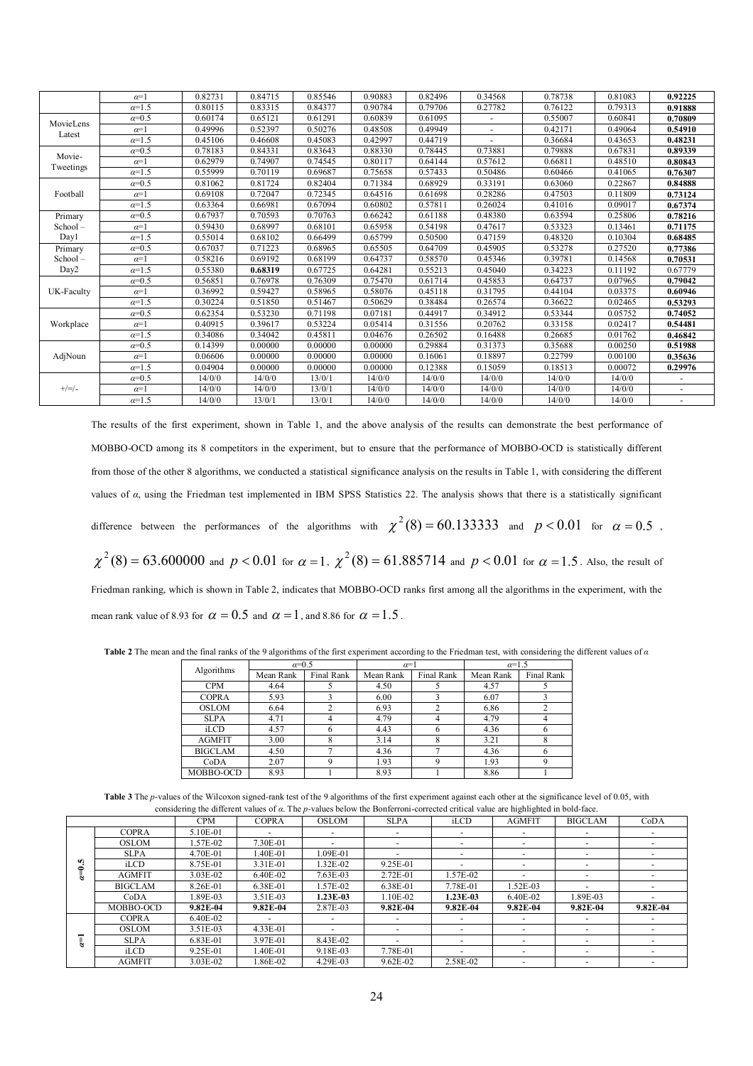| | | CPM | COPRA | OSLOM | SLPA | iLCD | AGMFIT | BIGCLAM | CoDA | MOBBO-OCD |
|---|---|---|---|---|---|---|---|---|---|---|
| | $\alpha$=1 | 0.82731 | 0.84715 | 0.85546 | 0.90883 | 0.82496 | 0.34568 | 0.78738 | 0.81083 | **0.92225** |
| | $\alpha$=1.5 | 0.80115 | 0.83315 | 0.84377 | 0.90784 | 0.79706 | 0.27782 | 0.76122 | 0.79313 | **0.91888** |
| MovieLens Latest | $\alpha$=0.5 | 0.60174 | 0.65121 | 0.61291 | 0.60839 | 0.61095 | - | 0.55007 | 0.60841 | **0.70809** |
| | $\alpha$=1 | 0.49996 | 0.52397 | 0.50276 | 0.48508 | 0.49949 | - | 0.42171 | 0.49064 | **0.54910** |
| | $\alpha$=1.5 | 0.45106 | 0.46608 | 0.45083 | 0.42997 | 0.44719 | - | 0.36684 | 0.43653 | **0.48231** |
| Movie-Tweetings | $\alpha$=0.5 | 0.78183 | 0.84331 | 0.83643 | 0.88330 | 0.78445 | 0.73881 | 0.79888 | 0.67831 | **0.89339** |
| | $\alpha$=1 | 0.62979 | 0.74907 | 0.74545 | 0.80117 | 0.64144 | 0.57612 | 0.66811 | 0.48510 | **0.80843** |
| | $\alpha$=1.5 | 0.55999 | 0.70119 | 0.69687 | 0.75658 | 0.57433 | 0.50486 | 0.60466 | 0.41065 | **0.76307** |
| Football | $\alpha$=0.5 | 0.81062 | 0.81724 | 0.82404 | 0.71384 | 0.68929 | 0.33191 | 0.63060 | 0.22867 | **0.84888** |
| | $\alpha$=1 | 0.69108 | 0.72047 | 0.72345 | 0.64516 | 0.61698 | 0.28286 | 0.47503 | 0.11809 | **0.73124** |
| | $\alpha$=1.5 | 0.63364 | 0.66981 | 0.67094 | 0.60802 | 0.57811 | 0.26024 | 0.41016 | 0.09017 | **0.67374** |
| Primary School – Day1 | $\alpha$=0.5 | 0.67937 | 0.70593 | 0.70763 | 0.66242 | 0.61188 | 0.48380 | 0.63594 | 0.25806 | **0.78216** |
| | $\alpha$=1 | 0.59430 | 0.68997 | 0.68101 | 0.65958 | 0.54198 | 0.47617 | 0.53323 | 0.13461 | **0.71175** |
| | $\alpha$=1.5 | 0.55014 | 0.68102 | 0.66499 | 0.65799 | 0.50500 | 0.47159 | 0.48320 | 0.10304 | **0.68485** |
| Primary School – Day2 | $\alpha$=0.5 | 0.67037 | 0.71223 | 0.68965 | 0.65505 | 0.64709 | 0.45905 | 0.53278 | 0.27520 | **0.77386** |
| | $\alpha$=1 | 0.58216 | 0.69192 | 0.68199 | 0.64737 | 0.58570 | 0.45346 | 0.39781 | 0.14568 | **0.70531** |
| | $\alpha$=1.5 | 0.55380 | **0.68319** | 0.67725 | 0.64281 | 0.55213 | 0.45040 | 0.34223 | 0.11192 | 0.67779 |
| UK-Faculty | $\alpha$=0.5 | 0.56851 | 0.76978 | 0.76309 | 0.75470 | 0.61714 | 0.45853 | 0.64737 | 0.07965 | **0.79042** |
| | $\alpha$=1 | 0.36992 | 0.59427 | 0.58965 | 0.58076 | 0.45118 | 0.31795 | 0.44104 | 0.03375 | **0.60946** |
| | $\alpha$=1.5 | 0.30224 | 0.51850 | 0.51467 | 0.50629 | 0.38484 | 0.26574 | 0.36622 | 0.02465 | **0.53293** |
| Workplace | $\alpha$=0.5 | 0.62354 | 0.53230 | 0.71198 | 0.07181 | 0.44917 | 0.34912 | 0.53344 | 0.05752 | **0.74052** |
| | $\alpha$=1 | 0.40915 | 0.39617 | 0.53224 | 0.05414 | 0.31556 | 0.20762 | 0.33158 | 0.02417 | **0.54481** |
| | $\alpha$=1.5 | 0.34086 | 0.34042 | 0.45811 | 0.04676 | 0.26502 | 0.16488 | 0.26685 | 0.01762 | **0.46842** |
| AdjNoun | $\alpha$=0.5 | 0.14399 | 0.00000 | 0.00000 | 0.00000 | 0.29884 | 0.31373 | 0.35688 | 0.00250 | **0.51988** |
| | $\alpha$=1 | 0.06606 | 0.00000 | 0.00000 | 0.00000 | 0.16061 | 0.18897 | 0.22799 | 0.00100 | **0.35636** |
| | $\alpha$=1.5 | 0.04904 | 0.00000 | 0.00000 | 0.00000 | 0.12388 | 0.15059 | 0.18513 | 0.00072 | **0.29976** |
| +/=/- | $\alpha$=0.5 | 14/0/0 | 14/0/0 | 13/0/1 | 14/0/0 | 14/0/0 | 14/0/0 | 14/0/0 | 14/0/0 | - |
| | $\alpha$=1 | 14/0/0 | 14/0/0 | 13/0/1 | 14/0/0 | 14/0/0 | 14/0/0 | 14/0/0 | 14/0/0 | - |
| | $\alpha$=1.5 | 14/0/0 | 13/0/1 | 13/0/1 | 14/0/0 | 14/0/0 | 14/0/0 | 14/0/0 | 14/0/0 | - |

The results of the first experiment, shown in Table 1, and the above analysis of the results can demonstrate the best performance of MOBBO-OCD among its 8 competitors in the experiment, but to ensure that the performance of MOBBO-OCD is statistically different from those of the other 8 algorithms, we conducted a statistical significance analysis on the results in Table 1, with considering the different values of $\alpha$, using the Friedman test implemented in IBM SPSS Statistics 22. The analysis shows that there is a statistically significant difference between the performances of the algorithms with $\chi^2(8) = 60.133333$ and $p < 0.01$ for $\alpha = 0.5$, $\chi^2(8) = 63.600000$ and $p < 0.01$ for $\alpha = 1$, $\chi^2(8) = 61.885714$ and $p < 0.01$ for $\alpha = 1.5$. Also, the result of Friedman ranking, which is shown in Table 2, indicates that MOBBO-OCD ranks first among all the algorithms in the experiment, with the mean rank value of 8.93 for $\alpha = 0.5$ and $\alpha = 1$, and 8.86 for $\alpha = 1.5$.

**Table 2** The mean and the final ranks of the 9 algorithms of the first experiment according to the Friedman test, with considering the different values of $\alpha$

| Algorithms | $\alpha$=0.5 | | $\alpha$=1 | | $\alpha$=1.5 | |
|---|---|---|---|---|---|---|
| | Mean Rank | Final Rank | Mean Rank | Final Rank | Mean Rank | Final Rank |
| CPM | 4.64 | 5 | 4.50 | 5 | 4.57 | 5 |
| COPRA | 5.93 | 3 | 6.00 | 3 | 6.07 | 3 |
| OSLOM | 6.64 | 2 | 6.93 | 2 | 6.86 | 2 |
| SLPA | 4.71 | 4 | 4.79 | 4 | 4.79 | 4 |
| iLCD | 4.57 | 6 | 4.43 | 6 | 4.36 | 6 |
| AGMFIT | 3.00 | 8 | 3.14 | 8 | 3.21 | 8 |
| BIGCLAM | 4.50 | 7 | 4.36 | 7 | 4.36 | 6 |
| CoDA | 2.07 | 9 | 1.93 | 9 | 1.93 | 9 |
| MOBBO-OCD | 8.93 | 1 | 8.93 | 1 | 8.86 | 1 |

**Table 3** The $p$-values of the Wilcoxon signed-rank test of the 9 algorithms of the first experiment against each other at the significance level of 0.05, with considering the different values of $\alpha$. The $p$-values below the Bonferroni-corrected critical value are highlighted in bold-face.

| | | CPM | COPRA | OSLOM | SLPA | iLCD | AGMFIT | BIGCLAM | CoDA |
|---|---|---|---|---|---|---|---|---|---|
| $\alpha$=0.5 | COPRA | 5.10E-01 | - | - | - | - | - | - | - |
| | OSLOM | 1.57E-02 | 7.30E-01 | - | - | - | - | - | - |
| | SLPA | 4.70E-01 | 1.40E-01 | 1.09E-01 | - | - | - | - | - |
| | iLCD | 8.75E-01 | 3.31E-01 | 1.32E-02 | 9.25E-01 | - | - | - | - |
| | AGMFIT | 3.03E-02 | 6.40E-02 | 7.63E-03 | 2.72E-01 | 1.57E-02 | - | - | - |
| | BIGCLAM | 8.26E-01 | 6.38E-01 | 1.57E-02 | 6.38E-01 | 7.78E-01 | 1.52E-03 | - | - |
| | CoDA | 1.89E-03 | 3.51E-03 | **1.23E-03** | 1.10E-02 | **1.23E-03** | 6.40E-02 | 1.89E-03 | - |
| | MOBBO-OCD | **9.82E-04** | **9.82E-04** | 2.87E-03 | **9.82E-04** | **9.82E-04** | **9.82E-04** | **9.82E-04** | **9.82E-04** |
| $\alpha$=1 | COPRA | 6.40E-02 | - | - | - | - | - | - | - |
| | OSLOM | 3.51E-03 | 4.33E-01 | - | - | - | - | - | - |
| | SLPA | 6.83E-01 | 3.97E-01 | 8.43E-02 | - | - | - | - | - |
| | iLCD | 9.25E-01 | 1.40E-01 | 9.18E-03 | 7.78E-01 | - | - | - | - |
| | AGMFIT | 3.03E-02 | 1.86E-02 | 4.29E-03 | 9.62E-02 | 2.58E-02 | - | - | - |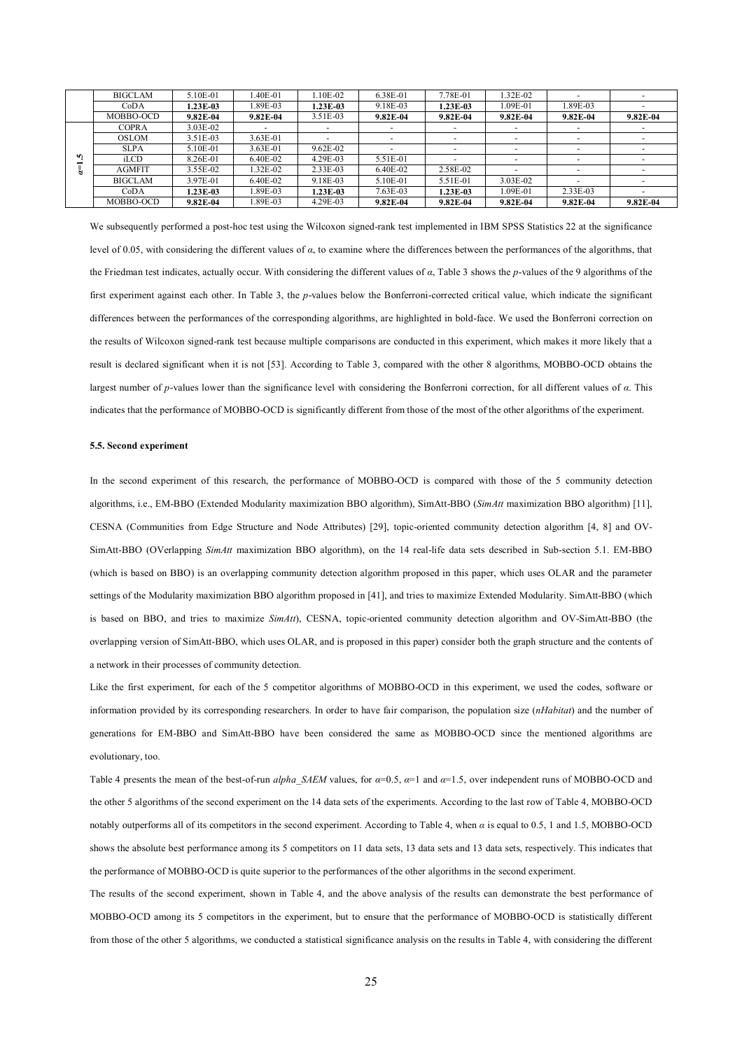| | BIGCLAM | 5.10E-01 | 1.40E-01 | 1.10E-02 | 6.38E-01 | 7.78E-01 | 1.32E-02 | - | - |
|---|---|---|---|---|---|---|---|---|---|
| | CoDA | **1.23E-03** | 1.89E-03 | **1.23E-03** | 9.18E-03 | **1.23E-03** | 1.09E-01 | 1.89E-03 | - |
| | MOBBO-OCD | **9.82E-04** | **9.82E-04** | 3.51E-03 | **9.82E-04** | **9.82E-04** | **9.82E-04** | **9.82E-04** | **9.82E-04** |
| $\alpha$=1.5 | COPRA | 3.03E-02 | - | - | - | - | - | - | - |
| | OSLOM | 3.51E-03 | 3.63E-01 | - | - | - | - | - | - |
| | SLPA | 5.10E-01 | 3.63E-01 | 9.62E-02 | - | - | - | - | - |
| | iLCD | 8.26E-01 | 6.40E-02 | 4.29E-03 | 5.51E-01 | - | - | - | - |
| | AGMFIT | 3.55E-02 | 1.32E-02 | 2.33E-03 | 6.40E-02 | 2.58E-02 | - | - | - |
| | BIGCLAM | 3.97E-01 | 6.40E-02 | 9.18E-03 | 5.10E-01 | 5.51E-01 | 3.03E-02 | - | - |
| | CoDA | **1.23E-03** | 1.89E-03 | **1.23E-03** | 7.63E-03 | **1.23E-03** | 1.09E-01 | 2.33E-03 | - |
| | MOBBO-OCD | **9.82E-04** | 1.89E-03 | 4.29E-03 | **9.82E-04** | **9.82E-04** | **9.82E-04** | **9.82E-04** | **9.82E-04** |

We subsequently performed a post-hoc test using the Wilcoxon signed-rank test implemented in IBM SPSS Statistics 22 at the significance level of 0.05, with considering the different values of $\alpha$, to examine where the differences between the performances of the algorithms, that the Friedman test indicates, actually occur. With considering the different values of $\alpha$, Table 3 shows the $p$-values of the 9 algorithms of the first experiment against each other. In Table 3, the $p$-values below the Bonferroni-corrected critical value, which indicate the significant differences between the performances of the corresponding algorithms, are highlighted in bold-face. We used the Bonferroni correction on the results of Wilcoxon signed-rank test because multiple comparisons are conducted in this experiment, which makes it more likely that a result is declared significant when it is not [53]. According to Table 3, compared with the other 8 algorithms, MOBBO-OCD obtains the largest number of $p$-values lower than the significance level with considering the Bonferroni correction, for all different values of $\alpha$. This indicates that the performance of MOBBO-OCD is significantly different from those of the most of the other algorithms of the experiment.

#### 5.5. Second experiment

In the second experiment of this research, the performance of MOBBO-OCD is compared with those of the 5 community detection algorithms, i.e., EM-BBO (Extended Modularity maximization BBO algorithm), SimAtt-BBO (*SimAtt* maximization BBO algorithm) [11], CESNA (Communities from Edge Structure and Node Attributes) [29], topic-oriented community detection algorithm [4, 8] and OV-SimAtt-BBO (OVerlapping *SimAtt* maximization BBO algorithm), on the 14 real-life data sets described in Sub-section 5.1. EM-BBO (which is based on BBO) is an overlapping community detection algorithm proposed in this paper, which uses OLAR and the parameter settings of the Modularity maximization BBO algorithm proposed in [41], and tries to maximize Extended Modularity. SimAtt-BBO (which is based on BBO, and tries to maximize *SimAtt*), CESNA, topic-oriented community detection algorithm and OV-SimAtt-BBO (the overlapping version of SimAtt-BBO, which uses OLAR, and is proposed in this paper) consider both the graph structure and the contents of a network in their processes of community detection.

Like the first experiment, for each of the 5 competitor algorithms of MOBBO-OCD in this experiment, we used the codes, software or information provided by its corresponding researchers. In order to have fair comparison, the population size (*nHabitat*) and the number of generations for EM-BBO and SimAtt-BBO have been considered the same as MOBBO-OCD since the mentioned algorithms are evolutionary, too.

Table 4 presents the mean of the best-of-run *alpha_SAEM* values, for $\alpha$=0.5, $\alpha$=1 and $\alpha$=1.5, over independent runs of MOBBO-OCD and the other 5 algorithms of the second experiment on the 14 data sets of the experiments. According to the last row of Table 4, MOBBO-OCD notably outperforms all of its competitors in the second experiment. According to Table 4, when $\alpha$ is equal to 0.5, 1 and 1.5, MOBBO-OCD shows the absolute best performance among its 5 competitors on 11 data sets, 13 data sets and 13 data sets, respectively. This indicates that the performance of MOBBO-OCD is quite superior to the performances of the other algorithms in the second experiment.

The results of the second experiment, shown in Table 4, and the above analysis of the results can demonstrate the best performance of MOBBO-OCD among its 5 competitors in the experiment, but to ensure that the performance of MOBBO-OCD is statistically different from those of the other 5 algorithms, we conducted a statistical significance analysis on the results in Table 4, with considering the different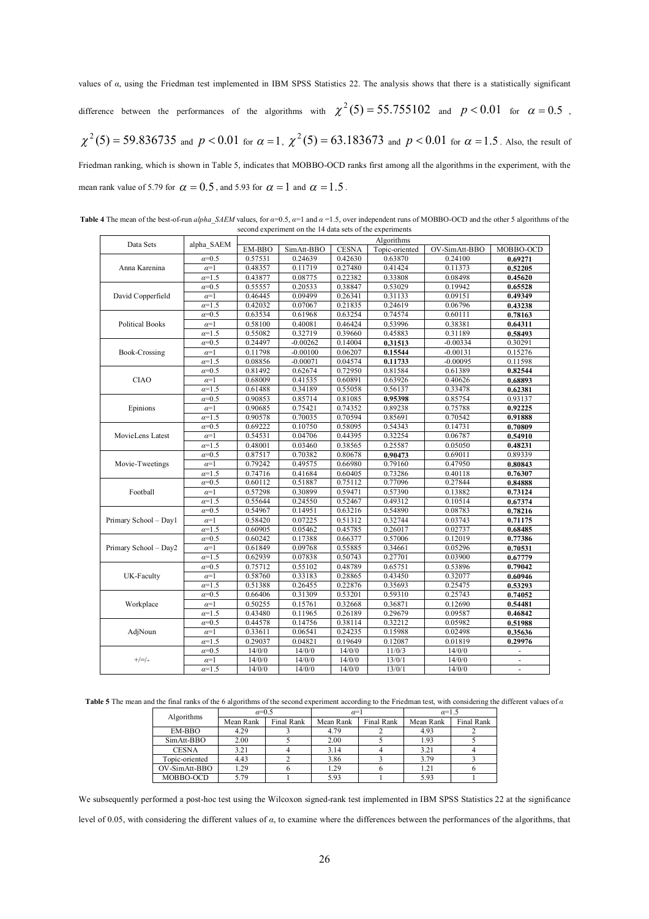values of $\alpha$, using the Friedman test implemented in IBM SPSS Statistics 22. The analysis shows that there is a statistically significant difference between the performances of the algorithms with $\chi^2(5) = 55.755102$ and $p < 0.01$ for $\alpha = 0.5$, $\chi^2(5) = 59.836735$ and $p < 0.01$ for $\alpha = 1$, $\chi^2(5) = 63.183673$ and $p < 0.01$ for $\alpha = 1.5$. Also, the result of Friedman ranking, which is shown in Table 5, indicates that MOBBO-OCD ranks first among all the algorithms in the experiment, with the mean rank value of 5.79 for $\alpha = 0.5$, and 5.93 for $\alpha = 1$ and $\alpha = 1.5$.

**Table 4** The mean of the best-of-run *alpha_SAEM* values, for $\alpha$=0.5, $\alpha$=1 and $\alpha$ =1.5, over independent runs of MOBBO-OCD and the other 5 algorithms of the second experiment on the 14 data sets of the experiments

| Data Sets | alpha_SAEM | Algorithms | | | | | |
|---|---|---|---|---|---|---|---|
| | | EM-BBO | SimAtt-BBO | CESNA | Topic-oriented | OV-SimAtt-BBO | MOBBO-OCD |
| Anna Karenina | $\alpha$=0.5 | 0.57531 | 0.24639 | 0.42630 | 0.63870 | 0.24100 | **0.69271** |
| | $\alpha$=1 | 0.48357 | 0.11719 | 0.27480 | 0.41424 | 0.11373 | **0.52205** |
| | $\alpha$=1.5 | 0.43877 | 0.08775 | 0.22382 | 0.33808 | 0.08498 | **0.45620** |
| David Copperfield | $\alpha$=0.5 | 0.55557 | 0.20533 | 0.38847 | 0.53029 | 0.19942 | **0.65528** |
| | $\alpha$=1 | 0.46445 | 0.09499 | 0.26341 | 0.31133 | 0.09151 | **0.49349** |
| | $\alpha$=1.5 | 0.42032 | 0.07067 | 0.21835 | 0.24619 | 0.06796 | **0.43238** |
| Political Books | $\alpha$=0.5 | 0.63534 | 0.61968 | 0.63254 | 0.74574 | 0.60111 | **0.78163** |
| | $\alpha$=1 | 0.58100 | 0.40081 | 0.46424 | 0.53996 | 0.38381 | **0.64311** |
| | $\alpha$=1.5 | 0.55082 | 0.32719 | 0.39660 | 0.45883 | 0.31189 | **0.58493** |
| Book-Crossing | $\alpha$=0.5 | 0.24497 | -0.00262 | 0.14004 | **0.31513** | -0.00334 | 0.30291 |
| | $\alpha$=1 | 0.11798 | -0.00100 | 0.06207 | **0.15544** | -0.00131 | 0.15276 |
| | $\alpha$=1.5 | 0.08856 | -0.00071 | 0.04574 | **0.11733** | -0.00095 | 0.11598 |
| CIAO | $\alpha$=0.5 | 0.81492 | 0.62674 | 0.72950 | 0.81584 | 0.61389 | **0.82544** |
| | $\alpha$=1 | 0.68009 | 0.41535 | 0.60891 | 0.63926 | 0.40626 | **0.68893** |
| | $\alpha$=1.5 | 0.61488 | 0.34189 | 0.55058 | 0.56137 | 0.33478 | **0.62381** |
| Epinions | $\alpha$=0.5 | 0.90853 | 0.85714 | 0.81085 | **0.95398** | 0.85754 | 0.93137 |
| | $\alpha$=1 | 0.90685 | 0.75421 | 0.74352 | 0.89238 | 0.75788 | **0.92225** |
| | $\alpha$=1.5 | 0.90578 | 0.70035 | 0.70594 | 0.85691 | 0.70542 | **0.91888** |
| MovieLens Latest | $\alpha$=0.5 | 0.69222 | 0.10750 | 0.58095 | 0.54343 | 0.14731 | **0.70809** |
| | $\alpha$=1 | 0.54531 | 0.04706 | 0.44395 | 0.32254 | 0.06787 | **0.54910** |
| | $\alpha$=1.5 | 0.48001 | 0.03460 | 0.38565 | 0.25587 | 0.05050 | **0.48231** |
| Movie-Tweetings | $\alpha$=0.5 | 0.87517 | 0.70382 | 0.80678 | **0.90473** | 0.69011 | 0.89339 |
| | $\alpha$=1 | 0.79242 | 0.49575 | 0.66980 | 0.79160 | 0.47950 | **0.80843** |
| | $\alpha$=1.5 | 0.74716 | 0.41684 | 0.60405 | 0.73286 | 0.40118 | **0.76307** |
| Football | $\alpha$=0.5 | 0.60112 | 0.51887 | 0.75112 | 0.77096 | 0.27844 | **0.84888** |
| | $\alpha$=1 | 0.57298 | 0.30899 | 0.59471 | 0.57390 | 0.13882 | **0.73124** |
| | $\alpha$=1.5 | 0.55644 | 0.24550 | 0.52467 | 0.49312 | 0.10514 | **0.67374** |
| Primary School – Day1 | $\alpha$=0.5 | 0.54967 | 0.14951 | 0.63216 | 0.54890 | 0.08783 | **0.78216** |
| | $\alpha$=1 | 0.58420 | 0.07225 | 0.51312 | 0.32744 | 0.03743 | **0.71175** |
| | $\alpha$=1.5 | 0.60905 | 0.05462 | 0.45785 | 0.26017 | 0.02737 | **0.68485** |
| Primary School – Day2 | $\alpha$=0.5 | 0.60242 | 0.17388 | 0.66377 | 0.57006 | 0.12019 | **0.77386** |
| | $\alpha$=1 | 0.61849 | 0.09768 | 0.55885 | 0.34661 | 0.05296 | **0.70531** |
| | $\alpha$=1.5 | 0.62939 | 0.07838 | 0.50743 | 0.27701 | 0.03900 | **0.67779** |
| UK-Faculty | $\alpha$=0.5 | 0.75712 | 0.55102 | 0.48789 | 0.65751 | 0.53896 | **0.79042** |
| | $\alpha$=1 | 0.58760 | 0.33183 | 0.28865 | 0.43450 | 0.32077 | **0.60946** |
| | $\alpha$=1.5 | 0.51388 | 0.26455 | 0.22876 | 0.35693 | 0.25475 | **0.53293** |
| Workplace | $\alpha$=0.5 | 0.66406 | 0.31309 | 0.53201 | 0.59310 | 0.25743 | **0.74052** |
| | $\alpha$=1 | 0.50255 | 0.15761 | 0.32668 | 0.36871 | 0.12690 | **0.54481** |
| | $\alpha$=1.5 | 0.43480 | 0.11965 | 0.26189 | 0.29679 | 0.09587 | **0.46842** |
| AdjNoun | $\alpha$=0.5 | 0.44578 | 0.14756 | 0.38114 | 0.32212 | 0.05982 | **0.51988** |
| | $\alpha$=1 | 0.33611 | 0.06541 | 0.24235 | 0.15988 | 0.02498 | **0.35636** |
| | $\alpha$=1.5 | 0.29037 | 0.04821 | 0.19649 | 0.12087 | 0.01819 | **0.29976** |
| +/=/- | $\alpha$=0.5 | 14/0/0 | 14/0/0 | 14/0/0 | 11/0/3 | 14/0/0 | - |
| | $\alpha$=1 | 14/0/0 | 14/0/0 | 14/0/0 | 13/0/1 | 14/0/0 | - |
| | $\alpha$=1.5 | 14/0/0 | 14/0/0 | 14/0/0 | 13/0/1 | 14/0/0 | - |

**Table 5** The mean and the final ranks of the 6 algorithms of the second experiment according to the Friedman test, with considering the different values of $\alpha$

| Algorithms | $\alpha$=0.5 | | $\alpha$=1 | | $\alpha$=1.5 | |
|---|---|---|---|---|---|---|
| | Mean Rank | Final Rank | Mean Rank | Final Rank | Mean Rank | Final Rank |
| EM-BBO | 4.29 | 3 | 4.79 | 2 | 4.93 | 2 |
| SimAtt-BBO | 2.00 | 5 | 2.00 | 5 | 1.93 | 5 |
| CESNA | 3.21 | 4 | 3.14 | 4 | 3.21 | 4 |
| Topic-oriented | 4.43 | 2 | 3.86 | 3 | 3.79 | 3 |
| OV-SimAtt-BBO | 1.29 | 6 | 1.29 | 6 | 1.21 | 6 |
| MOBBO-OCD | 5.79 | 1 | 5.93 | 1 | 5.93 | 1 |

We subsequently performed a post-hoc test using the Wilcoxon signed-rank test implemented in IBM SPSS Statistics 22 at the significance level of 0.05, with considering the different values of $\alpha$, to examine where the differences between the performances of the algorithms, that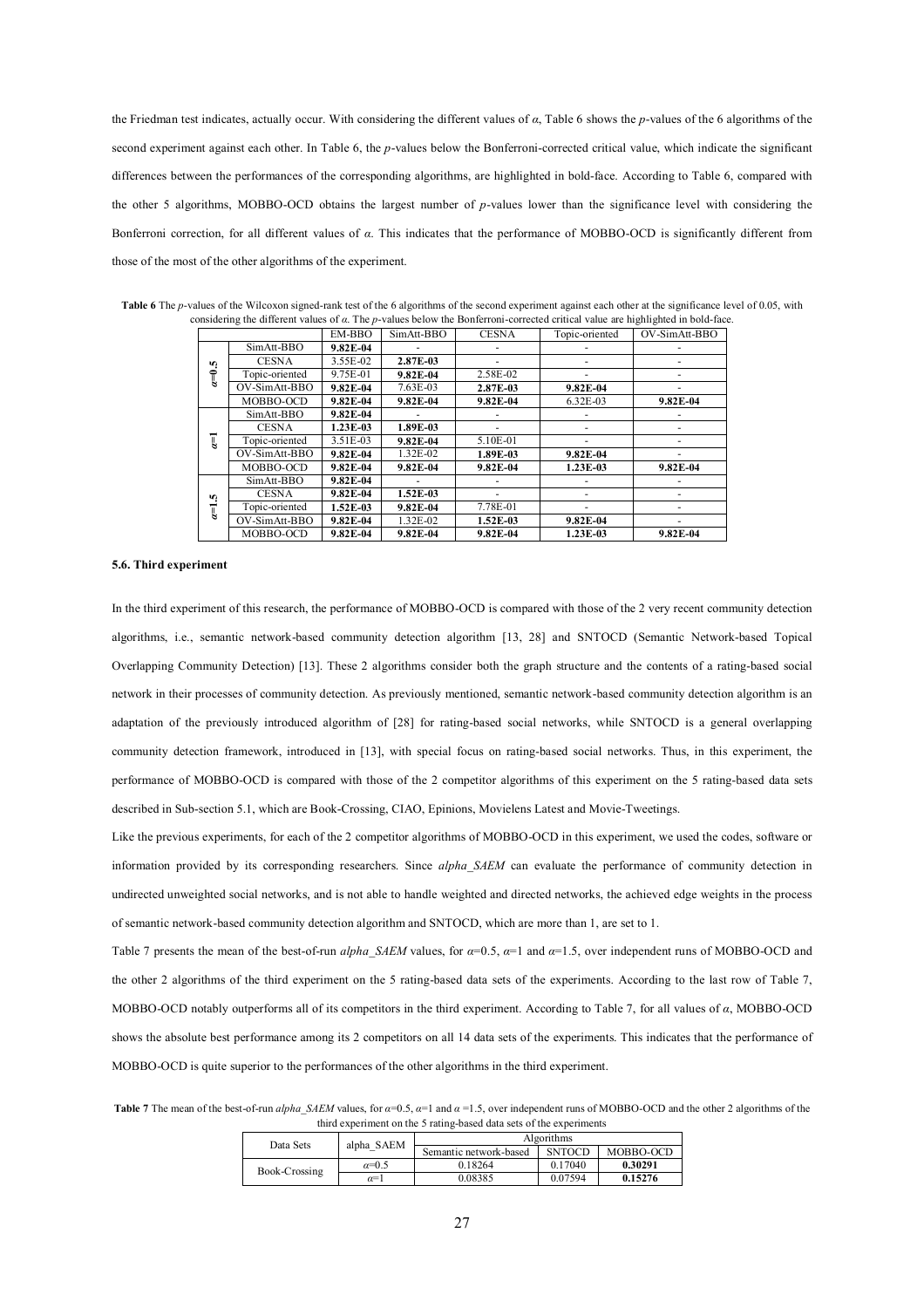the Friedman test indicates, actually occur. With considering the different values of $\alpha$, Table 6 shows the $p$-values of the 6 algorithms of the second experiment against each other. In Table 6, the $p$-values below the Bonferroni-corrected critical value, which indicate the significant differences between the performances of the corresponding algorithms, are highlighted in bold-face. According to Table 6, compared with the other 5 algorithms, MOBBO-OCD obtains the largest number of $p$-values lower than the significance level with considering the Bonferroni correction, for all different values of $\alpha$. This indicates that the performance of MOBBO-OCD is significantly different from those of the most of the other algorithms of the experiment.

**Table 6** The $p$-values of the Wilcoxon signed-rank test of the 6 algorithms of the second experiment against each other at the significance level of 0.05, with considering the different values of $\alpha$. The $p$-values below the Bonferroni-corrected critical value are highlighted in bold-face.

| | | EM-BBO | SimAtt-BBO | CESNA | Topic-oriented | OV-SimAtt-BBO |
|---|---|---|---|---|---|---|
| $\alpha$=0.5 | SimAtt-BBO | **9.82E-04** | - | - | - | - |
| | CESNA | 3.55E-02 | **2.87E-03** | - | - | - |
| | Topic-oriented | 9.75E-01 | **9.82E-04** | 2.58E-02 | - | - |
| | OV-SimAtt-BBO | **9.82E-04** | 7.63E-03 | **2.87E-03** | **9.82E-04** | - |
| | MOBBO-OCD | **9.82E-04** | **9.82E-04** | **9.82E-04** | 6.32E-03 | **9.82E-04** |
| $\alpha$=1 | SimAtt-BBO | **9.82E-04** | - | - | - | - |
| | CESNA | **1.23E-03** | **1.89E-03** | - | - | - |
| | Topic-oriented | 3.51E-03 | **9.82E-04** | 5.10E-01 | - | - |
| | OV-SimAtt-BBO | **9.82E-04** | 1.32E-02 | **1.89E-03** | **9.82E-04** | - |
| | MOBBO-OCD | **9.82E-04** | **9.82E-04** | **9.82E-04** | **1.23E-03** | **9.82E-04** |
| $\alpha$=1.5 | SimAtt-BBO | **9.82E-04** | - | - | - | - |
| | CESNA | **9.82E-04** | **1.52E-03** | - | - | - |
| | Topic-oriented | **1.52E-03** | **9.82E-04** | 7.78E-01 | - | - |
| | OV-SimAtt-BBO | **9.82E-04** | 1.32E-02 | **1.52E-03** | **9.82E-04** | - |
| | MOBBO-OCD | **9.82E-04** | **9.82E-04** | **9.82E-04** | **1.23E-03** | **9.82E-04** |

### 5.6. Third experiment

In the third experiment of this research, the performance of MOBBO-OCD is compared with those of the 2 very recent community detection algorithms, i.e., semantic network-based community detection algorithm [13, 28] and SNTOCD (Semantic Network-based Topical Overlapping Community Detection) [13]. These 2 algorithms consider both the graph structure and the contents of a rating-based social network in their processes of community detection. As previously mentioned, semantic network-based community detection algorithm is an adaptation of the previously introduced algorithm of [28] for rating-based social networks, while SNTOCD is a general overlapping community detection framework, introduced in [13], with special focus on rating-based social networks. Thus, in this experiment, the performance of MOBBO-OCD is compared with those of the 2 competitor algorithms of this experiment on the 5 rating-based data sets described in Sub-section 5.1, which are Book-Crossing, CIAO, Epinions, Movielens Latest and Movie-Tweetings.

Like the previous experiments, for each of the 2 competitor algorithms of MOBBO-OCD in this experiment, we used the codes, software or information provided by its corresponding researchers. Since *alpha_SAEM* can evaluate the performance of community detection in undirected unweighted social networks, and is not able to handle weighted and directed networks, the achieved edge weights in the process of semantic network-based community detection algorithm and SNTOCD, which are more than 1, are set to 1.

Table 7 presents the mean of the best-of-run *alpha_SAEM* values, for $\alpha$=0.5, $\alpha$=1 and $\alpha$=1.5, over independent runs of MOBBO-OCD and the other 2 algorithms of the third experiment on the 5 rating-based data sets of the experiments. According to the last row of Table 7, MOBBO-OCD notably outperforms all of its competitors in the third experiment. According to Table 7, for all values of $\alpha$, MOBBO-OCD shows the absolute best performance among its 2 competitors on all 14 data sets of the experiments. This indicates that the performance of MOBBO-OCD is quite superior to the performances of the other algorithms in the third experiment.

**Table 7** The mean of the best-of-run *alpha_SAEM* values, for $\alpha$=0.5, $\alpha$=1 and $\alpha$ =1.5, over independent runs of MOBBO-OCD and the other 2 algorithms of the third experiment on the 5 rating-based data sets of the experiments

| Data Sets | alpha_SAEM | Algorithms | | |
|---|---|---|---|---|
| | | Semantic network-based | SNTOCD | MOBBO-OCD |
| Book-Crossing | $\alpha$=0.5 | 0.18264 | 0.17040 | **0.30291** |
| | $\alpha$=1 | 0.08385 | 0.07594 | **0.15276** |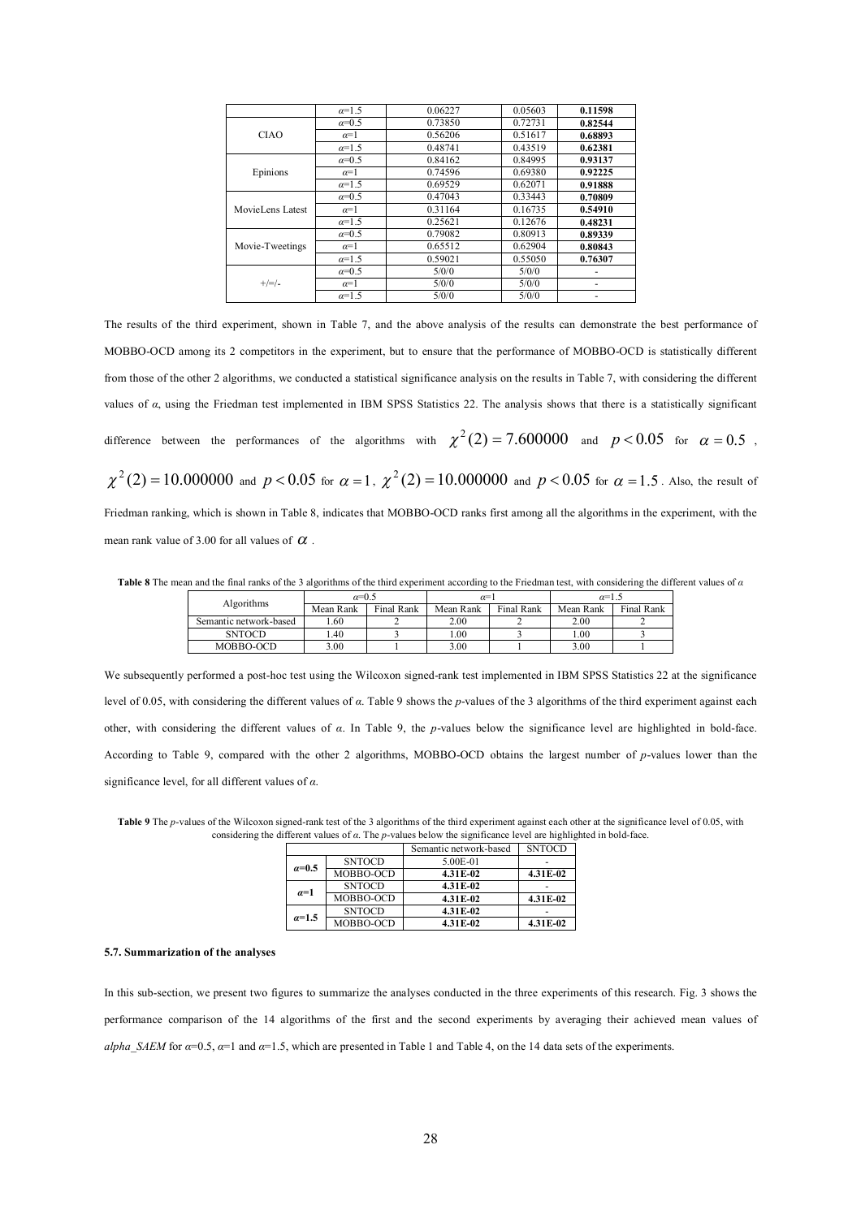|  | $\alpha$=1.5 | 0.06227 | 0.05603 | **0.11598** |
|---|---|---|---|---|
| CIAO | $\alpha$=0.5 | 0.73850 | 0.72731 | **0.82544** |
|  | $\alpha$=1 | 0.56206 | 0.51617 | **0.68893** |
|  | $\alpha$=1.5 | 0.48741 | 0.43519 | **0.62381** |
| Epinions | $\alpha$=0.5 | 0.84162 | 0.84995 | **0.93137** |
|  | $\alpha$=1 | 0.74596 | 0.69380 | **0.92225** |
|  | $\alpha$=1.5 | 0.69529 | 0.62071 | **0.91888** |
| MovieLens Latest | $\alpha$=0.5 | 0.47043 | 0.33443 | **0.70809** |
|  | $\alpha$=1 | 0.31164 | 0.16735 | **0.54910** |
|  | $\alpha$=1.5 | 0.25621 | 0.12676 | **0.48231** |
| Movie-Tweetings | $\alpha$=0.5 | 0.79082 | 0.80913 | **0.89339** |
|  | $\alpha$=1 | 0.65512 | 0.62904 | **0.80843** |
|  | $\alpha$=1.5 | 0.59021 | 0.55050 | **0.76307** |
| +/=/- | $\alpha$=0.5 | 5/0/0 | 5/0/0 | - |
|  | $\alpha$=1 | 5/0/0 | 5/0/0 | - |
|  | $\alpha$=1.5 | 5/0/0 | 5/0/0 | - |

The results of the third experiment, shown in Table 7, and the above analysis of the results can demonstrate the best performance of MOBBO-OCD among its 2 competitors in the experiment, but to ensure that the performance of MOBBO-OCD is statistically different from those of the other 2 algorithms, we conducted a statistical significance analysis on the results in Table 7, with considering the different values of $\alpha$, using the Friedman test implemented in IBM SPSS Statistics 22. The analysis shows that there is a statistically significant difference between the performances of the algorithms with $\chi^2(2) = 7.600000$ and $p < 0.05$ for $\alpha = 0.5$, $\chi^2(2) = 10.000000$ and $p < 0.05$ for $\alpha = 1$, $\chi^2(2) = 10.000000$ and $p < 0.05$ for $\alpha = 1.5$. Also, the result of Friedman ranking, which is shown in Table 8, indicates that MOBBO-OCD ranks first among all the algorithms in the experiment, with the mean rank value of 3.00 for all values of $\alpha$.

**Table 8** The mean and the final ranks of the 3 algorithms of the third experiment according to the Friedman test, with considering the different values of $\alpha$

| Algorithms | $\alpha$=0.5 |  | $\alpha$=1 |  | $\alpha$=1.5 |  |
|---|---|---|---|---|---|---|
|  | Mean Rank | Final Rank | Mean Rank | Final Rank | Mean Rank | Final Rank |
| Semantic network-based | 1.60 | 2 | 2.00 | 2 | 2.00 | 2 |
| SNTOCD | 1.40 | 3 | 1.00 | 3 | 1.00 | 3 |
| MOBBO-OCD | 3.00 | 1 | 3.00 | 1 | 3.00 | 1 |

We subsequently performed a post-hoc test using the Wilcoxon signed-rank test implemented in IBM SPSS Statistics 22 at the significance level of 0.05, with considering the different values of $\alpha$. Table 9 shows the *p*-values of the 3 algorithms of the third experiment against each other, with considering the different values of $\alpha$. In Table 9, the *p*-values below the significance level are highlighted in bold-face. According to Table 9, compared with the other 2 algorithms, MOBBO-OCD obtains the largest number of *p*-values lower than the significance level, for all different values of $\alpha$.

**Table 9** The *p*-values of the Wilcoxon signed-rank test of the 3 algorithms of the third experiment against each other at the significance level of 0.05, with considering the different values of $\alpha$. The *p*-values below the significance level are highlighted in bold-face.

|  |  | Semantic network-based | SNTOCD |
|---|---|---|---|
| **$\alpha$=0.5** | SNTOCD | 5.00E-01 | - |
|  | MOBBO-OCD | **4.31E-02** | **4.31E-02** |
| **$\alpha$=1** | SNTOCD | **4.31E-02** | - |
|  | MOBBO-OCD | **4.31E-02** | **4.31E-02** |
| **$\alpha$=1.5** | SNTOCD | **4.31E-02** | - |
|  | MOBBO-OCD | **4.31E-02** | **4.31E-02** |

#### 5.7. Summarization of the analyses

In this sub-section, we present two figures to summarize the analyses conducted in the three experiments of this research. Fig. 3 shows the performance comparison of the 14 algorithms of the first and the second experiments by averaging their achieved mean values of *alpha_SAEM* for $\alpha$=0.5, $\alpha$=1 and $\alpha$=1.5, which are presented in Table 1 and Table 4, on the 14 data sets of the experiments.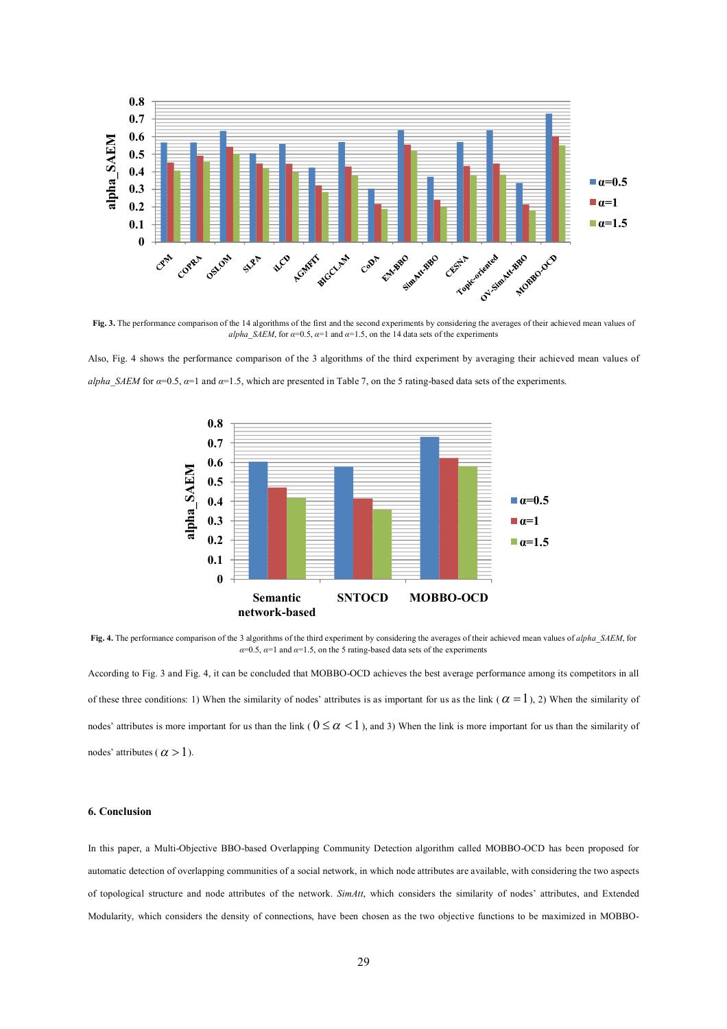**Fig. 3.** The performance comparison of the 14 algorithms of the first and the second experiments by considering the averages of their achieved mean values of *alpha_SAEM*, for $\alpha$=0.5, $\alpha$=1 and $\alpha$=1.5, on the 14 data sets of the experiments

Also, Fig. 4 shows the performance comparison of the 3 algorithms of the third experiment by averaging their achieved mean values of *alpha_SAEM* for $\alpha$=0.5, $\alpha$=1 and $\alpha$=1.5, which are presented in Table 7, on the 5 rating-based data sets of the experiments.

**Fig. 4.** The performance comparison of the 3 algorithms of the third experiment by considering the averages of their achieved mean values of *alpha_SAEM*, for $\alpha$=0.5, $\alpha$=1 and $\alpha$=1.5, on the 5 rating-based data sets of the experiments

According to Fig. 3 and Fig. 4, it can be concluded that MOBBO-OCD achieves the best average performance among its competitors in all of these three conditions: 1) When the similarity of nodes' attributes is as important for us as the link ($\alpha = 1$), 2) When the similarity of nodes' attributes is more important for us than the link ($0 \leq \alpha < 1$), and 3) When the link is more important for us than the similarity of nodes' attributes ($\alpha > 1$).

## 6. Conclusion

In this paper, a Multi-Objective BBO-based Overlapping Community Detection algorithm called MOBBO-OCD has been proposed for automatic detection of overlapping communities of a social network, in which node attributes are available, with considering the two aspects of topological structure and node attributes of the network. *SimAtt*, which considers the similarity of nodes' attributes, and Extended Modularity, which considers the density of connections, have been chosen as the two objective functions to be maximized in MOBBO-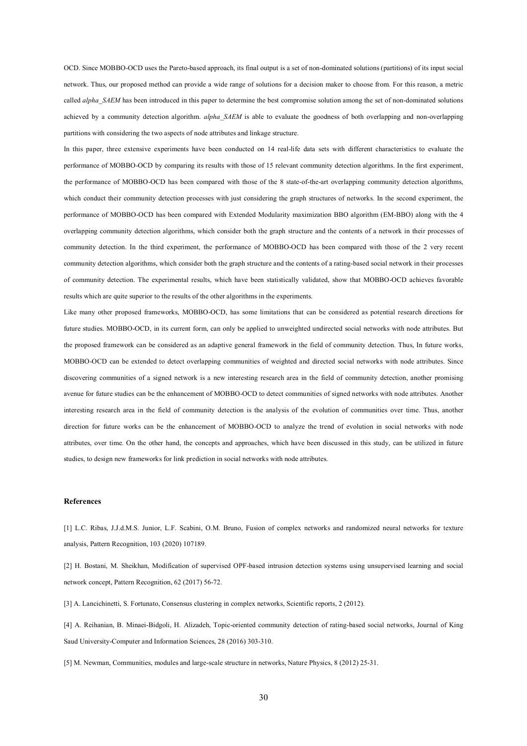OCD. Since MOBBO-OCD uses the Pareto-based approach, its final output is a set of non-dominated solutions (partitions) of its input social network. Thus, our proposed method can provide a wide range of solutions for a decision maker to choose from. For this reason, a metric called *alpha_SAEM* has been introduced in this paper to determine the best compromise solution among the set of non-dominated solutions achieved by a community detection algorithm. *alpha_SAEM* is able to evaluate the goodness of both overlapping and non-overlapping partitions with considering the two aspects of node attributes and linkage structure.

In this paper, three extensive experiments have been conducted on 14 real-life data sets with different characteristics to evaluate the performance of MOBBO-OCD by comparing its results with those of 15 relevant community detection algorithms. In the first experiment, the performance of MOBBO-OCD has been compared with those of the 8 state-of-the-art overlapping community detection algorithms, which conduct their community detection processes with just considering the graph structures of networks. In the second experiment, the performance of MOBBO-OCD has been compared with Extended Modularity maximization BBO algorithm (EM-BBO) along with the 4 overlapping community detection algorithms, which consider both the graph structure and the contents of a network in their processes of community detection. In the third experiment, the performance of MOBBO-OCD has been compared with those of the 2 very recent community detection algorithms, which consider both the graph structure and the contents of a rating-based social network in their processes of community detection. The experimental results, which have been statistically validated, show that MOBBO-OCD achieves favorable results which are quite superior to the results of the other algorithms in the experiments.

Like many other proposed frameworks, MOBBO-OCD, has some limitations that can be considered as potential research directions for future studies. MOBBO-OCD, in its current form, can only be applied to unweighted undirected social networks with node attributes. But the proposed framework can be considered as an adaptive general framework in the field of community detection. Thus, In future works, MOBBO-OCD can be extended to detect overlapping communities of weighted and directed social networks with node attributes. Since discovering communities of a signed network is a new interesting research area in the field of community detection, another promising avenue for future studies can be the enhancement of MOBBO-OCD to detect communities of signed networks with node attributes. Another interesting research area in the field of community detection is the analysis of the evolution of communities over time. Thus, another direction for future works can be the enhancement of MOBBO-OCD to analyze the trend of evolution in social networks with node attributes, over time. On the other hand, the concepts and approaches, which have been discussed in this study, can be utilized in future studies, to design new frameworks for link prediction in social networks with node attributes.

## References

[1] L.C. Ribas, J.J.d.M.S. Junior, L.F. Scabini, O.M. Bruno, Fusion of complex networks and randomized neural networks for texture analysis, Pattern Recognition, 103 (2020) 107189.

[2] H. Bostani, M. Sheikhan, Modification of supervised OPF-based intrusion detection systems using unsupervised learning and social network concept, Pattern Recognition, 62 (2017) 56-72.

[3] A. Lancichinetti, S. Fortunato, Consensus clustering in complex networks, Scientific reports, 2 (2012).

[4] A. Reihanian, B. Minaei-Bidgoli, H. Alizadeh, Topic-oriented community detection of rating-based social networks, Journal of King Saud University-Computer and Information Sciences, 28 (2016) 303-310.

[5] M. Newman, Communities, modules and large-scale structure in networks, Nature Physics, 8 (2012) 25-31.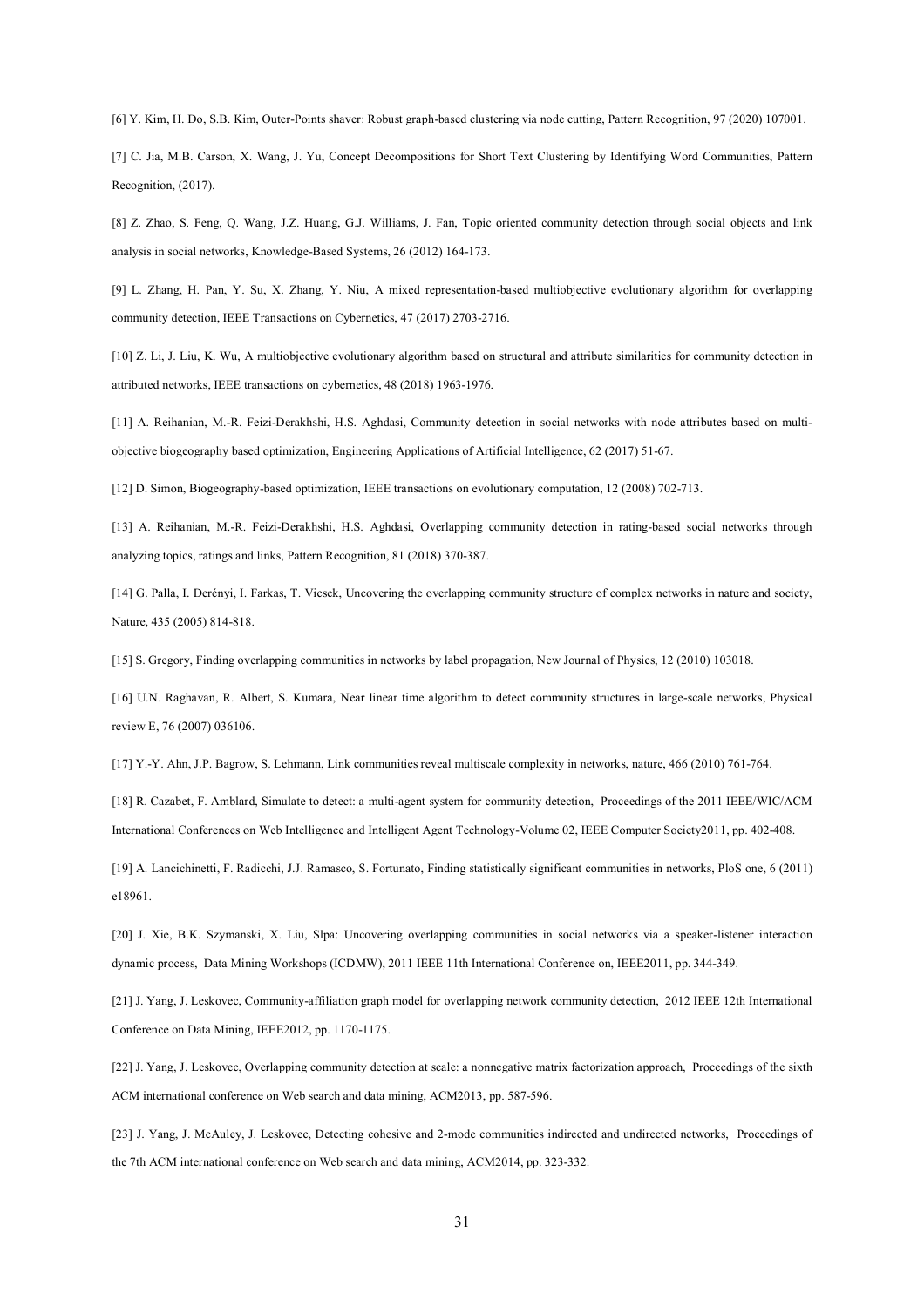[6] Y. Kim, H. Do, S.B. Kim, Outer-Points shaver: Robust graph-based clustering via node cutting, Pattern Recognition, 97 (2020) 107001.

[7] C. Jia, M.B. Carson, X. Wang, J. Yu, Concept Decompositions for Short Text Clustering by Identifying Word Communities, Pattern Recognition, (2017).

[8] Z. Zhao, S. Feng, Q. Wang, J.Z. Huang, G.J. Williams, J. Fan, Topic oriented community detection through social objects and link analysis in social networks, Knowledge-Based Systems, 26 (2012) 164-173.

[9] L. Zhang, H. Pan, Y. Su, X. Zhang, Y. Niu, A mixed representation-based multiobjective evolutionary algorithm for overlapping community detection, IEEE Transactions on Cybernetics, 47 (2017) 2703-2716.

[10] Z. Li, J. Liu, K. Wu, A multiobjective evolutionary algorithm based on structural and attribute similarities for community detection in attributed networks, IEEE transactions on cybernetics, 48 (2018) 1963-1976.

[11] A. Reihanian, M.-R. Feizi-Derakhshi, H.S. Aghdasi, Community detection in social networks with node attributes based on multi-objective biogeography based optimization, Engineering Applications of Artificial Intelligence, 62 (2017) 51-67.

[12] D. Simon, Biogeography-based optimization, IEEE transactions on evolutionary computation, 12 (2008) 702-713.

[13] A. Reihanian, M.-R. Feizi-Derakhshi, H.S. Aghdasi, Overlapping community detection in rating-based social networks through analyzing topics, ratings and links, Pattern Recognition, 81 (2018) 370-387.

[14] G. Palla, I. Derényi, I. Farkas, T. Vicsek, Uncovering the overlapping community structure of complex networks in nature and society, Nature, 435 (2005) 814-818.

[15] S. Gregory, Finding overlapping communities in networks by label propagation, New Journal of Physics, 12 (2010) 103018.

[16] U.N. Raghavan, R. Albert, S. Kumara, Near linear time algorithm to detect community structures in large-scale networks, Physical review E, 76 (2007) 036106.

[17] Y.-Y. Ahn, J.P. Bagrow, S. Lehmann, Link communities reveal multiscale complexity in networks, nature, 466 (2010) 761-764.

[18] R. Cazabet, F. Amblard, Simulate to detect: a multi-agent system for community detection, Proceedings of the 2011 IEEE/WIC/ACM International Conferences on Web Intelligence and Intelligent Agent Technology-Volume 02, IEEE Computer Society2011, pp. 402-408.

[19] A. Lancichinetti, F. Radicchi, J.J. Ramasco, S. Fortunato, Finding statistically significant communities in networks, PloS one, 6 (2011) e18961.

[20] J. Xie, B.K. Szymanski, X. Liu, Slpa: Uncovering overlapping communities in social networks via a speaker-listener interaction dynamic process, Data Mining Workshops (ICDMW), 2011 IEEE 11th International Conference on, IEEE2011, pp. 344-349.

[21] J. Yang, J. Leskovec, Community-affiliation graph model for overlapping network community detection, 2012 IEEE 12th International Conference on Data Mining, IEEE2012, pp. 1170-1175.

[22] J. Yang, J. Leskovec, Overlapping community detection at scale: a nonnegative matrix factorization approach, Proceedings of the sixth ACM international conference on Web search and data mining, ACM2013, pp. 587-596.

[23] J. Yang, J. McAuley, J. Leskovec, Detecting cohesive and 2-mode communities indirected and undirected networks, Proceedings of the 7th ACM international conference on Web search and data mining, ACM2014, pp. 323-332.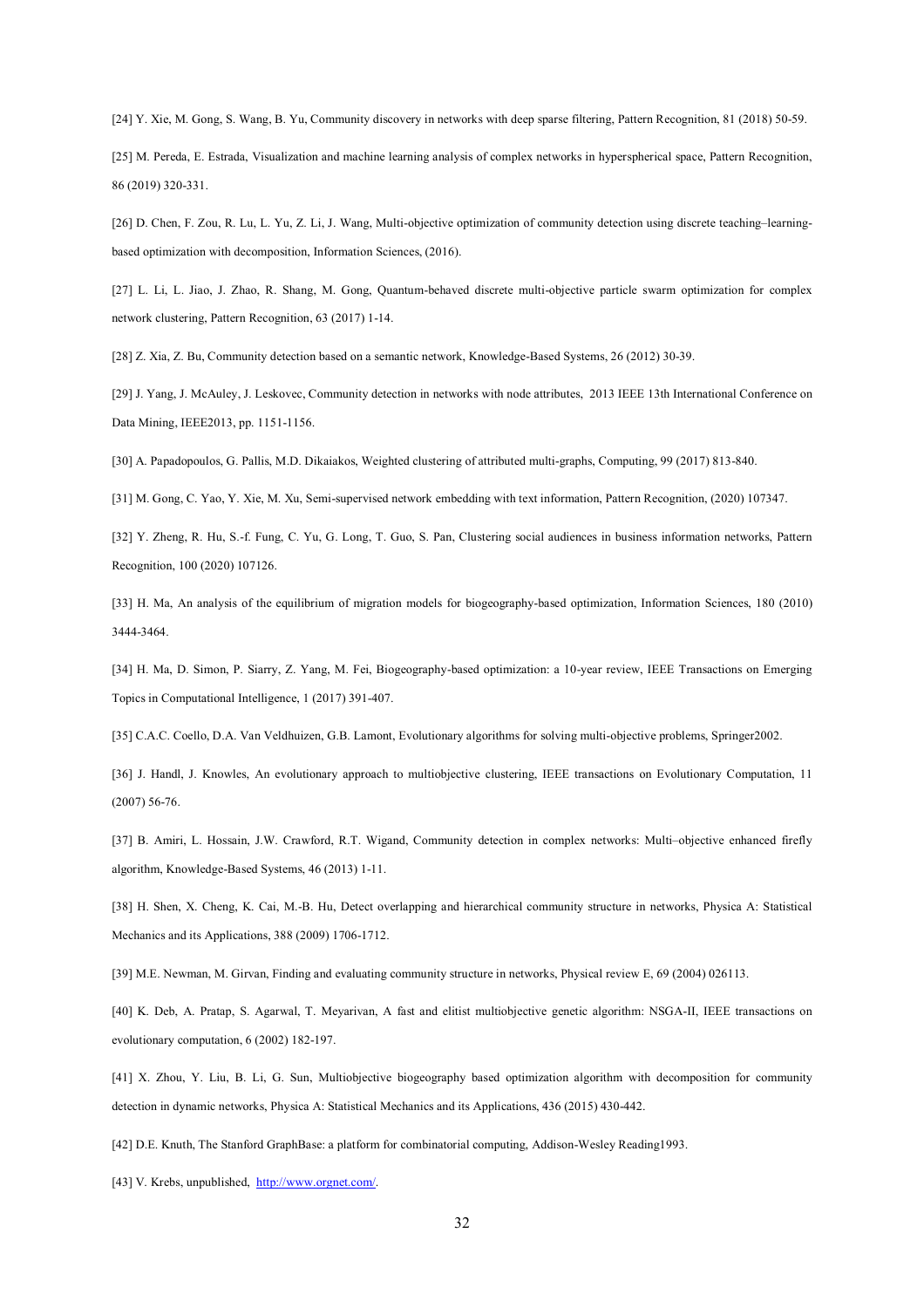[24] Y. Xie, M. Gong, S. Wang, B. Yu, Community discovery in networks with deep sparse filtering, Pattern Recognition, 81 (2018) 50-59.

[25] M. Pereda, E. Estrada, Visualization and machine learning analysis of complex networks in hyperspherical space, Pattern Recognition, 86 (2019) 320-331.

[26] D. Chen, F. Zou, R. Lu, L. Yu, Z. Li, J. Wang, Multi-objective optimization of community detection using discrete teaching–learning-based optimization with decomposition, Information Sciences, (2016).

[27] L. Li, L. Jiao, J. Zhao, R. Shang, M. Gong, Quantum-behaved discrete multi-objective particle swarm optimization for complex network clustering, Pattern Recognition, 63 (2017) 1-14.

[28] Z. Xia, Z. Bu, Community detection based on a semantic network, Knowledge-Based Systems, 26 (2012) 30-39.

[29] J. Yang, J. McAuley, J. Leskovec, Community detection in networks with node attributes, 2013 IEEE 13th International Conference on Data Mining, IEEE2013, pp. 1151-1156.

[30] A. Papadopoulos, G. Pallis, M.D. Dikaiakos, Weighted clustering of attributed multi-graphs, Computing, 99 (2017) 813-840.

[31] M. Gong, C. Yao, Y. Xie, M. Xu, Semi-supervised network embedding with text information, Pattern Recognition, (2020) 107347.

[32] Y. Zheng, R. Hu, S.-f. Fung, C. Yu, G. Long, T. Guo, S. Pan, Clustering social audiences in business information networks, Pattern Recognition, 100 (2020) 107126.

[33] H. Ma, An analysis of the equilibrium of migration models for biogeography-based optimization, Information Sciences, 180 (2010) 3444-3464.

[34] H. Ma, D. Simon, P. Siarry, Z. Yang, M. Fei, Biogeography-based optimization: a 10-year review, IEEE Transactions on Emerging Topics in Computational Intelligence, 1 (2017) 391-407.

[35] C.A.C. Coello, D.A. Van Veldhuizen, G.B. Lamont, Evolutionary algorithms for solving multi-objective problems, Springer2002.

[36] J. Handl, J. Knowles, An evolutionary approach to multiobjective clustering, IEEE transactions on Evolutionary Computation, 11 (2007) 56-76.

[37] B. Amiri, L. Hossain, J.W. Crawford, R.T. Wigand, Community detection in complex networks: Multi–objective enhanced firefly algorithm, Knowledge-Based Systems, 46 (2013) 1-11.

[38] H. Shen, X. Cheng, K. Cai, M.-B. Hu, Detect overlapping and hierarchical community structure in networks, Physica A: Statistical Mechanics and its Applications, 388 (2009) 1706-1712.

[39] M.E. Newman, M. Girvan, Finding and evaluating community structure in networks, Physical review E, 69 (2004) 026113.

[40] K. Deb, A. Pratap, S. Agarwal, T. Meyarivan, A fast and elitist multiobjective genetic algorithm: NSGA-II, IEEE transactions on evolutionary computation, 6 (2002) 182-197.

[41] X. Zhou, Y. Liu, B. Li, G. Sun, Multiobjective biogeography based optimization algorithm with decomposition for community detection in dynamic networks, Physica A: Statistical Mechanics and its Applications, 436 (2015) 430-442.

[42] D.E. Knuth, The Stanford GraphBase: a platform for combinatorial computing, Addison-Wesley Reading1993.

[43] V. Krebs, unpublished, http://www.orgnet.com/.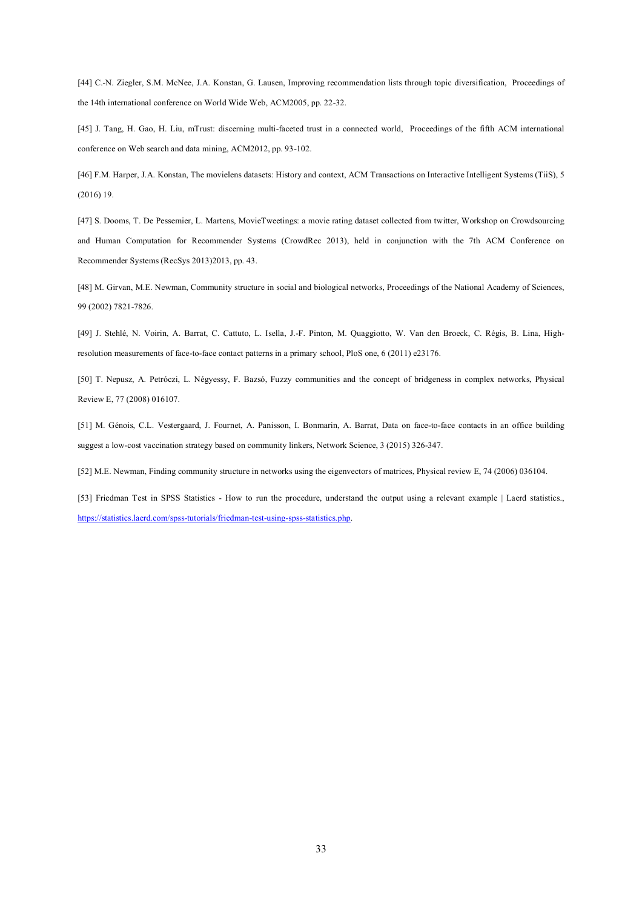[44] C.-N. Ziegler, S.M. McNee, J.A. Konstan, G. Lausen, Improving recommendation lists through topic diversification, Proceedings of the 14th international conference on World Wide Web, ACM2005, pp. 22-32.

[45] J. Tang, H. Gao, H. Liu, mTrust: discerning multi-faceted trust in a connected world, Proceedings of the fifth ACM international conference on Web search and data mining, ACM2012, pp. 93-102.

[46] F.M. Harper, J.A. Konstan, The movielens datasets: History and context, ACM Transactions on Interactive Intelligent Systems (TiiS), 5 (2016) 19.

[47] S. Dooms, T. De Pessemier, L. Martens, MovieTweetings: a movie rating dataset collected from twitter, Workshop on Crowdsourcing and Human Computation for Recommender Systems (CrowdRec 2013), held in conjunction with the 7th ACM Conference on Recommender Systems (RecSys 2013)2013, pp. 43.

[48] M. Girvan, M.E. Newman, Community structure in social and biological networks, Proceedings of the National Academy of Sciences, 99 (2002) 7821-7826.

[49] J. Stehlé, N. Voirin, A. Barrat, C. Cattuto, L. Isella, J.-F. Pinton, M. Quaggiotto, W. Van den Broeck, C. Régis, B. Lina, High-resolution measurements of face-to-face contact patterns in a primary school, PloS one, 6 (2011) e23176.

[50] T. Nepusz, A. Petróczi, L. Négyessy, F. Bazsó, Fuzzy communities and the concept of bridgeness in complex networks, Physical Review E, 77 (2008) 016107.

[51] M. Génois, C.L. Vestergaard, J. Fournet, A. Panisson, I. Bonmarin, A. Barrat, Data on face-to-face contacts in an office building suggest a low-cost vaccination strategy based on community linkers, Network Science, 3 (2015) 326-347.

[52] M.E. Newman, Finding community structure in networks using the eigenvectors of matrices, Physical review E, 74 (2006) 036104.

[53] Friedman Test in SPSS Statistics - How to run the procedure, understand the output using a relevant example | Laerd statistics., https://statistics.laerd.com/spss-tutorials/friedman-test-using-spss-statistics.php.